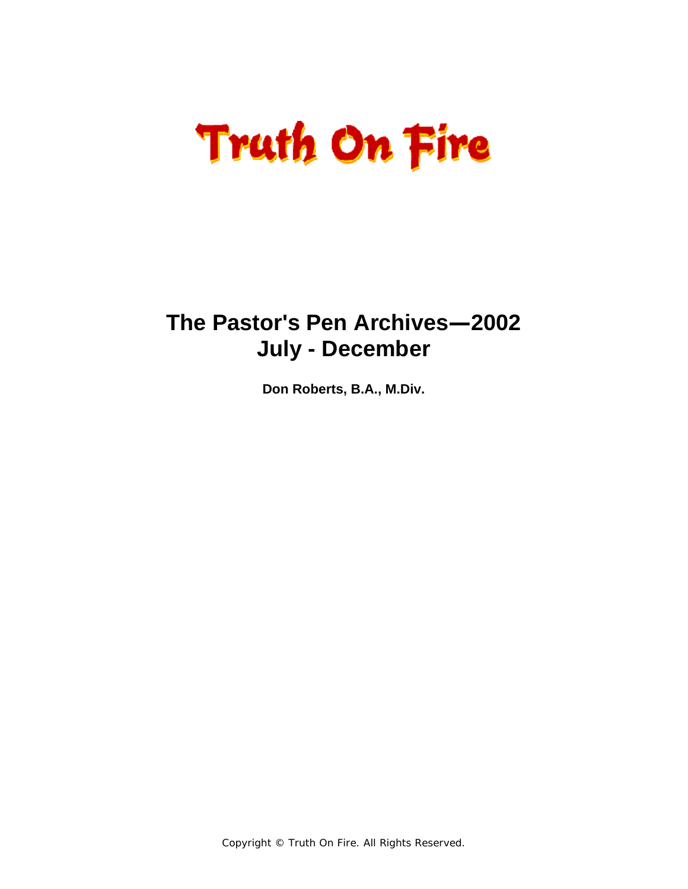# Truth On Fire

## The Pastor's Pen Archives—2002
## July - December

**Don Roberts, B.A., M.Div.**

Copyright © Truth On Fire. All Rights Reserved.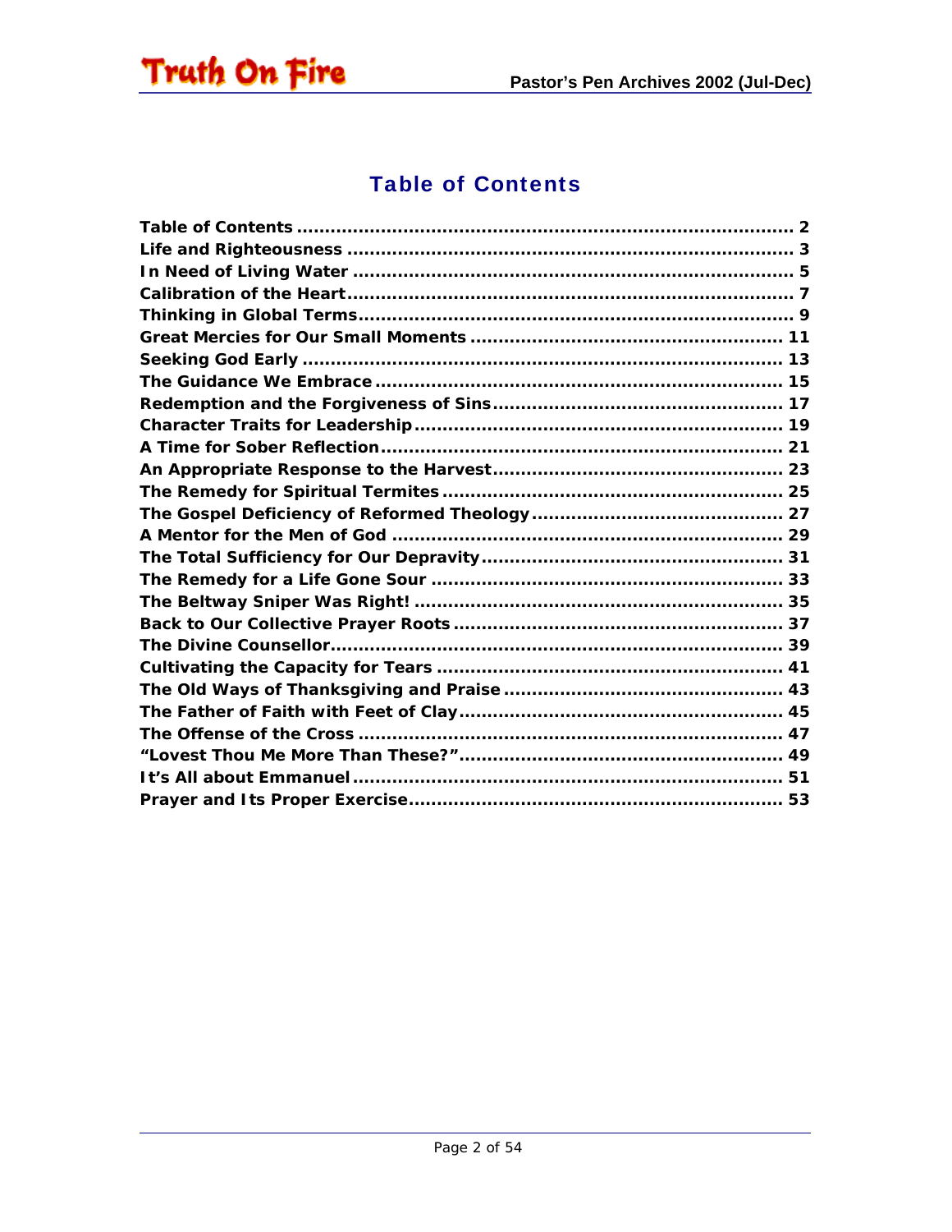## Table of Contents

Table of Contents ........................................................................................ 2
Life and Righteousness ................................................................................ 3
In Need of Living Water ............................................................................... 5
Calibration of the Heart................................................................................. 7
Thinking in Global Terms.............................................................................. 9
Great Mercies for Our Small Moments ....................................................... 11
Seeking God Early ..................................................................................... 13
The Guidance We Embrace ........................................................................ 15
Redemption and the Forgiveness of Sins................................................... 17
Character Traits for Leadership.................................................................. 19
A Time for Sober Reflection........................................................................ 21
An Appropriate Response to the Harvest.................................................... 23
The Remedy for Spiritual Termites ............................................................. 25
The Gospel Deficiency of Reformed Theology............................................. 27
A Mentor for the Men of God ...................................................................... 29
The Total Sufficiency for Our Depravity...................................................... 31
The Remedy for a Life Gone Sour ............................................................... 33
The Beltway Sniper Was Right! .................................................................. 35
Back to Our Collective Prayer Roots ........................................................... 37
The Divine Counsellor................................................................................. 39
Cultivating the Capacity for Tears .............................................................. 41
The Old Ways of Thanksgiving and Praise .................................................. 43
The Father of Faith with Feet of Clay.......................................................... 45
The Offense of the Cross ............................................................................ 47
"Lovest Thou Me More Than These?".......................................................... 49
It's All about Emmanuel ............................................................................. 51
Prayer and Its Proper Exercise................................................................... 53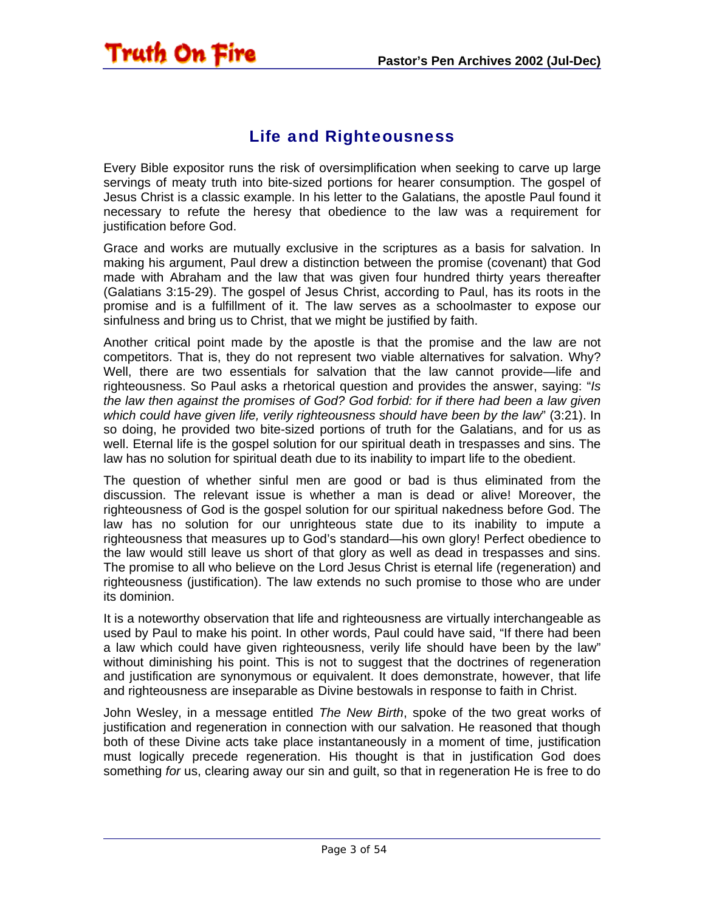## Life and Righteousness

Every Bible expositor runs the risk of oversimplification when seeking to carve up large servings of meaty truth into bite-sized portions for hearer consumption. The gospel of Jesus Christ is a classic example. In his letter to the Galatians, the apostle Paul found it necessary to refute the heresy that obedience to the law was a requirement for justification before God.

Grace and works are mutually exclusive in the scriptures as a basis for salvation. In making his argument, Paul drew a distinction between the promise (covenant) that God made with Abraham and the law that was given four hundred thirty years thereafter (Galatians 3:15-29). The gospel of Jesus Christ, according to Paul, has its roots in the promise and is a fulfillment of it. The law serves as a schoolmaster to expose our sinfulness and bring us to Christ, that we might be justified by faith.

Another critical point made by the apostle is that the promise and the law are not competitors. That is, they do not represent two viable alternatives for salvation. Why? Well, there are two essentials for salvation that the law cannot provide—life and righteousness. So Paul asks a rhetorical question and provides the answer, saying: "*Is the law then against the promises of God? God forbid: for if there had been a law given which could have given life, verily righteousness should have been by the law*" (3:21). In so doing, he provided two bite-sized portions of truth for the Galatians, and for us as well. Eternal life is the gospel solution for our spiritual death in trespasses and sins. The law has no solution for spiritual death due to its inability to impart life to the obedient.

The question of whether sinful men are good or bad is thus eliminated from the discussion. The relevant issue is whether a man is dead or alive! Moreover, the righteousness of God is the gospel solution for our spiritual nakedness before God. The law has no solution for our unrighteous state due to its inability to impute a righteousness that measures up to God's standard—his own glory! Perfect obedience to the law would still leave us short of that glory as well as dead in trespasses and sins. The promise to all who believe on the Lord Jesus Christ is eternal life (regeneration) and righteousness (justification). The law extends no such promise to those who are under its dominion.

It is a noteworthy observation that life and righteousness are virtually interchangeable as used by Paul to make his point. In other words, Paul could have said, "If there had been a law which could have given righteousness, verily life should have been by the law" without diminishing his point. This is not to suggest that the doctrines of regeneration and justification are synonymous or equivalent. It does demonstrate, however, that life and righteousness are inseparable as Divine bestowals in response to faith in Christ.

John Wesley, in a message entitled *The New Birth*, spoke of the two great works of justification and regeneration in connection with our salvation. He reasoned that though both of these Divine acts take place instantaneously in a moment of time, justification must logically precede regeneration. His thought is that in justification God does something *for* us, clearing away our sin and guilt, so that in regeneration He is free to do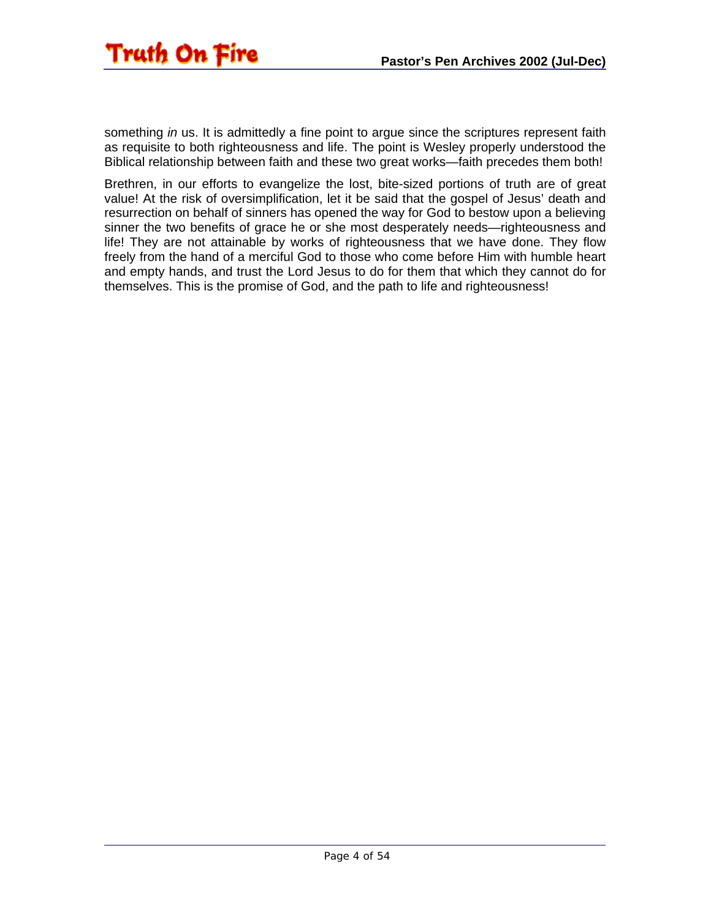something *in* us. It is admittedly a fine point to argue since the scriptures represent faith as requisite to both righteousness and life. The point is Wesley properly understood the Biblical relationship between faith and these two great works—faith precedes them both!

Brethren, in our efforts to evangelize the lost, bite-sized portions of truth are of great value! At the risk of oversimplification, let it be said that the gospel of Jesus' death and resurrection on behalf of sinners has opened the way for God to bestow upon a believing sinner the two benefits of grace he or she most desperately needs—righteousness and life! They are not attainable by works of righteousness that we have done. They flow freely from the hand of a merciful God to those who come before Him with humble heart and empty hands, and trust the Lord Jesus to do for them that which they cannot do for themselves. This is the promise of God, and the path to life and righteousness!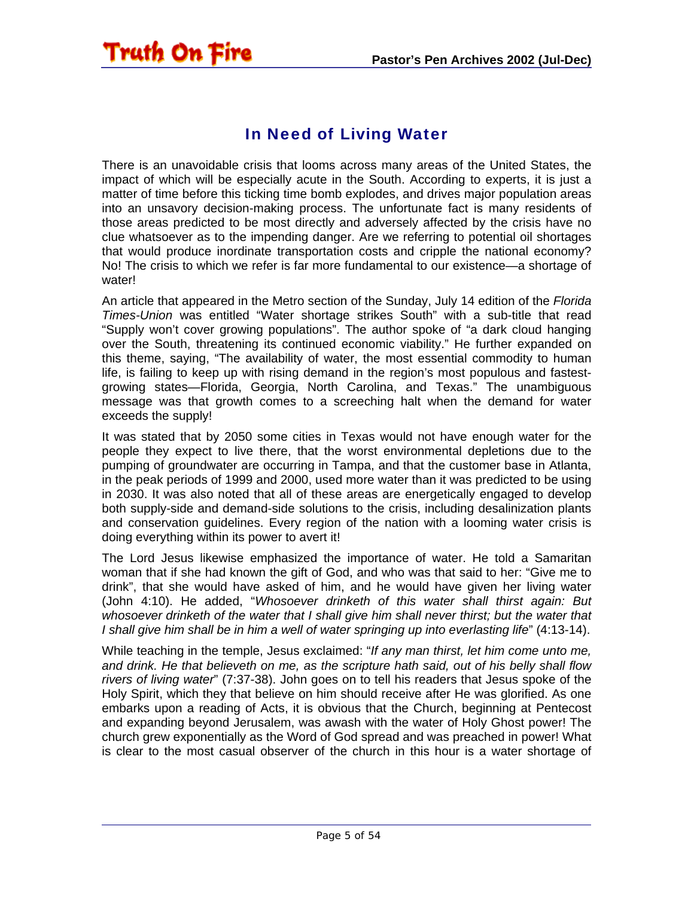## In Need of Living Water

There is an unavoidable crisis that looms across many areas of the United States, the impact of which will be especially acute in the South. According to experts, it is just a matter of time before this ticking time bomb explodes, and drives major population areas into an unsavory decision-making process. The unfortunate fact is many residents of those areas predicted to be most directly and adversely affected by the crisis have no clue whatsoever as to the impending danger. Are we referring to potential oil shortages that would produce inordinate transportation costs and cripple the national economy? No! The crisis to which we refer is far more fundamental to our existence—a shortage of water!

An article that appeared in the Metro section of the Sunday, July 14 edition of the *Florida Times-Union* was entitled "Water shortage strikes South" with a sub-title that read "Supply won't cover growing populations". The author spoke of "a dark cloud hanging over the South, threatening its continued economic viability." He further expanded on this theme, saying, "The availability of water, the most essential commodity to human life, is failing to keep up with rising demand in the region's most populous and fastest-growing states—Florida, Georgia, North Carolina, and Texas." The unambiguous message was that growth comes to a screeching halt when the demand for water exceeds the supply!

It was stated that by 2050 some cities in Texas would not have enough water for the people they expect to live there, that the worst environmental depletions due to the pumping of groundwater are occurring in Tampa, and that the customer base in Atlanta, in the peak periods of 1999 and 2000, used more water than it was predicted to be using in 2030. It was also noted that all of these areas are energetically engaged to develop both supply-side and demand-side solutions to the crisis, including desalinization plants and conservation guidelines. Every region of the nation with a looming water crisis is doing everything within its power to avert it!

The Lord Jesus likewise emphasized the importance of water. He told a Samaritan woman that if she had known the gift of God, and who was that said to her: "Give me to drink", that she would have asked of him, and he would have given her living water (John 4:10). He added, "*Whosoever drinketh of this water shall thirst again: But whosoever drinketh of the water that I shall give him shall never thirst; but the water that I shall give him shall be in him a well of water springing up into everlasting life*" (4:13-14).

While teaching in the temple, Jesus exclaimed: "*If any man thirst, let him come unto me, and drink. He that believeth on me, as the scripture hath said, out of his belly shall flow rivers of living water*" (7:37-38). John goes on to tell his readers that Jesus spoke of the Holy Spirit, which they that believe on him should receive after He was glorified. As one embarks upon a reading of Acts, it is obvious that the Church, beginning at Pentecost and expanding beyond Jerusalem, was awash with the water of Holy Ghost power! The church grew exponentially as the Word of God spread and was preached in power! What is clear to the most casual observer of the church in this hour is a water shortage of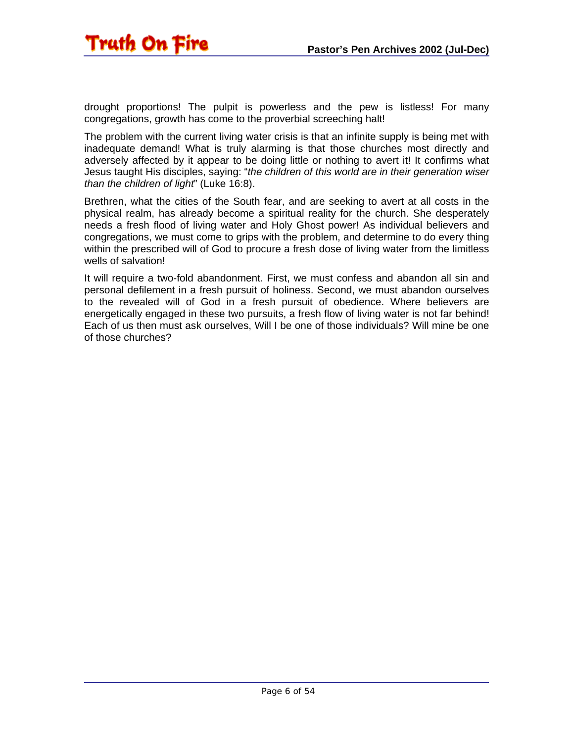drought proportions! The pulpit is powerless and the pew is listless! For many congregations, growth has come to the proverbial screeching halt!

The problem with the current living water crisis is that an infinite supply is being met with inadequate demand! What is truly alarming is that those churches most directly and adversely affected by it appear to be doing little or nothing to avert it! It confirms what Jesus taught His disciples, saying: "*the children of this world are in their generation wiser than the children of light*" (Luke 16:8).

Brethren, what the cities of the South fear, and are seeking to avert at all costs in the physical realm, has already become a spiritual reality for the church. She desperately needs a fresh flood of living water and Holy Ghost power! As individual believers and congregations, we must come to grips with the problem, and determine to do every thing within the prescribed will of God to procure a fresh dose of living water from the limitless wells of salvation!

It will require a two-fold abandonment. First, we must confess and abandon all sin and personal defilement in a fresh pursuit of holiness. Second, we must abandon ourselves to the revealed will of God in a fresh pursuit of obedience. Where believers are energetically engaged in these two pursuits, a fresh flow of living water is not far behind! Each of us then must ask ourselves, Will I be one of those individuals? Will mine be one of those churches?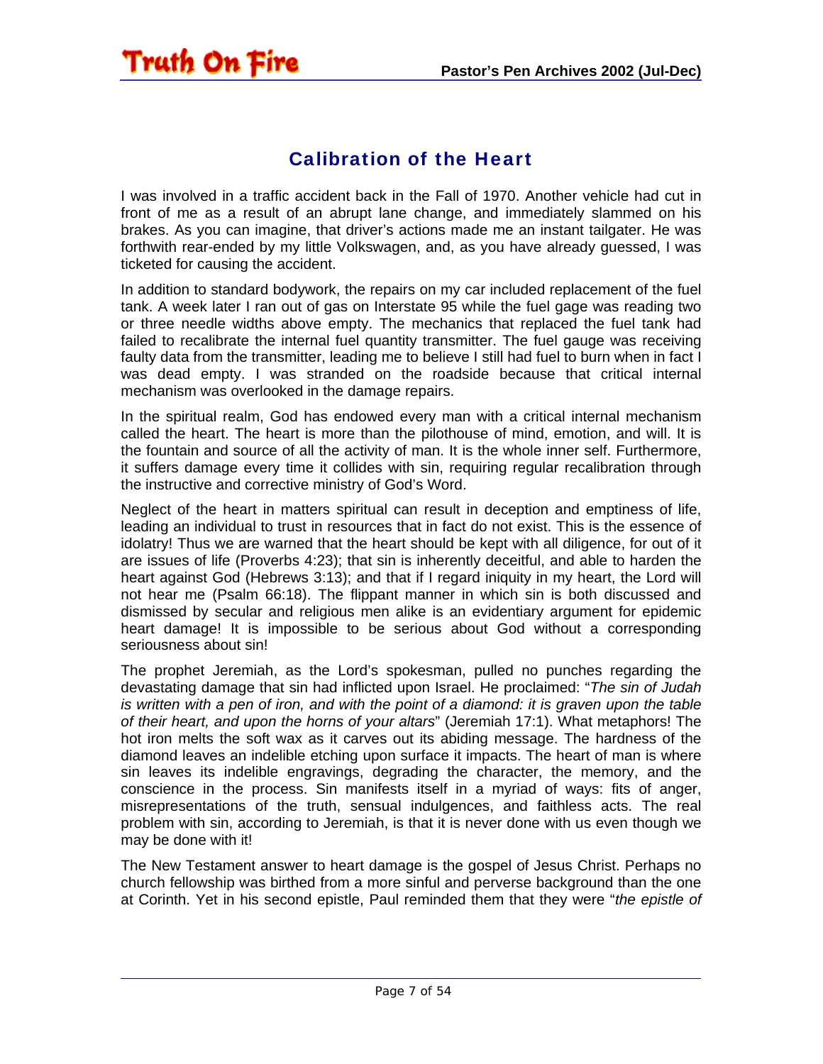## Calibration of the Heart

I was involved in a traffic accident back in the Fall of 1970. Another vehicle had cut in front of me as a result of an abrupt lane change, and immediately slammed on his brakes. As you can imagine, that driver's actions made me an instant tailgater. He was forthwith rear-ended by my little Volkswagen, and, as you have already guessed, I was ticketed for causing the accident.

In addition to standard bodywork, the repairs on my car included replacement of the fuel tank. A week later I ran out of gas on Interstate 95 while the fuel gage was reading two or three needle widths above empty. The mechanics that replaced the fuel tank had failed to recalibrate the internal fuel quantity transmitter. The fuel gauge was receiving faulty data from the transmitter, leading me to believe I still had fuel to burn when in fact I was dead empty. I was stranded on the roadside because that critical internal mechanism was overlooked in the damage repairs.

In the spiritual realm, God has endowed every man with a critical internal mechanism called the heart. The heart is more than the pilothouse of mind, emotion, and will. It is the fountain and source of all the activity of man. It is the whole inner self. Furthermore, it suffers damage every time it collides with sin, requiring regular recalibration through the instructive and corrective ministry of God's Word.

Neglect of the heart in matters spiritual can result in deception and emptiness of life, leading an individual to trust in resources that in fact do not exist. This is the essence of idolatry! Thus we are warned that the heart should be kept with all diligence, for out of it are issues of life (Proverbs 4:23); that sin is inherently deceitful, and able to harden the heart against God (Hebrews 3:13); and that if I regard iniquity in my heart, the Lord will not hear me (Psalm 66:18). The flippant manner in which sin is both discussed and dismissed by secular and religious men alike is an evidentiary argument for epidemic heart damage! It is impossible to be serious about God without a corresponding seriousness about sin!

The prophet Jeremiah, as the Lord's spokesman, pulled no punches regarding the devastating damage that sin had inflicted upon Israel. He proclaimed: "*The sin of Judah is written with a pen of iron, and with the point of a diamond: it is graven upon the table of their heart, and upon the horns of your altars*" (Jeremiah 17:1). What metaphors! The hot iron melts the soft wax as it carves out its abiding message. The hardness of the diamond leaves an indelible etching upon surface it impacts. The heart of man is where sin leaves its indelible engravings, degrading the character, the memory, and the conscience in the process. Sin manifests itself in a myriad of ways: fits of anger, misrepresentations of the truth, sensual indulgences, and faithless acts. The real problem with sin, according to Jeremiah, is that it is never done with us even though we may be done with it!

The New Testament answer to heart damage is the gospel of Jesus Christ. Perhaps no church fellowship was birthed from a more sinful and perverse background than the one at Corinth. Yet in his second epistle, Paul reminded them that they were "*the epistle of*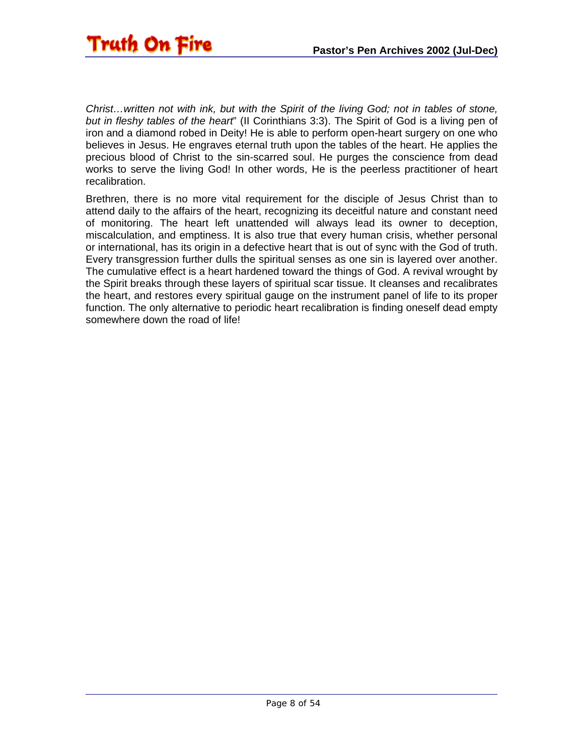*Christ…written not with ink, but with the Spirit of the living God; not in tables of stone, but in fleshy tables of the heart*" (II Corinthians 3:3). The Spirit of God is a living pen of iron and a diamond robed in Deity! He is able to perform open-heart surgery on one who believes in Jesus. He engraves eternal truth upon the tables of the heart. He applies the precious blood of Christ to the sin-scarred soul. He purges the conscience from dead works to serve the living God! In other words, He is the peerless practitioner of heart recalibration.

Brethren, there is no more vital requirement for the disciple of Jesus Christ than to attend daily to the affairs of the heart, recognizing its deceitful nature and constant need of monitoring. The heart left unattended will always lead its owner to deception, miscalculation, and emptiness. It is also true that every human crisis, whether personal or international, has its origin in a defective heart that is out of sync with the God of truth. Every transgression further dulls the spiritual senses as one sin is layered over another. The cumulative effect is a heart hardened toward the things of God. A revival wrought by the Spirit breaks through these layers of spiritual scar tissue. It cleanses and recalibrates the heart, and restores every spiritual gauge on the instrument panel of life to its proper function. The only alternative to periodic heart recalibration is finding oneself dead empty somewhere down the road of life!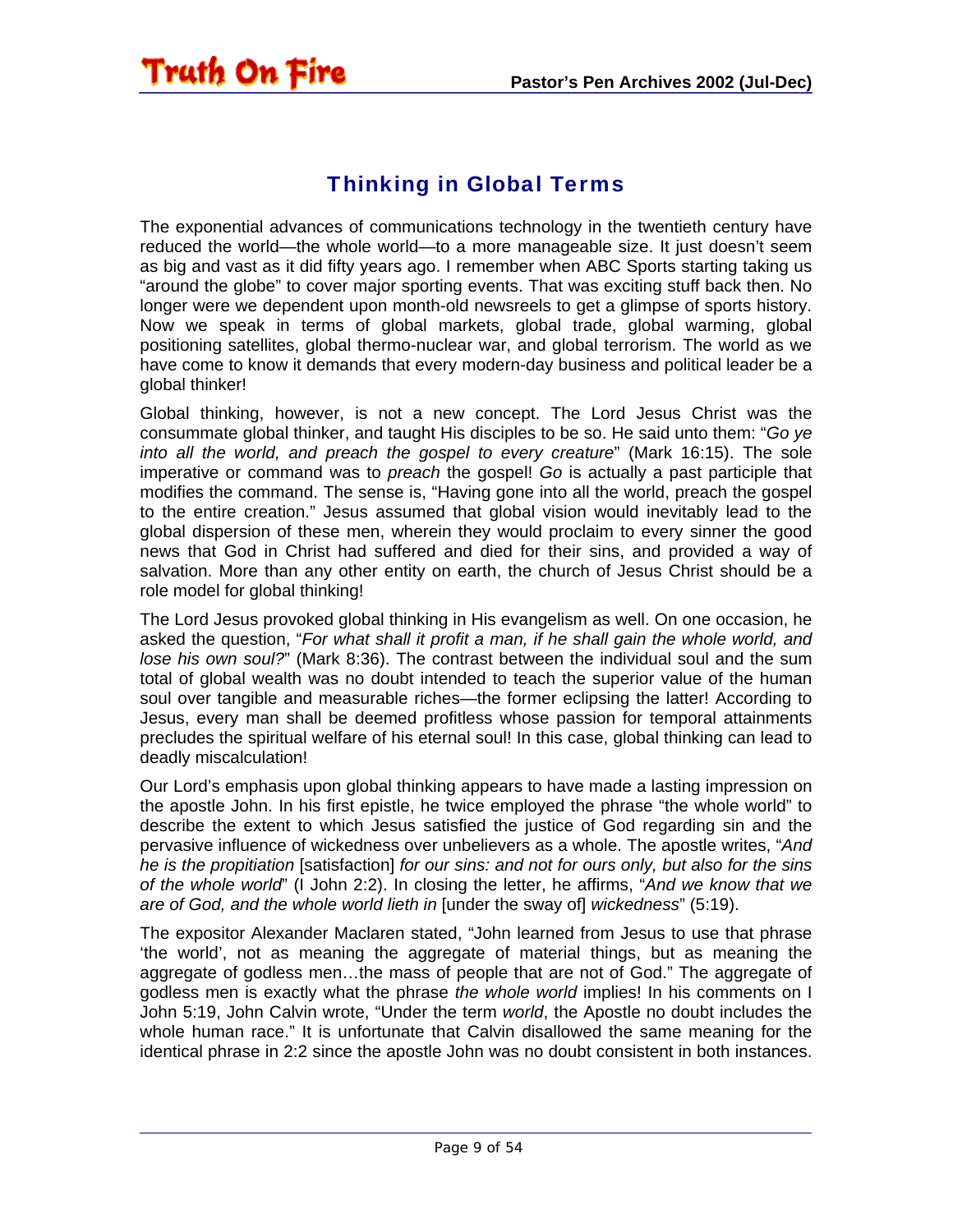## Thinking in Global Terms

The exponential advances of communications technology in the twentieth century have reduced the world—the whole world—to a more manageable size. It just doesn't seem as big and vast as it did fifty years ago. I remember when ABC Sports starting taking us "around the globe" to cover major sporting events. That was exciting stuff back then. No longer were we dependent upon month-old newsreels to get a glimpse of sports history. Now we speak in terms of global markets, global trade, global warming, global positioning satellites, global thermo-nuclear war, and global terrorism. The world as we have come to know it demands that every modern-day business and political leader be a global thinker!

Global thinking, however, is not a new concept. The Lord Jesus Christ was the consummate global thinker, and taught His disciples to be so. He said unto them: "*Go ye into all the world, and preach the gospel to every creature*" (Mark 16:15). The sole imperative or command was to *preach* the gospel! *Go* is actually a past participle that modifies the command. The sense is, "Having gone into all the world, preach the gospel to the entire creation." Jesus assumed that global vision would inevitably lead to the global dispersion of these men, wherein they would proclaim to every sinner the good news that God in Christ had suffered and died for their sins, and provided a way of salvation. More than any other entity on earth, the church of Jesus Christ should be a role model for global thinking!

The Lord Jesus provoked global thinking in His evangelism as well. On one occasion, he asked the question, "*For what shall it profit a man, if he shall gain the whole world, and lose his own soul?*" (Mark 8:36). The contrast between the individual soul and the sum total of global wealth was no doubt intended to teach the superior value of the human soul over tangible and measurable riches—the former eclipsing the latter! According to Jesus, every man shall be deemed profitless whose passion for temporal attainments precludes the spiritual welfare of his eternal soul! In this case, global thinking can lead to deadly miscalculation!

Our Lord's emphasis upon global thinking appears to have made a lasting impression on the apostle John. In his first epistle, he twice employed the phrase "the whole world" to describe the extent to which Jesus satisfied the justice of God regarding sin and the pervasive influence of wickedness over unbelievers as a whole. The apostle writes, "*And he is the propitiation* [satisfaction] *for our sins: and not for ours only, but also for the sins of the whole world*" (I John 2:2). In closing the letter, he affirms, "*And we know that we are of God, and the whole world lieth in* [under the sway of] *wickedness*" (5:19).

The expositor Alexander Maclaren stated, "John learned from Jesus to use that phrase 'the world', not as meaning the aggregate of material things, but as meaning the aggregate of godless men…the mass of people that are not of God." The aggregate of godless men is exactly what the phrase *the whole world* implies! In his comments on I John 5:19, John Calvin wrote, "Under the term *world*, the Apostle no doubt includes the whole human race." It is unfortunate that Calvin disallowed the same meaning for the identical phrase in 2:2 since the apostle John was no doubt consistent in both instances.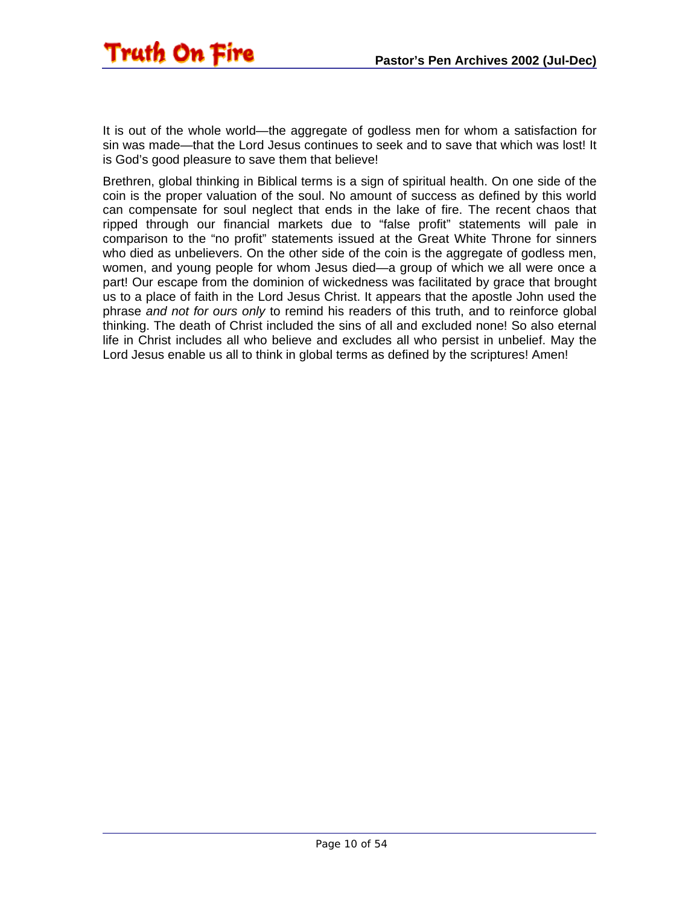It is out of the whole world—the aggregate of godless men for whom a satisfaction for sin was made—that the Lord Jesus continues to seek and to save that which was lost! It is God's good pleasure to save them that believe!

Brethren, global thinking in Biblical terms is a sign of spiritual health. On one side of the coin is the proper valuation of the soul. No amount of success as defined by this world can compensate for soul neglect that ends in the lake of fire. The recent chaos that ripped through our financial markets due to "false profit" statements will pale in comparison to the "no profit" statements issued at the Great White Throne for sinners who died as unbelievers. On the other side of the coin is the aggregate of godless men, women, and young people for whom Jesus died—a group of which we all were once a part! Our escape from the dominion of wickedness was facilitated by grace that brought us to a place of faith in the Lord Jesus Christ. It appears that the apostle John used the phrase *and not for ours only* to remind his readers of this truth, and to reinforce global thinking. The death of Christ included the sins of all and excluded none! So also eternal life in Christ includes all who believe and excludes all who persist in unbelief. May the Lord Jesus enable us all to think in global terms as defined by the scriptures! Amen!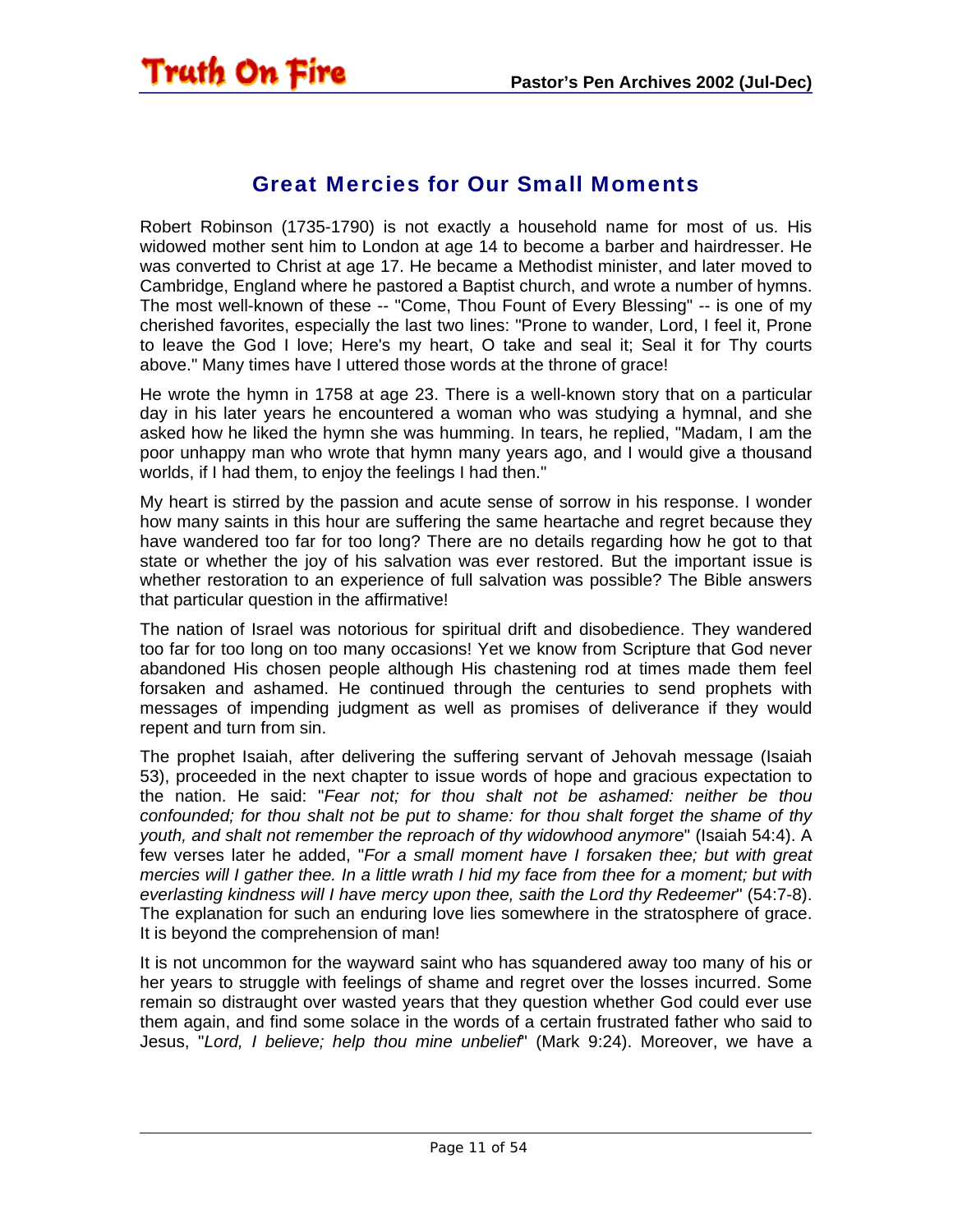## Great Mercies for Our Small Moments

Robert Robinson (1735-1790) is not exactly a household name for most of us. His widowed mother sent him to London at age 14 to become a barber and hairdresser. He was converted to Christ at age 17. He became a Methodist minister, and later moved to Cambridge, England where he pastored a Baptist church, and wrote a number of hymns. The most well-known of these -- "Come, Thou Fount of Every Blessing" -- is one of my cherished favorites, especially the last two lines: "Prone to wander, Lord, I feel it, Prone to leave the God I love; Here's my heart, O take and seal it; Seal it for Thy courts above." Many times have I uttered those words at the throne of grace!

He wrote the hymn in 1758 at age 23. There is a well-known story that on a particular day in his later years he encountered a woman who was studying a hymnal, and she asked how he liked the hymn she was humming. In tears, he replied, "Madam, I am the poor unhappy man who wrote that hymn many years ago, and I would give a thousand worlds, if I had them, to enjoy the feelings I had then."

My heart is stirred by the passion and acute sense of sorrow in his response. I wonder how many saints in this hour are suffering the same heartache and regret because they have wandered too far for too long? There are no details regarding how he got to that state or whether the joy of his salvation was ever restored. But the important issue is whether restoration to an experience of full salvation was possible? The Bible answers that particular question in the affirmative!

The nation of Israel was notorious for spiritual drift and disobedience. They wandered too far for too long on too many occasions! Yet we know from Scripture that God never abandoned His chosen people although His chastening rod at times made them feel forsaken and ashamed. He continued through the centuries to send prophets with messages of impending judgment as well as promises of deliverance if they would repent and turn from sin.

The prophet Isaiah, after delivering the suffering servant of Jehovah message (Isaiah 53), proceeded in the next chapter to issue words of hope and gracious expectation to the nation. He said: "*Fear not; for thou shalt not be ashamed: neither be thou confounded; for thou shalt not be put to shame: for thou shalt forget the shame of thy youth, and shalt not remember the reproach of thy widowhood anymore*" (Isaiah 54:4). A few verses later he added, "*For a small moment have I forsaken thee; but with great mercies will I gather thee. In a little wrath I hid my face from thee for a moment; but with everlasting kindness will I have mercy upon thee, saith the Lord thy Redeemer*" (54:7-8). The explanation for such an enduring love lies somewhere in the stratosphere of grace. It is beyond the comprehension of man!

It is not uncommon for the wayward saint who has squandered away too many of his or her years to struggle with feelings of shame and regret over the losses incurred. Some remain so distraught over wasted years that they question whether God could ever use them again, and find some solace in the words of a certain frustrated father who said to Jesus, "*Lord, I believe; help thou mine unbelief*" (Mark 9:24). Moreover, we have a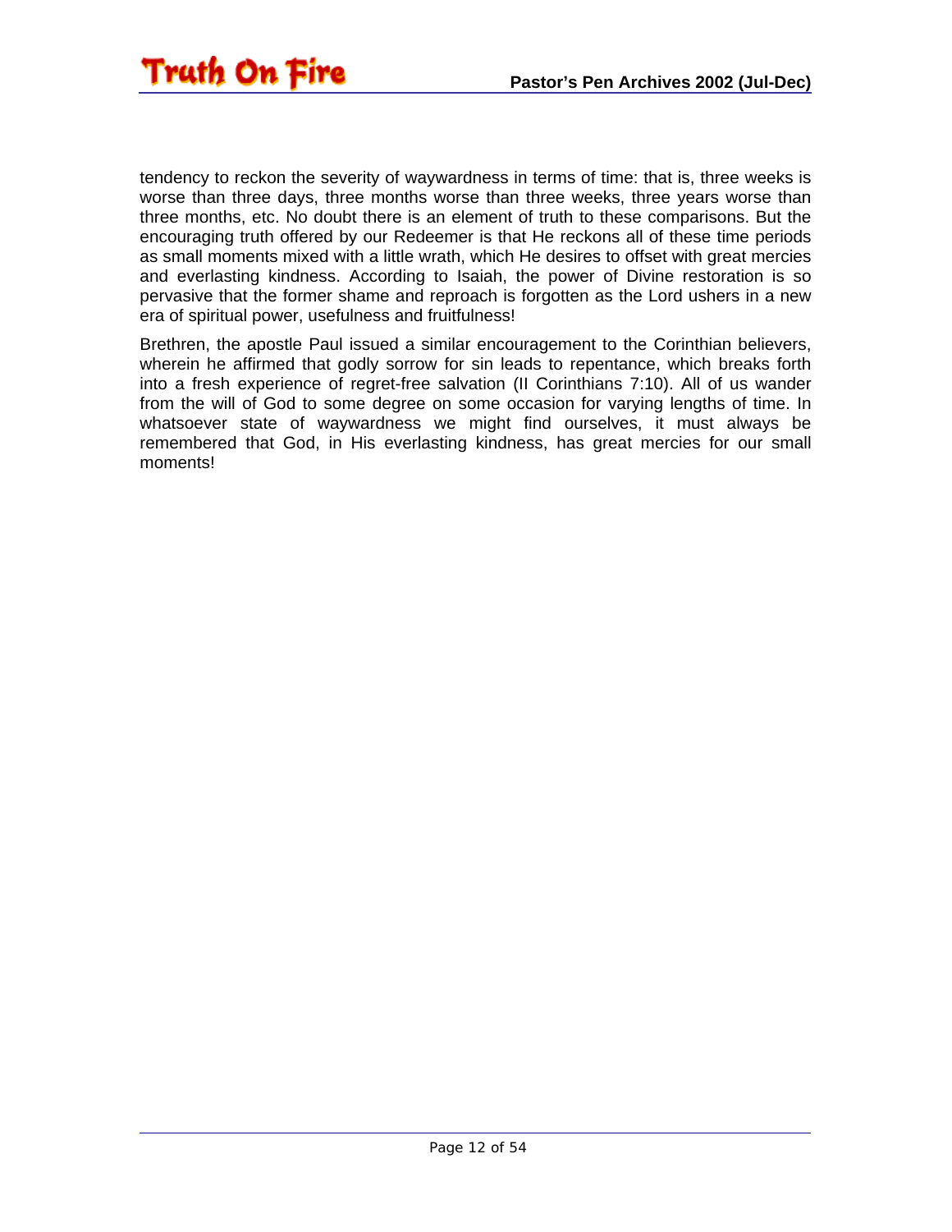tendency to reckon the severity of waywardness in terms of time: that is, three weeks is worse than three days, three months worse than three weeks, three years worse than three months, etc. No doubt there is an element of truth to these comparisons. But the encouraging truth offered by our Redeemer is that He reckons all of these time periods as small moments mixed with a little wrath, which He desires to offset with great mercies and everlasting kindness. According to Isaiah, the power of Divine restoration is so pervasive that the former shame and reproach is forgotten as the Lord ushers in a new era of spiritual power, usefulness and fruitfulness!

Brethren, the apostle Paul issued a similar encouragement to the Corinthian believers, wherein he affirmed that godly sorrow for sin leads to repentance, which breaks forth into a fresh experience of regret-free salvation (II Corinthians 7:10). All of us wander from the will of God to some degree on some occasion for varying lengths of time. In whatsoever state of waywardness we might find ourselves, it must always be remembered that God, in His everlasting kindness, has great mercies for our small moments!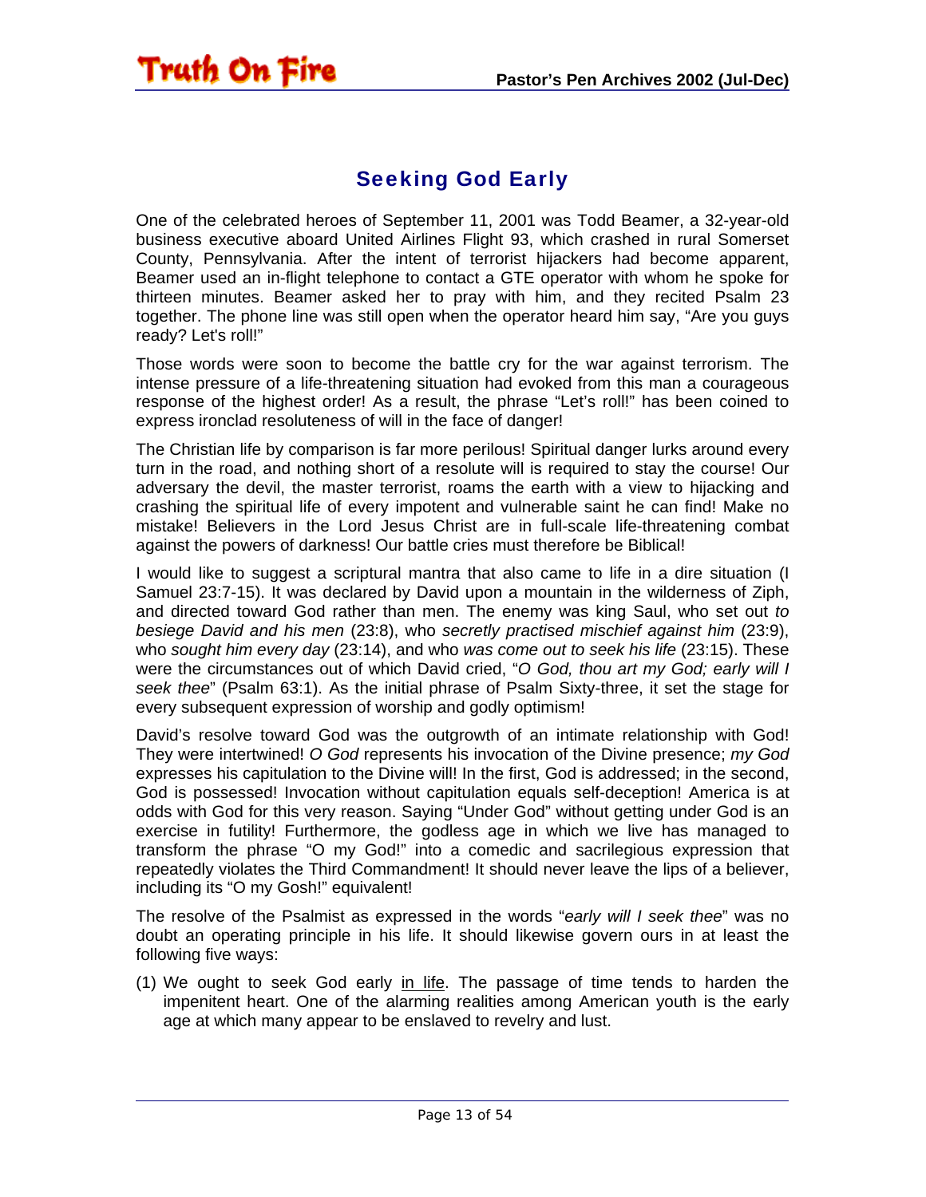## Seeking God Early

One of the celebrated heroes of September 11, 2001 was Todd Beamer, a 32-year-old business executive aboard United Airlines Flight 93, which crashed in rural Somerset County, Pennsylvania. After the intent of terrorist hijackers had become apparent, Beamer used an in-flight telephone to contact a GTE operator with whom he spoke for thirteen minutes. Beamer asked her to pray with him, and they recited Psalm 23 together. The phone line was still open when the operator heard him say, "Are you guys ready? Let's roll!"

Those words were soon to become the battle cry for the war against terrorism. The intense pressure of a life-threatening situation had evoked from this man a courageous response of the highest order! As a result, the phrase "Let's roll!" has been coined to express ironclad resoluteness of will in the face of danger!

The Christian life by comparison is far more perilous! Spiritual danger lurks around every turn in the road, and nothing short of a resolute will is required to stay the course! Our adversary the devil, the master terrorist, roams the earth with a view to hijacking and crashing the spiritual life of every impotent and vulnerable saint he can find! Make no mistake! Believers in the Lord Jesus Christ are in full-scale life-threatening combat against the powers of darkness! Our battle cries must therefore be Biblical!

I would like to suggest a scriptural mantra that also came to life in a dire situation (I Samuel 23:7-15). It was declared by David upon a mountain in the wilderness of Ziph, and directed toward God rather than men. The enemy was king Saul, who set out *to besiege David and his men* (23:8), who *secretly practised mischief against him* (23:9), who *sought him every day* (23:14), and who *was come out to seek his life* (23:15). These were the circumstances out of which David cried, "*O God, thou art my God; early will I seek thee*" (Psalm 63:1). As the initial phrase of Psalm Sixty-three, it set the stage for every subsequent expression of worship and godly optimism!

David's resolve toward God was the outgrowth of an intimate relationship with God! They were intertwined! *O God* represents his invocation of the Divine presence; *my God* expresses his capitulation to the Divine will! In the first, God is addressed; in the second, God is possessed! Invocation without capitulation equals self-deception! America is at odds with God for this very reason. Saying "Under God" without getting under God is an exercise in futility! Furthermore, the godless age in which we live has managed to transform the phrase "O my God!" into a comedic and sacrilegious expression that repeatedly violates the Third Commandment! It should never leave the lips of a believer, including its "O my Gosh!" equivalent!

The resolve of the Psalmist as expressed in the words "*early will I seek thee*" was no doubt an operating principle in his life. It should likewise govern ours in at least the following five ways:

(1) We ought to seek God early <u>in life</u>. The passage of time tends to harden the impenitent heart. One of the alarming realities among American youth is the early age at which many appear to be enslaved to revelry and lust.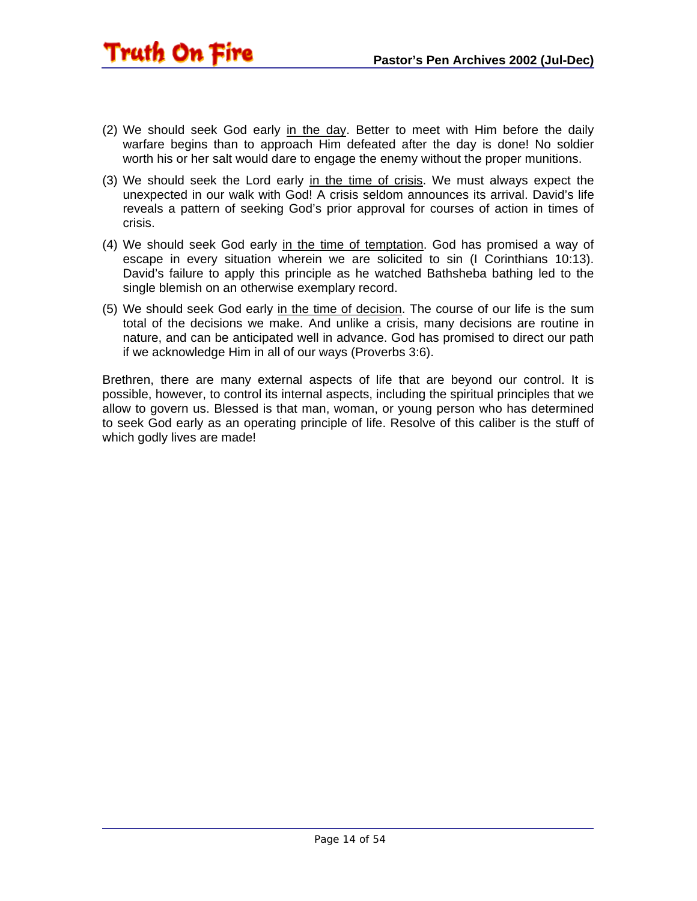(2) We should seek God early <u>in the day</u>. Better to meet with Him before the daily warfare begins than to approach Him defeated after the day is done! No soldier worth his or her salt would dare to engage the enemy without the proper munitions.

(3) We should seek the Lord early <u>in the time of crisis</u>. We must always expect the unexpected in our walk with God! A crisis seldom announces its arrival. David's life reveals a pattern of seeking God's prior approval for courses of action in times of crisis.

(4) We should seek God early <u>in the time of temptation</u>. God has promised a way of escape in every situation wherein we are solicited to sin (I Corinthians 10:13). David's failure to apply this principle as he watched Bathsheba bathing led to the single blemish on an otherwise exemplary record.

(5) We should seek God early <u>in the time of decision</u>. The course of our life is the sum total of the decisions we make. And unlike a crisis, many decisions are routine in nature, and can be anticipated well in advance. God has promised to direct our path if we acknowledge Him in all of our ways (Proverbs 3:6).

Brethren, there are many external aspects of life that are beyond our control. It is possible, however, to control its internal aspects, including the spiritual principles that we allow to govern us. Blessed is that man, woman, or young person who has determined to seek God early as an operating principle of life. Resolve of this caliber is the stuff of which godly lives are made!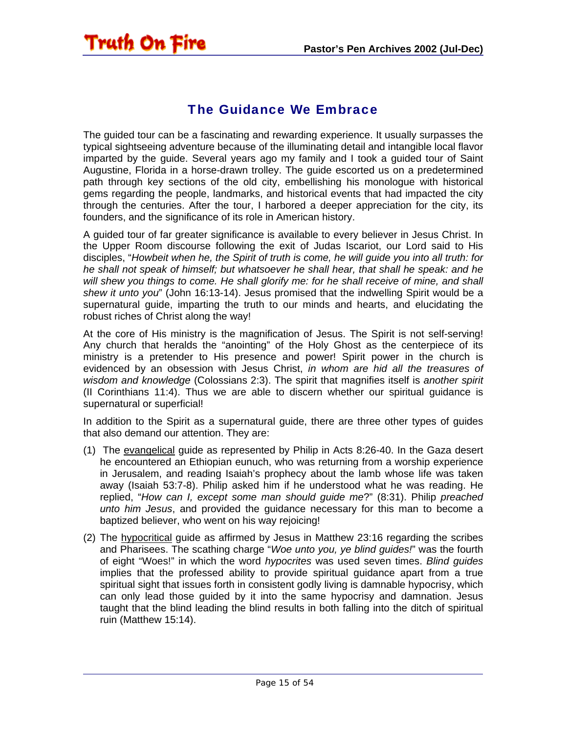## The Guidance We Embrace

The guided tour can be a fascinating and rewarding experience. It usually surpasses the typical sightseeing adventure because of the illuminating detail and intangible local flavor imparted by the guide. Several years ago my family and I took a guided tour of Saint Augustine, Florida in a horse-drawn trolley. The guide escorted us on a predetermined path through key sections of the old city, embellishing his monologue with historical gems regarding the people, landmarks, and historical events that had impacted the city through the centuries. After the tour, I harbored a deeper appreciation for the city, its founders, and the significance of its role in American history.

A guided tour of far greater significance is available to every believer in Jesus Christ. In the Upper Room discourse following the exit of Judas Iscariot, our Lord said to His disciples, "*Howbeit when he, the Spirit of truth is come, he will guide you into all truth: for he shall not speak of himself; but whatsoever he shall hear, that shall he speak: and he will shew you things to come. He shall glorify me: for he shall receive of mine, and shall shew it unto you*" (John 16:13-14). Jesus promised that the indwelling Spirit would be a supernatural guide, imparting the truth to our minds and hearts, and elucidating the robust riches of Christ along the way!

At the core of His ministry is the magnification of Jesus. The Spirit is not self-serving! Any church that heralds the "anointing" of the Holy Ghost as the centerpiece of its ministry is a pretender to His presence and power! Spirit power in the church is evidenced by an obsession with Jesus Christ, *in whom are hid all the treasures of wisdom and knowledge* (Colossians 2:3). The spirit that magnifies itself is *another spirit* (II Corinthians 11:4). Thus we are able to discern whether our spiritual guidance is supernatural or superficial!

In addition to the Spirit as a supernatural guide, there are three other types of guides that also demand our attention. They are:

(1) The <u>evangelical</u> guide as represented by Philip in Acts 8:26-40. In the Gaza desert he encountered an Ethiopian eunuch, who was returning from a worship experience in Jerusalem, and reading Isaiah's prophecy about the lamb whose life was taken away (Isaiah 53:7-8). Philip asked him if he understood what he was reading. He replied, "*How can I, except some man should guide me*?" (8:31). Philip *preached unto him Jesus*, and provided the guidance necessary for this man to become a baptized believer, who went on his way rejoicing!

(2) The <u>hypocritical</u> guide as affirmed by Jesus in Matthew 23:16 regarding the scribes and Pharisees. The scathing charge "*Woe unto you, ye blind guides!*" was the fourth of eight "Woes!" in which the word *hypocrites* was used seven times. *Blind guides* implies that the professed ability to provide spiritual guidance apart from a true spiritual sight that issues forth in consistent godly living is damnable hypocrisy, which can only lead those guided by it into the same hypocrisy and damnation. Jesus taught that the blind leading the blind results in both falling into the ditch of spiritual ruin (Matthew 15:14).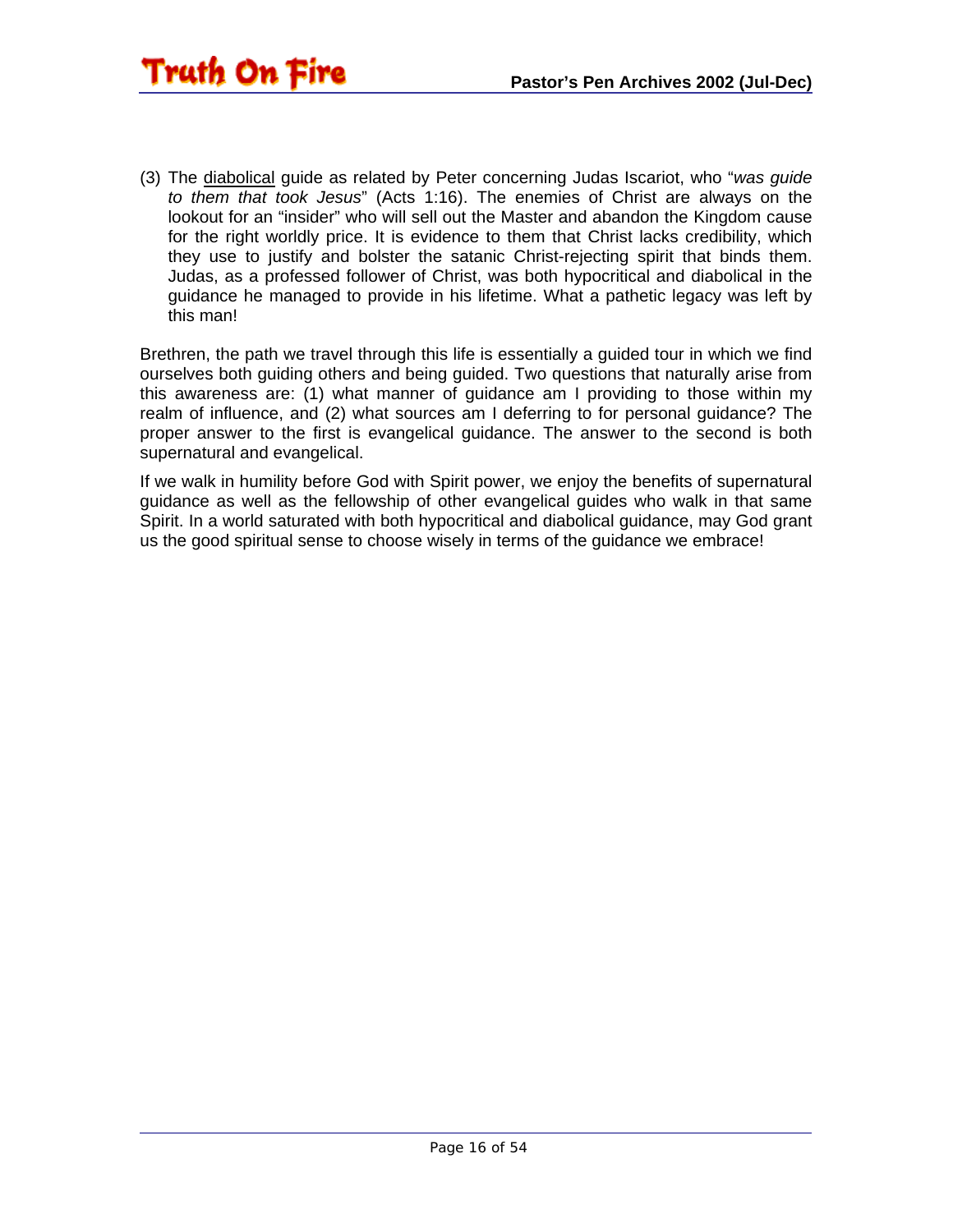(3) The <u>diabolical</u> guide as related by Peter concerning Judas Iscariot, who "*was guide to them that took Jesus*" (Acts 1:16). The enemies of Christ are always on the lookout for an "insider" who will sell out the Master and abandon the Kingdom cause for the right worldly price. It is evidence to them that Christ lacks credibility, which they use to justify and bolster the satanic Christ-rejecting spirit that binds them. Judas, as a professed follower of Christ, was both hypocritical and diabolical in the guidance he managed to provide in his lifetime. What a pathetic legacy was left by this man!

Brethren, the path we travel through this life is essentially a guided tour in which we find ourselves both guiding others and being guided. Two questions that naturally arise from this awareness are: (1) what manner of guidance am I providing to those within my realm of influence, and (2) what sources am I deferring to for personal guidance? The proper answer to the first is evangelical guidance. The answer to the second is both supernatural and evangelical.

If we walk in humility before God with Spirit power, we enjoy the benefits of supernatural guidance as well as the fellowship of other evangelical guides who walk in that same Spirit. In a world saturated with both hypocritical and diabolical guidance, may God grant us the good spiritual sense to choose wisely in terms of the guidance we embrace!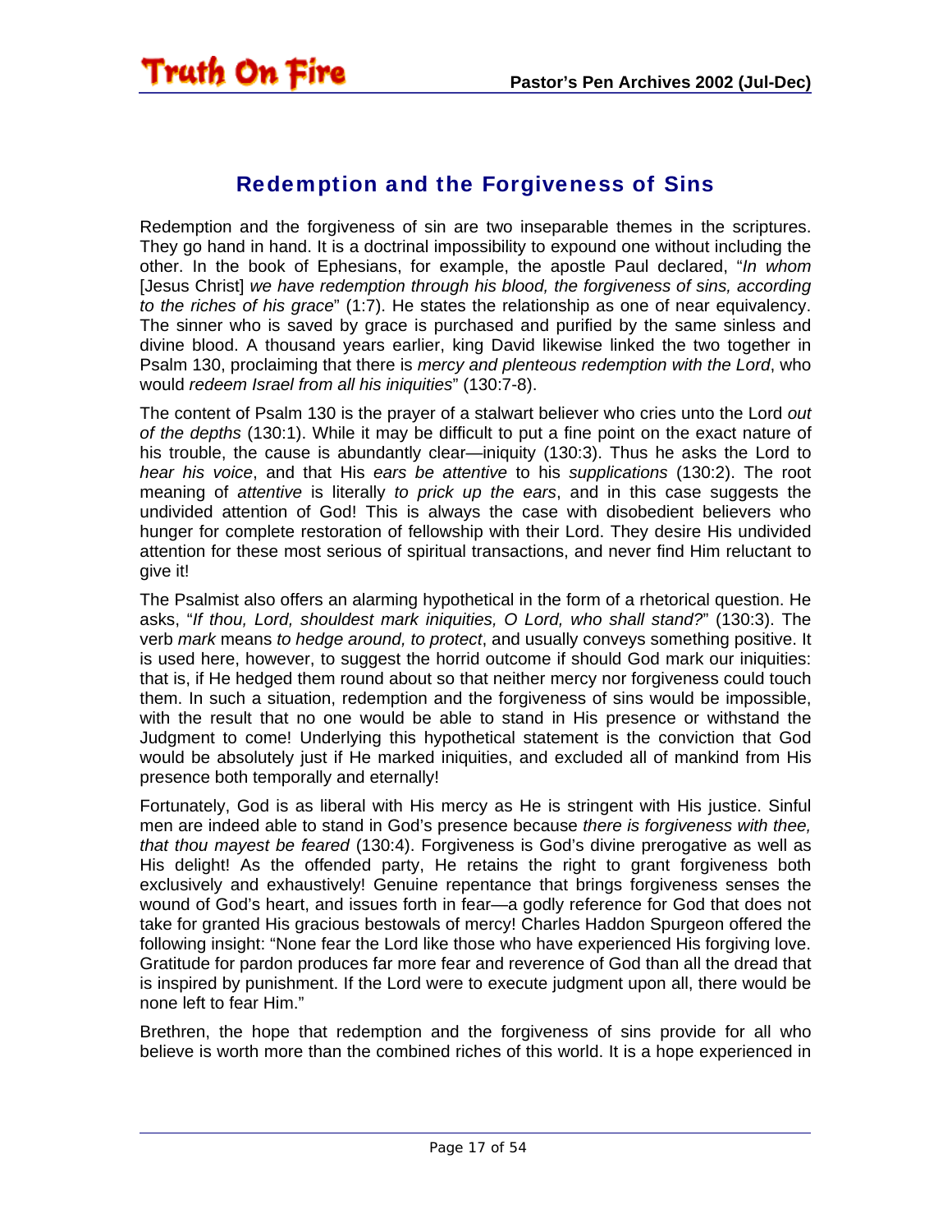## Redemption and the Forgiveness of Sins

Redemption and the forgiveness of sin are two inseparable themes in the scriptures. They go hand in hand. It is a doctrinal impossibility to expound one without including the other. In the book of Ephesians, for example, the apostle Paul declared, "*In whom* [Jesus Christ] *we have redemption through his blood, the forgiveness of sins, according to the riches of his grace*" (1:7). He states the relationship as one of near equivalency. The sinner who is saved by grace is purchased and purified by the same sinless and divine blood. A thousand years earlier, king David likewise linked the two together in Psalm 130, proclaiming that there is *mercy and plenteous redemption with the Lord*, who would *redeem Israel from all his iniquities*" (130:7-8).

The content of Psalm 130 is the prayer of a stalwart believer who cries unto the Lord *out of the depths* (130:1). While it may be difficult to put a fine point on the exact nature of his trouble, the cause is abundantly clear—iniquity (130:3). Thus he asks the Lord to *hear his voice*, and that His *ears be attentive* to his *supplications* (130:2). The root meaning of *attentive* is literally *to prick up the ears*, and in this case suggests the undivided attention of God! This is always the case with disobedient believers who hunger for complete restoration of fellowship with their Lord. They desire His undivided attention for these most serious of spiritual transactions, and never find Him reluctant to give it!

The Psalmist also offers an alarming hypothetical in the form of a rhetorical question. He asks, "*If thou, Lord, shouldest mark iniquities, O Lord, who shall stand?*" (130:3). The verb *mark* means *to hedge around, to protect*, and usually conveys something positive. It is used here, however, to suggest the horrid outcome if should God mark our iniquities: that is, if He hedged them round about so that neither mercy nor forgiveness could touch them. In such a situation, redemption and the forgiveness of sins would be impossible, with the result that no one would be able to stand in His presence or withstand the Judgment to come! Underlying this hypothetical statement is the conviction that God would be absolutely just if He marked iniquities, and excluded all of mankind from His presence both temporally and eternally!

Fortunately, God is as liberal with His mercy as He is stringent with His justice. Sinful men are indeed able to stand in God's presence because *there is forgiveness with thee, that thou mayest be feared* (130:4). Forgiveness is God's divine prerogative as well as His delight! As the offended party, He retains the right to grant forgiveness both exclusively and exhaustively! Genuine repentance that brings forgiveness senses the wound of God's heart, and issues forth in fear—a godly reference for God that does not take for granted His gracious bestowals of mercy! Charles Haddon Spurgeon offered the following insight: "None fear the Lord like those who have experienced His forgiving love. Gratitude for pardon produces far more fear and reverence of God than all the dread that is inspired by punishment. If the Lord were to execute judgment upon all, there would be none left to fear Him."

Brethren, the hope that redemption and the forgiveness of sins provide for all who believe is worth more than the combined riches of this world. It is a hope experienced in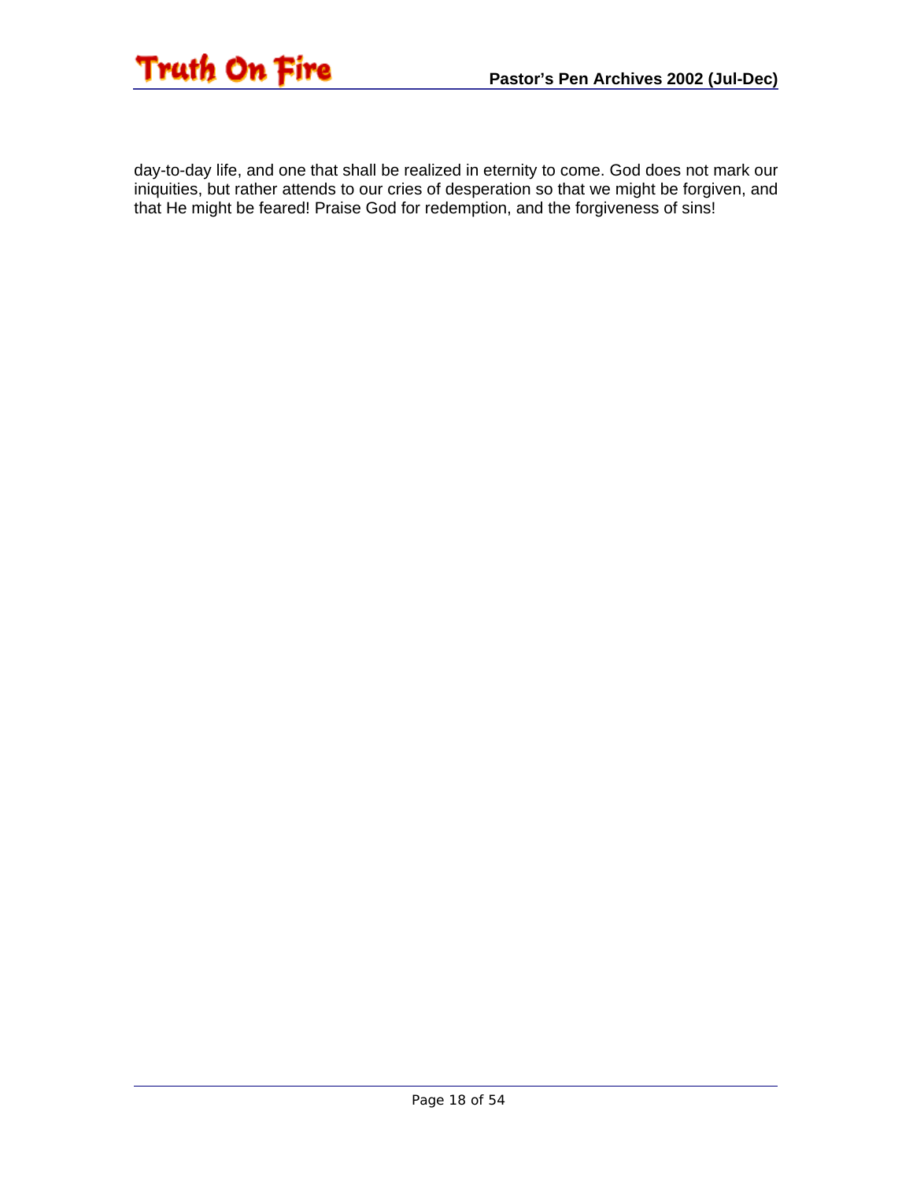day-to-day life, and one that shall be realized in eternity to come. God does not mark our iniquities, but rather attends to our cries of desperation so that we might be forgiven, and that He might be feared! Praise God for redemption, and the forgiveness of sins!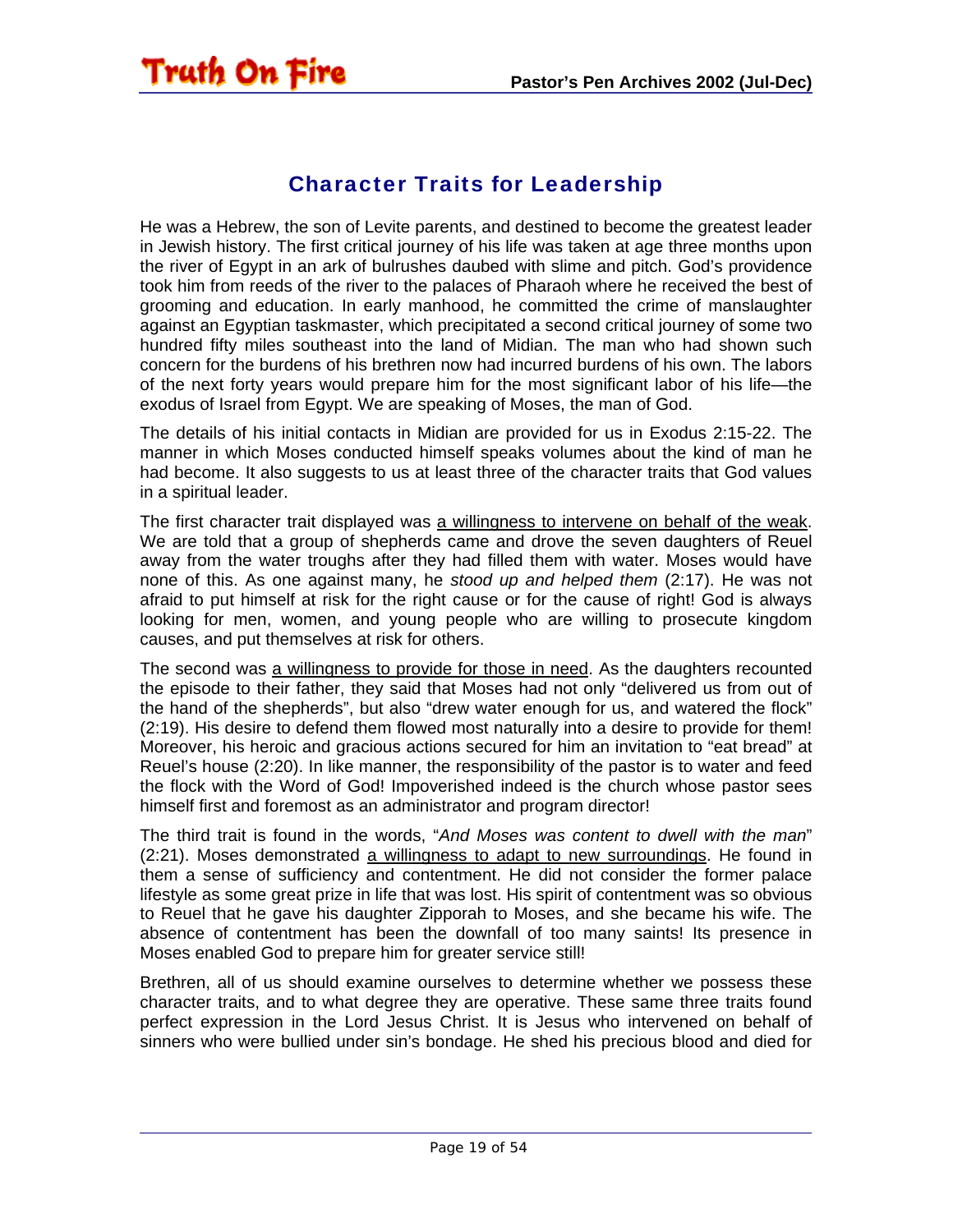## Character Traits for Leadership

He was a Hebrew, the son of Levite parents, and destined to become the greatest leader in Jewish history. The first critical journey of his life was taken at age three months upon the river of Egypt in an ark of bulrushes daubed with slime and pitch. God's providence took him from reeds of the river to the palaces of Pharaoh where he received the best of grooming and education. In early manhood, he committed the crime of manslaughter against an Egyptian taskmaster, which precipitated a second critical journey of some two hundred fifty miles southeast into the land of Midian. The man who had shown such concern for the burdens of his brethren now had incurred burdens of his own. The labors of the next forty years would prepare him for the most significant labor of his life—the exodus of Israel from Egypt. We are speaking of Moses, the man of God.

The details of his initial contacts in Midian are provided for us in Exodus 2:15-22. The manner in which Moses conducted himself speaks volumes about the kind of man he had become. It also suggests to us at least three of the character traits that God values in a spiritual leader.

The first character trait displayed was <u>a willingness to intervene on behalf of the weak</u>. We are told that a group of shepherds came and drove the seven daughters of Reuel away from the water troughs after they had filled them with water. Moses would have none of this. As one against many, he *stood up and helped them* (2:17). He was not afraid to put himself at risk for the right cause or for the cause of right! God is always looking for men, women, and young people who are willing to prosecute kingdom causes, and put themselves at risk for others.

The second was <u>a willingness to provide for those in need</u>. As the daughters recounted the episode to their father, they said that Moses had not only "delivered us from out of the hand of the shepherds", but also "drew water enough for us, and watered the flock" (2:19). His desire to defend them flowed most naturally into a desire to provide for them! Moreover, his heroic and gracious actions secured for him an invitation to "eat bread" at Reuel's house (2:20). In like manner, the responsibility of the pastor is to water and feed the flock with the Word of God! Impoverished indeed is the church whose pastor sees himself first and foremost as an administrator and program director!

The third trait is found in the words, "*And Moses was content to dwell with the man*" (2:21). Moses demonstrated <u>a willingness to adapt to new surroundings</u>. He found in them a sense of sufficiency and contentment. He did not consider the former palace lifestyle as some great prize in life that was lost. His spirit of contentment was so obvious to Reuel that he gave his daughter Zipporah to Moses, and she became his wife. The absence of contentment has been the downfall of too many saints! Its presence in Moses enabled God to prepare him for greater service still!

Brethren, all of us should examine ourselves to determine whether we possess these character traits, and to what degree they are operative. These same three traits found perfect expression in the Lord Jesus Christ. It is Jesus who intervened on behalf of sinners who were bullied under sin's bondage. He shed his precious blood and died for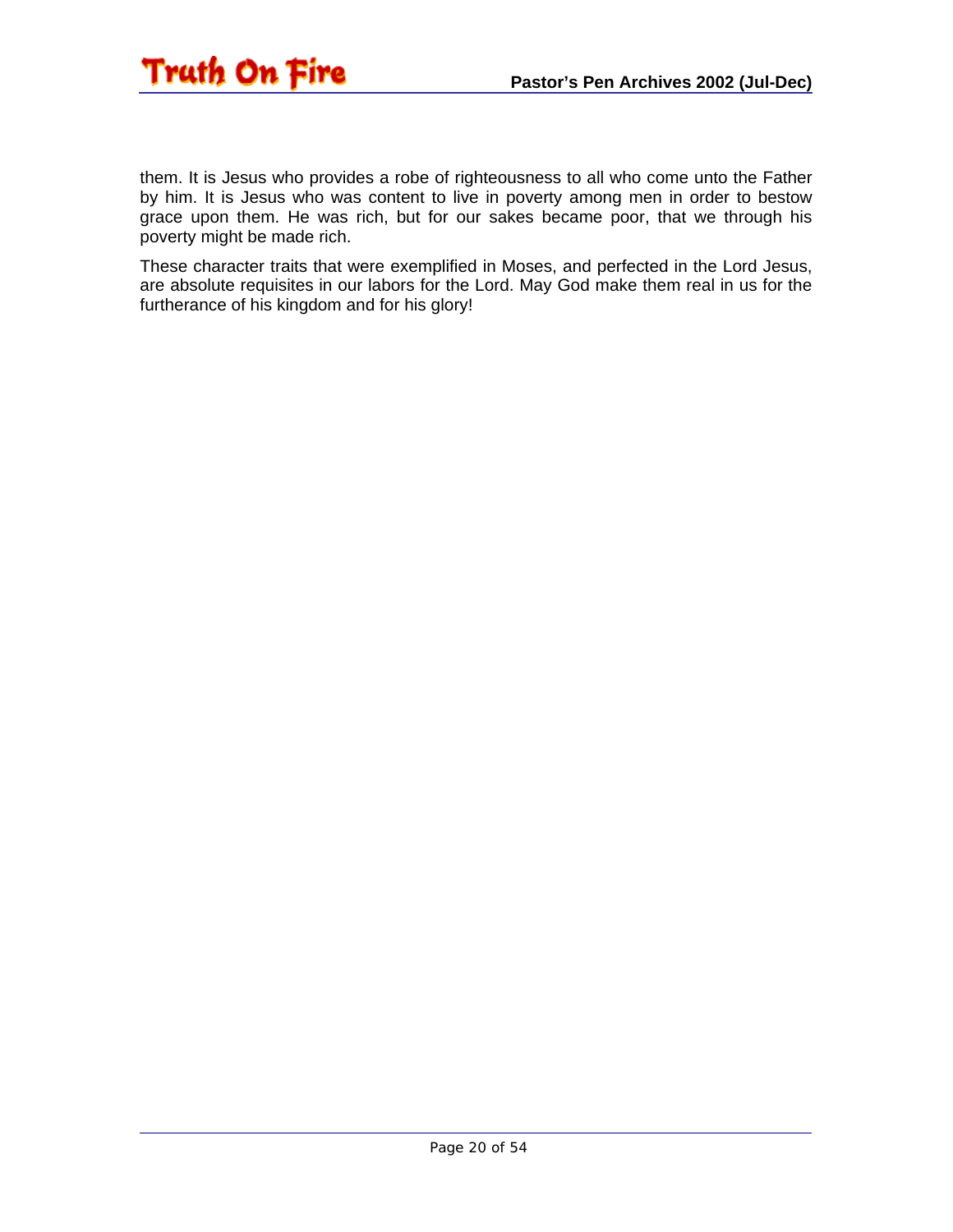them. It is Jesus who provides a robe of righteousness to all who come unto the Father by him. It is Jesus who was content to live in poverty among men in order to bestow grace upon them. He was rich, but for our sakes became poor, that we through his poverty might be made rich.

These character traits that were exemplified in Moses, and perfected in the Lord Jesus, are absolute requisites in our labors for the Lord. May God make them real in us for the furtherance of his kingdom and for his glory!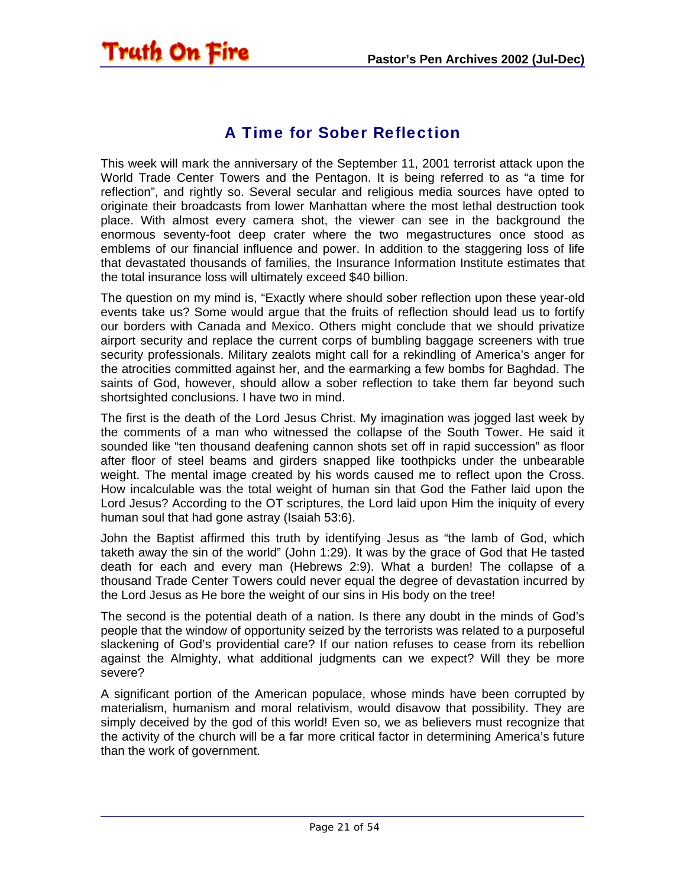## A Time for Sober Reflection

This week will mark the anniversary of the September 11, 2001 terrorist attack upon the World Trade Center Towers and the Pentagon. It is being referred to as "a time for reflection", and rightly so. Several secular and religious media sources have opted to originate their broadcasts from lower Manhattan where the most lethal destruction took place. With almost every camera shot, the viewer can see in the background the enormous seventy-foot deep crater where the two megastructures once stood as emblems of our financial influence and power. In addition to the staggering loss of life that devastated thousands of families, the Insurance Information Institute estimates that the total insurance loss will ultimately exceed $40 billion.

The question on my mind is, "Exactly where should sober reflection upon these year-old events take us? Some would argue that the fruits of reflection should lead us to fortify our borders with Canada and Mexico. Others might conclude that we should privatize airport security and replace the current corps of bumbling baggage screeners with true security professionals. Military zealots might call for a rekindling of America's anger for the atrocities committed against her, and the earmarking a few bombs for Baghdad. The saints of God, however, should allow a sober reflection to take them far beyond such shortsighted conclusions. I have two in mind.

The first is the death of the Lord Jesus Christ. My imagination was jogged last week by the comments of a man who witnessed the collapse of the South Tower. He said it sounded like "ten thousand deafening cannon shots set off in rapid succession" as floor after floor of steel beams and girders snapped like toothpicks under the unbearable weight. The mental image created by his words caused me to reflect upon the Cross. How incalculable was the total weight of human sin that God the Father laid upon the Lord Jesus? According to the OT scriptures, the Lord laid upon Him the iniquity of every human soul that had gone astray (Isaiah 53:6).

John the Baptist affirmed this truth by identifying Jesus as "the lamb of God, which taketh away the sin of the world" (John 1:29). It was by the grace of God that He tasted death for each and every man (Hebrews 2:9). What a burden! The collapse of a thousand Trade Center Towers could never equal the degree of devastation incurred by the Lord Jesus as He bore the weight of our sins in His body on the tree!

The second is the potential death of a nation. Is there any doubt in the minds of God's people that the window of opportunity seized by the terrorists was related to a purposeful slackening of God's providential care? If our nation refuses to cease from its rebellion against the Almighty, what additional judgments can we expect? Will they be more severe?

A significant portion of the American populace, whose minds have been corrupted by materialism, humanism and moral relativism, would disavow that possibility. They are simply deceived by the god of this world! Even so, we as believers must recognize that the activity of the church will be a far more critical factor in determining America's future than the work of government.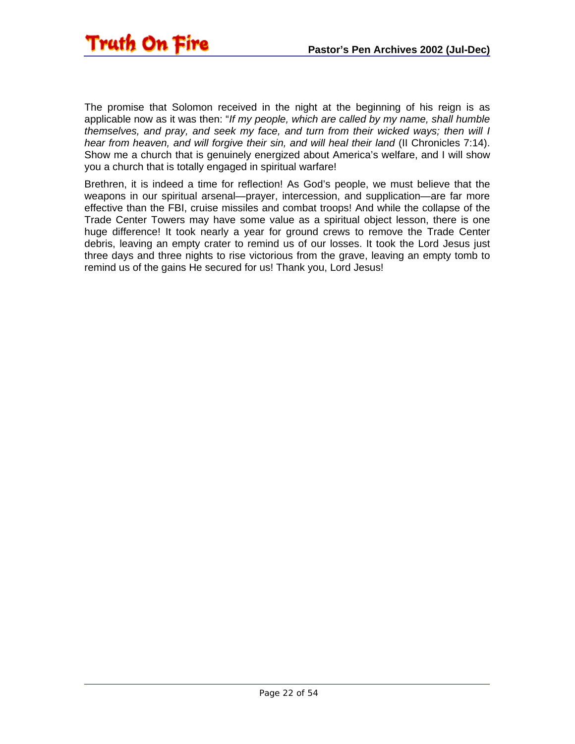The promise that Solomon received in the night at the beginning of his reign is as applicable now as it was then: "*If my people, which are called by my name, shall humble themselves, and pray, and seek my face, and turn from their wicked ways; then will I hear from heaven, and will forgive their sin, and will heal their land* (II Chronicles 7:14). Show me a church that is genuinely energized about America's welfare, and I will show you a church that is totally engaged in spiritual warfare!

Brethren, it is indeed a time for reflection! As God's people, we must believe that the weapons in our spiritual arsenal—prayer, intercession, and supplication—are far more effective than the FBI, cruise missiles and combat troops! And while the collapse of the Trade Center Towers may have some value as a spiritual object lesson, there is one huge difference! It took nearly a year for ground crews to remove the Trade Center debris, leaving an empty crater to remind us of our losses. It took the Lord Jesus just three days and three nights to rise victorious from the grave, leaving an empty tomb to remind us of the gains He secured for us! Thank you, Lord Jesus!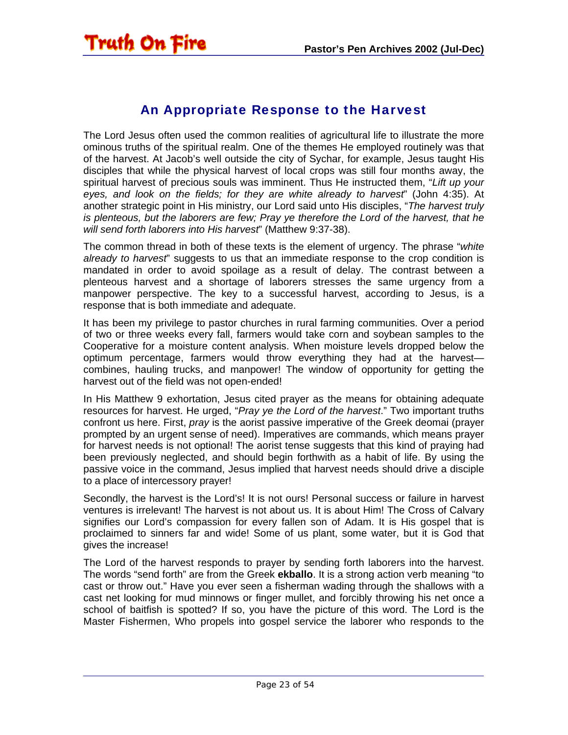## An Appropriate Response to the Harvest

The Lord Jesus often used the common realities of agricultural life to illustrate the more ominous truths of the spiritual realm. One of the themes He employed routinely was that of the harvest. At Jacob's well outside the city of Sychar, for example, Jesus taught His disciples that while the physical harvest of local crops was still four months away, the spiritual harvest of precious souls was imminent. Thus He instructed them, "*Lift up your eyes, and look on the fields; for they are white already to harvest*" (John 4:35). At another strategic point in His ministry, our Lord said unto His disciples, "*The harvest truly is plenteous, but the laborers are few; Pray ye therefore the Lord of the harvest, that he will send forth laborers into His harvest*" (Matthew 9:37-38).

The common thread in both of these texts is the element of urgency. The phrase "*white already to harvest*" suggests to us that an immediate response to the crop condition is mandated in order to avoid spoilage as a result of delay. The contrast between a plenteous harvest and a shortage of laborers stresses the same urgency from a manpower perspective. The key to a successful harvest, according to Jesus, is a response that is both immediate and adequate.

It has been my privilege to pastor churches in rural farming communities. Over a period of two or three weeks every fall, farmers would take corn and soybean samples to the Cooperative for a moisture content analysis. When moisture levels dropped below the optimum percentage, farmers would throw everything they had at the harvest—combines, hauling trucks, and manpower! The window of opportunity for getting the harvest out of the field was not open-ended!

In His Matthew 9 exhortation, Jesus cited prayer as the means for obtaining adequate resources for harvest. He urged, "*Pray ye the Lord of the harvest*." Two important truths confront us here. First, *pray* is the aorist passive imperative of the Greek deomai (prayer prompted by an urgent sense of need). Imperatives are commands, which means prayer for harvest needs is not optional! The aorist tense suggests that this kind of praying had been previously neglected, and should begin forthwith as a habit of life. By using the passive voice in the command, Jesus implied that harvest needs should drive a disciple to a place of intercessory prayer!

Secondly, the harvest is the Lord's! It is not ours! Personal success or failure in harvest ventures is irrelevant! The harvest is not about us. It is about Him! The Cross of Calvary signifies our Lord's compassion for every fallen son of Adam. It is His gospel that is proclaimed to sinners far and wide! Some of us plant, some water, but it is God that gives the increase!

The Lord of the harvest responds to prayer by sending forth laborers into the harvest. The words "send forth" are from the Greek **ekballo**. It is a strong action verb meaning "to cast or throw out." Have you ever seen a fisherman wading through the shallows with a cast net looking for mud minnows or finger mullet, and forcibly throwing his net once a school of baitfish is spotted? If so, you have the picture of this word. The Lord is the Master Fishermen, Who propels into gospel service the laborer who responds to the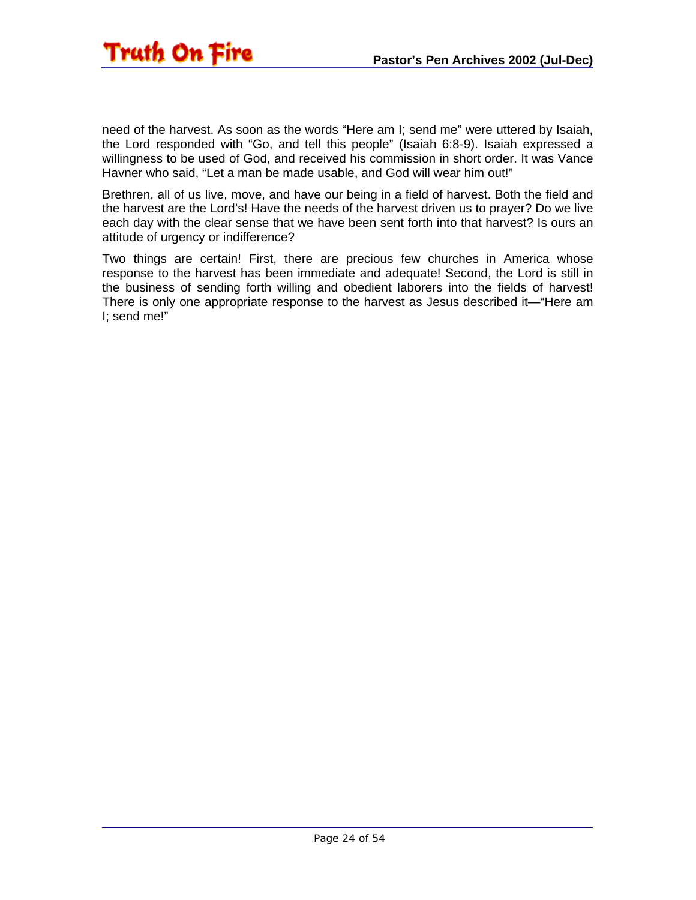need of the harvest. As soon as the words “Here am I; send me” were uttered by Isaiah, the Lord responded with “Go, and tell this people” (Isaiah 6:8-9). Isaiah expressed a willingness to be used of God, and received his commission in short order. It was Vance Havner who said, “Let a man be made usable, and God will wear him out!”

Brethren, all of us live, move, and have our being in a field of harvest. Both the field and the harvest are the Lord’s! Have the needs of the harvest driven us to prayer? Do we live each day with the clear sense that we have been sent forth into that harvest? Is ours an attitude of urgency or indifference?

Two things are certain! First, there are precious few churches in America whose response to the harvest has been immediate and adequate! Second, the Lord is still in the business of sending forth willing and obedient laborers into the fields of harvest! There is only one appropriate response to the harvest as Jesus described it—“Here am I; send me!”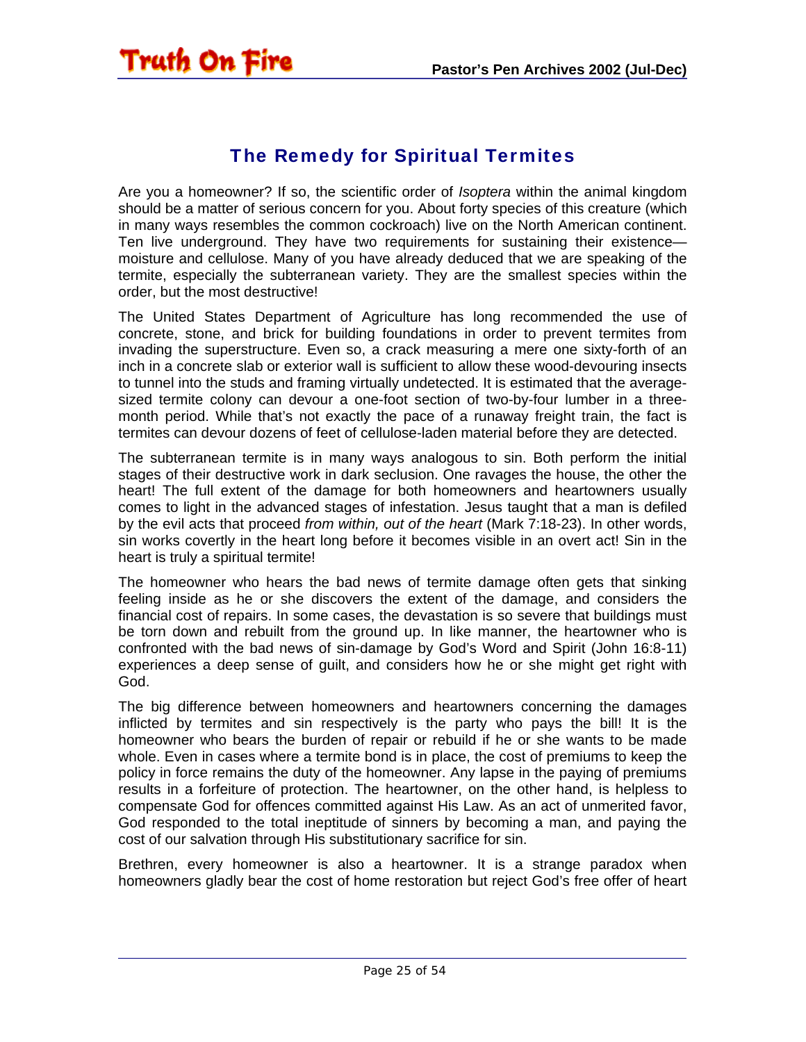## The Remedy for Spiritual Termites

Are you a homeowner? If so, the scientific order of *Isoptera* within the animal kingdom should be a matter of serious concern for you. About forty species of this creature (which in many ways resembles the common cockroach) live on the North American continent. Ten live underground. They have two requirements for sustaining their existence—moisture and cellulose. Many of you have already deduced that we are speaking of the termite, especially the subterranean variety. They are the smallest species within the order, but the most destructive!

The United States Department of Agriculture has long recommended the use of concrete, stone, and brick for building foundations in order to prevent termites from invading the superstructure. Even so, a crack measuring a mere one sixty-forth of an inch in a concrete slab or exterior wall is sufficient to allow these wood-devouring insects to tunnel into the studs and framing virtually undetected. It is estimated that the average-sized termite colony can devour a one-foot section of two-by-four lumber in a three-month period. While that's not exactly the pace of a runaway freight train, the fact is termites can devour dozens of feet of cellulose-laden material before they are detected.

The subterranean termite is in many ways analogous to sin. Both perform the initial stages of their destructive work in dark seclusion. One ravages the house, the other the heart! The full extent of the damage for both homeowners and heartowners usually comes to light in the advanced stages of infestation. Jesus taught that a man is defiled by the evil acts that proceed *from within, out of the heart* (Mark 7:18-23). In other words, sin works covertly in the heart long before it becomes visible in an overt act! Sin in the heart is truly a spiritual termite!

The homeowner who hears the bad news of termite damage often gets that sinking feeling inside as he or she discovers the extent of the damage, and considers the financial cost of repairs. In some cases, the devastation is so severe that buildings must be torn down and rebuilt from the ground up. In like manner, the heartowner who is confronted with the bad news of sin-damage by God's Word and Spirit (John 16:8-11) experiences a deep sense of guilt, and considers how he or she might get right with God.

The big difference between homeowners and heartowners concerning the damages inflicted by termites and sin respectively is the party who pays the bill! It is the homeowner who bears the burden of repair or rebuild if he or she wants to be made whole. Even in cases where a termite bond is in place, the cost of premiums to keep the policy in force remains the duty of the homeowner. Any lapse in the paying of premiums results in a forfeiture of protection. The heartowner, on the other hand, is helpless to compensate God for offences committed against His Law. As an act of unmerited favor, God responded to the total ineptitude of sinners by becoming a man, and paying the cost of our salvation through His substitutionary sacrifice for sin.

Brethren, every homeowner is also a heartowner. It is a strange paradox when homeowners gladly bear the cost of home restoration but reject God's free offer of heart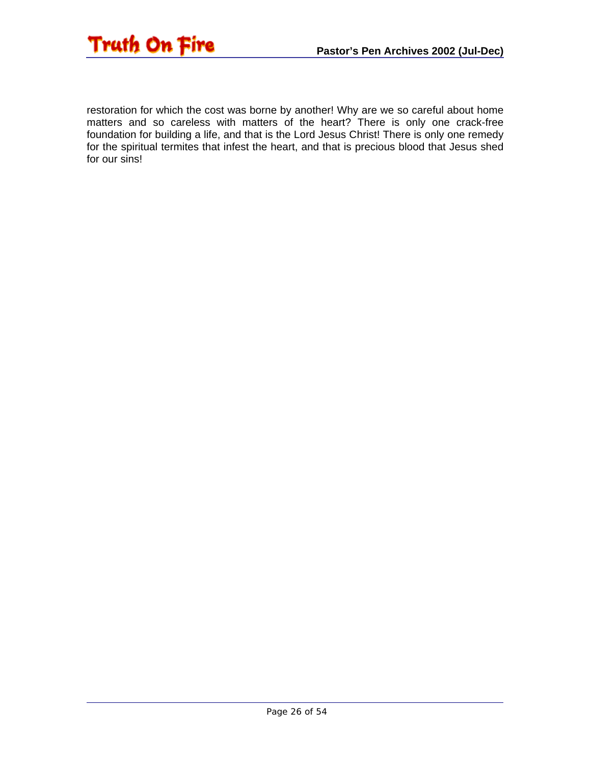restoration for which the cost was borne by another! Why are we so careful about home matters and so careless with matters of the heart? There is only one crack-free foundation for building a life, and that is the Lord Jesus Christ! There is only one remedy for the spiritual termites that infest the heart, and that is precious blood that Jesus shed for our sins!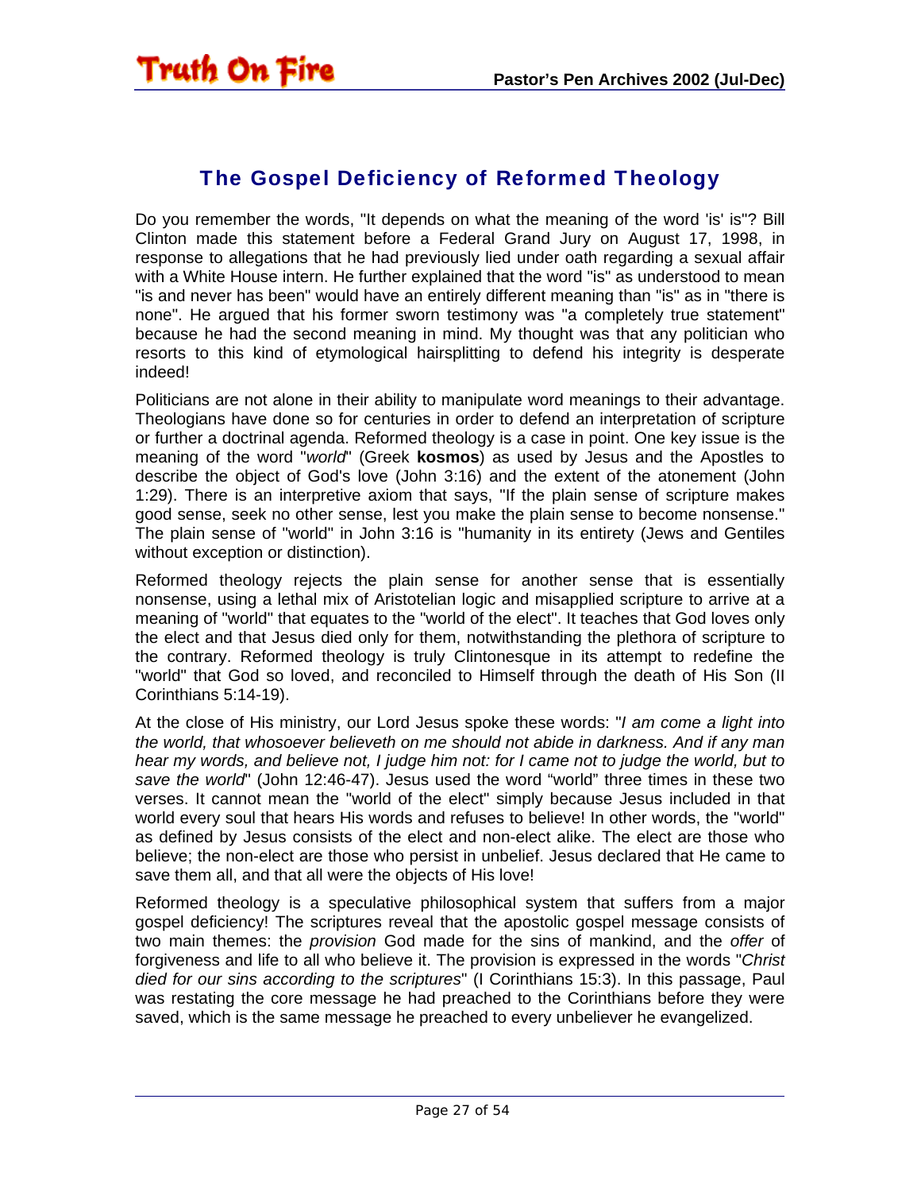## The Gospel Deficiency of Reformed Theology

Do you remember the words, "It depends on what the meaning of the word 'is' is"? Bill Clinton made this statement before a Federal Grand Jury on August 17, 1998, in response to allegations that he had previously lied under oath regarding a sexual affair with a White House intern. He further explained that the word "is" as understood to mean "is and never has been" would have an entirely different meaning than "is" as in "there is none". He argued that his former sworn testimony was "a completely true statement" because he had the second meaning in mind. My thought was that any politician who resorts to this kind of etymological hairsplitting to defend his integrity is desperate indeed!

Politicians are not alone in their ability to manipulate word meanings to their advantage. Theologians have done so for centuries in order to defend an interpretation of scripture or further a doctrinal agenda. Reformed theology is a case in point. One key issue is the meaning of the word "*world*" (Greek **kosmos**) as used by Jesus and the Apostles to describe the object of God's love (John 3:16) and the extent of the atonement (John 1:29). There is an interpretive axiom that says, "If the plain sense of scripture makes good sense, seek no other sense, lest you make the plain sense to become nonsense." The plain sense of "world" in John 3:16 is "humanity in its entirety (Jews and Gentiles without exception or distinction).

Reformed theology rejects the plain sense for another sense that is essentially nonsense, using a lethal mix of Aristotelian logic and misapplied scripture to arrive at a meaning of "world" that equates to the "world of the elect". It teaches that God loves only the elect and that Jesus died only for them, notwithstanding the plethora of scripture to the contrary. Reformed theology is truly Clintonesque in its attempt to redefine the "world" that God so loved, and reconciled to Himself through the death of His Son (II Corinthians 5:14-19).

At the close of His ministry, our Lord Jesus spoke these words: "*I am come a light into the world, that whosoever believeth on me should not abide in darkness. And if any man hear my words, and believe not, I judge him not: for I came not to judge the world, but to save the world*" (John 12:46-47). Jesus used the word "world" three times in these two verses. It cannot mean the "world of the elect" simply because Jesus included in that world every soul that hears His words and refuses to believe! In other words, the "world" as defined by Jesus consists of the elect and non-elect alike. The elect are those who believe; the non-elect are those who persist in unbelief. Jesus declared that He came to save them all, and that all were the objects of His love!

Reformed theology is a speculative philosophical system that suffers from a major gospel deficiency! The scriptures reveal that the apostolic gospel message consists of two main themes: the *provision* God made for the sins of mankind, and the *offer* of forgiveness and life to all who believe it. The provision is expressed in the words "*Christ died for our sins according to the scriptures*" (I Corinthians 15:3). In this passage, Paul was restating the core message he had preached to the Corinthians before they were saved, which is the same message he preached to every unbeliever he evangelized.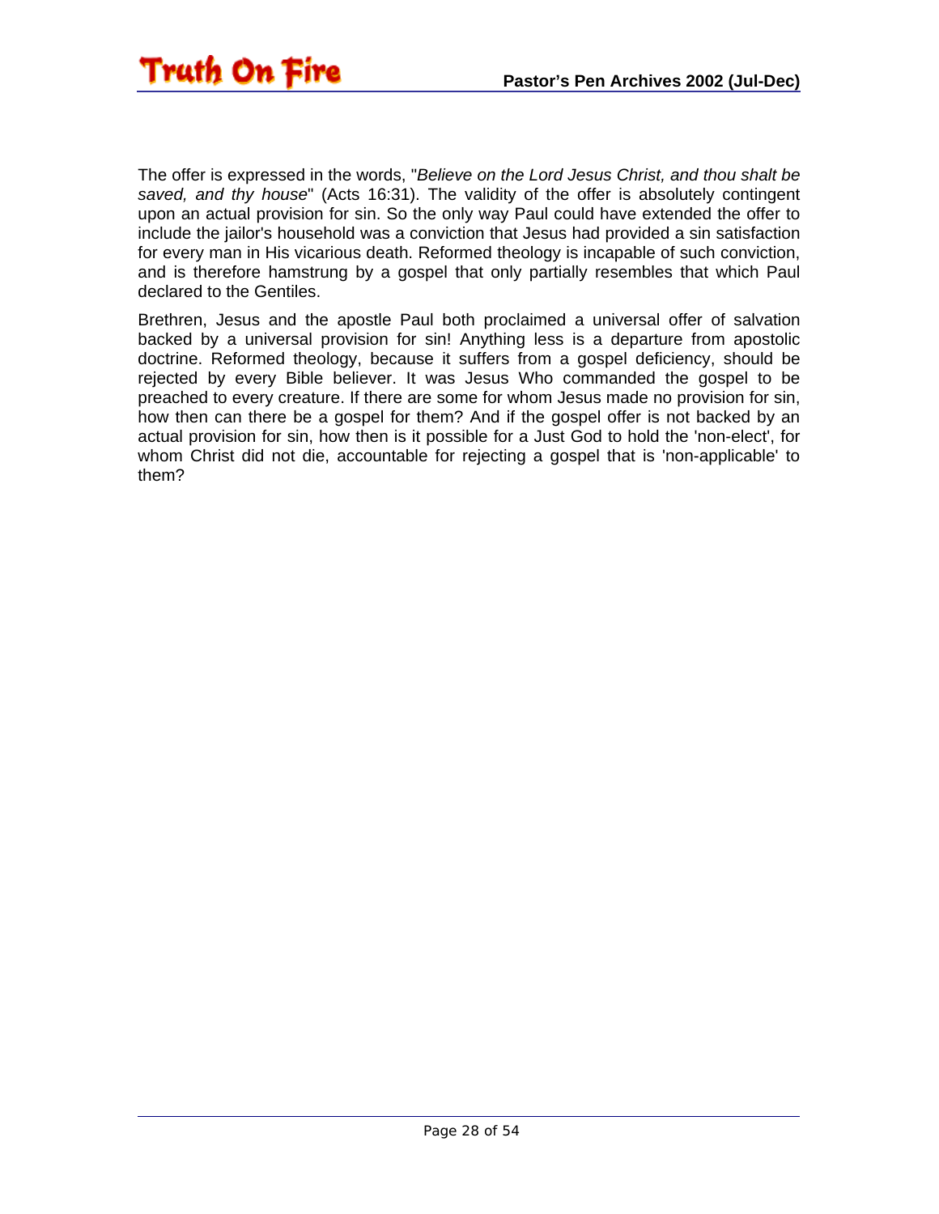The offer is expressed in the words, "*Believe on the Lord Jesus Christ, and thou shalt be saved, and thy house*" (Acts 16:31). The validity of the offer is absolutely contingent upon an actual provision for sin. So the only way Paul could have extended the offer to include the jailor's household was a conviction that Jesus had provided a sin satisfaction for every man in His vicarious death. Reformed theology is incapable of such conviction, and is therefore hamstrung by a gospel that only partially resembles that which Paul declared to the Gentiles.

Brethren, Jesus and the apostle Paul both proclaimed a universal offer of salvation backed by a universal provision for sin! Anything less is a departure from apostolic doctrine. Reformed theology, because it suffers from a gospel deficiency, should be rejected by every Bible believer. It was Jesus Who commanded the gospel to be preached to every creature. If there are some for whom Jesus made no provision for sin, how then can there be a gospel for them? And if the gospel offer is not backed by an actual provision for sin, how then is it possible for a Just God to hold the 'non-elect', for whom Christ did not die, accountable for rejecting a gospel that is 'non-applicable' to them?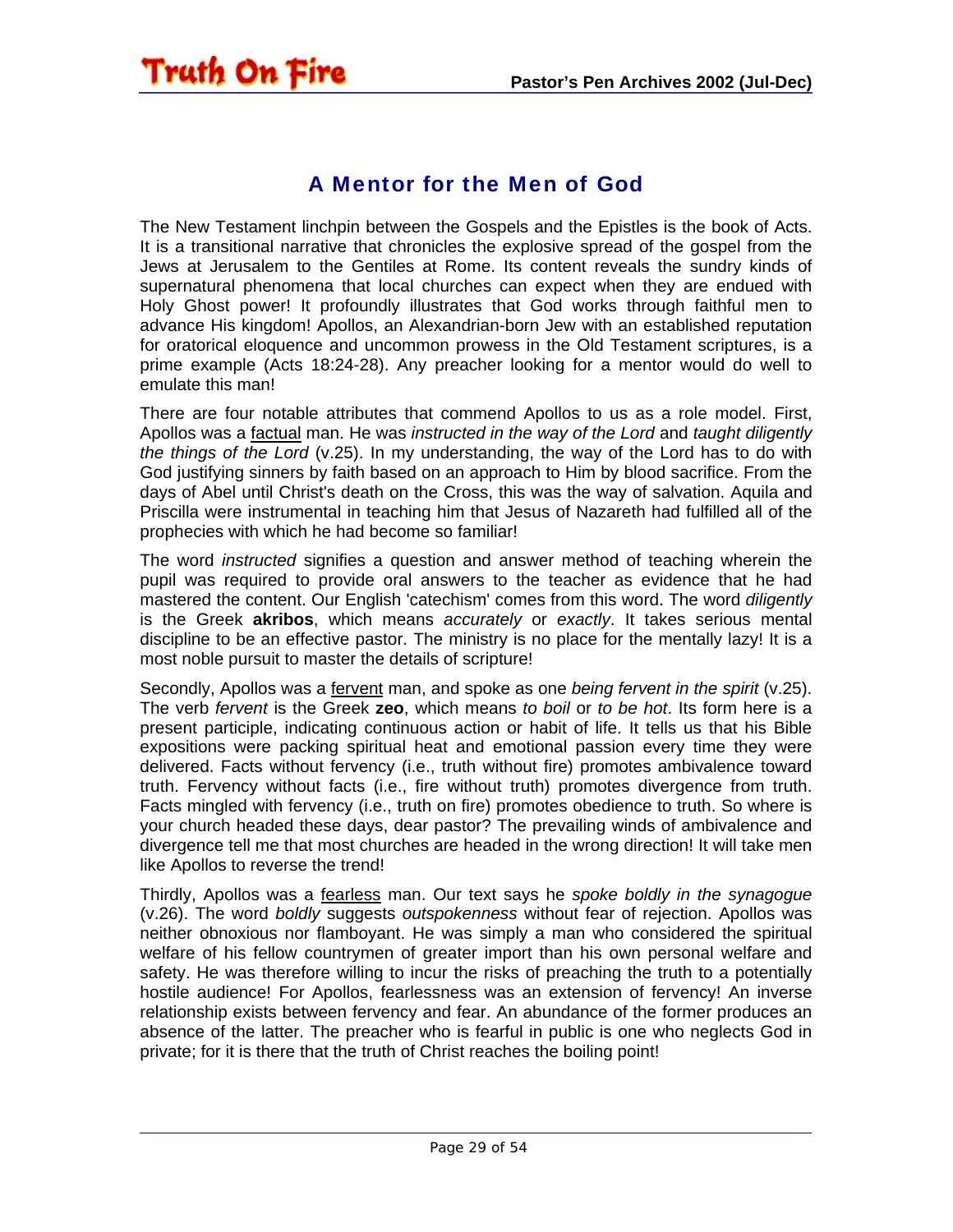## A Mentor for the Men of God

The New Testament linchpin between the Gospels and the Epistles is the book of Acts. It is a transitional narrative that chronicles the explosive spread of the gospel from the Jews at Jerusalem to the Gentiles at Rome. Its content reveals the sundry kinds of supernatural phenomena that local churches can expect when they are endued with Holy Ghost power! It profoundly illustrates that God works through faithful men to advance His kingdom! Apollos, an Alexandrian-born Jew with an established reputation for oratorical eloquence and uncommon prowess in the Old Testament scriptures, is a prime example (Acts 18:24-28). Any preacher looking for a mentor would do well to emulate this man!

There are four notable attributes that commend Apollos to us as a role model. First, Apollos was a <u>factual</u> man. He was *instructed in the way of the Lord* and *taught diligently the things of the Lord* (v.25). In my understanding, the way of the Lord has to do with God justifying sinners by faith based on an approach to Him by blood sacrifice. From the days of Abel until Christ's death on the Cross, this was the way of salvation. Aquila and Priscilla were instrumental in teaching him that Jesus of Nazareth had fulfilled all of the prophecies with which he had become so familiar!

The word *instructed* signifies a question and answer method of teaching wherein the pupil was required to provide oral answers to the teacher as evidence that he had mastered the content. Our English 'catechism' comes from this word. The word *diligently* is the Greek **akribos**, which means *accurately* or *exactly*. It takes serious mental discipline to be an effective pastor. The ministry is no place for the mentally lazy! It is a most noble pursuit to master the details of scripture!

Secondly, Apollos was a <u>fervent</u> man, and spoke as one *being fervent in the spirit* (v.25). The verb *fervent* is the Greek **zeo**, which means *to boil* or *to be hot*. Its form here is a present participle, indicating continuous action or habit of life. It tells us that his Bible expositions were packing spiritual heat and emotional passion every time they were delivered. Facts without fervency (i.e., truth without fire) promotes ambivalence toward truth. Fervency without facts (i.e., fire without truth) promotes divergence from truth. Facts mingled with fervency (i.e., truth on fire) promotes obedience to truth. So where is your church headed these days, dear pastor? The prevailing winds of ambivalence and divergence tell me that most churches are headed in the wrong direction! It will take men like Apollos to reverse the trend!

Thirdly, Apollos was a <u>fearless</u> man. Our text says he *spoke boldly in the synagogue* (v.26). The word *boldly* suggests *outspokenness* without fear of rejection. Apollos was neither obnoxious nor flamboyant. He was simply a man who considered the spiritual welfare of his fellow countrymen of greater import than his own personal welfare and safety. He was therefore willing to incur the risks of preaching the truth to a potentially hostile audience! For Apollos, fearlessness was an extension of fervency! An inverse relationship exists between fervency and fear. An abundance of the former produces an absence of the latter. The preacher who is fearful in public is one who neglects God in private; for it is there that the truth of Christ reaches the boiling point!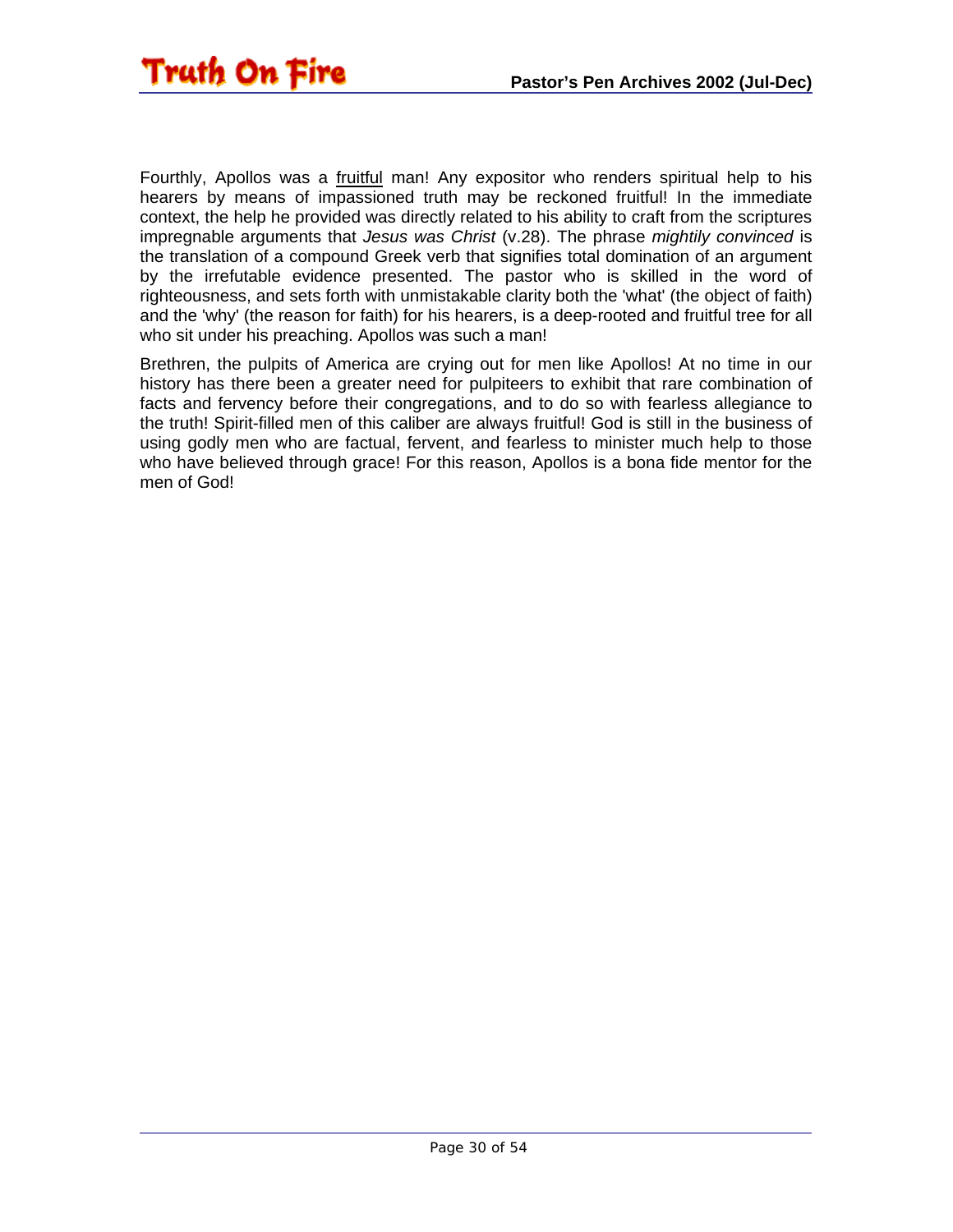Fourthly, Apollos was a <u>fruitful</u> man! Any expositor who renders spiritual help to his hearers by means of impassioned truth may be reckoned fruitful! In the immediate context, the help he provided was directly related to his ability to craft from the scriptures impregnable arguments that *Jesus was Christ* (v.28). The phrase *mightily convinced* is the translation of a compound Greek verb that signifies total domination of an argument by the irrefutable evidence presented. The pastor who is skilled in the word of righteousness, and sets forth with unmistakable clarity both the 'what' (the object of faith) and the 'why' (the reason for faith) for his hearers, is a deep-rooted and fruitful tree for all who sit under his preaching. Apollos was such a man!

Brethren, the pulpits of America are crying out for men like Apollos! At no time in our history has there been a greater need for pulpiteers to exhibit that rare combination of facts and fervency before their congregations, and to do so with fearless allegiance to the truth! Spirit-filled men of this caliber are always fruitful! God is still in the business of using godly men who are factual, fervent, and fearless to minister much help to those who have believed through grace! For this reason, Apollos is a bona fide mentor for the men of God!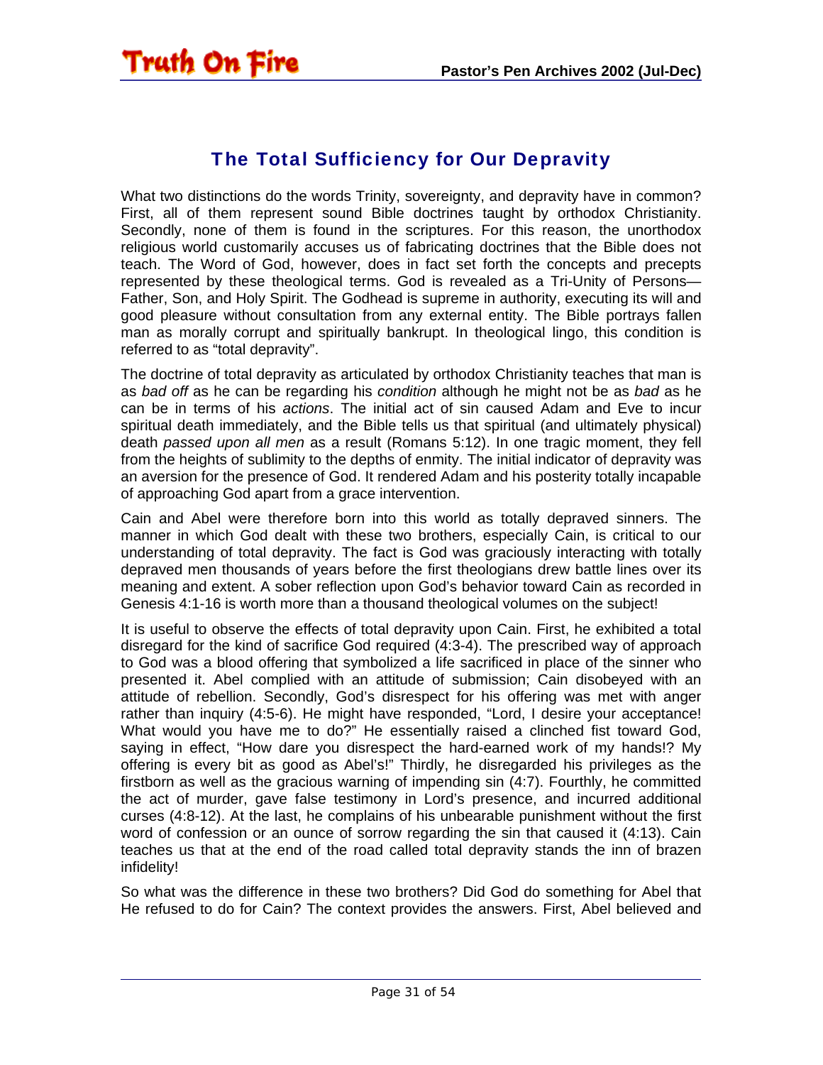## The Total Sufficiency for Our Depravity

What two distinctions do the words Trinity, sovereignty, and depravity have in common? First, all of them represent sound Bible doctrines taught by orthodox Christianity. Secondly, none of them is found in the scriptures. For this reason, the unorthodox religious world customarily accuses us of fabricating doctrines that the Bible does not teach. The Word of God, however, does in fact set forth the concepts and precepts represented by these theological terms. God is revealed as a Tri-Unity of Persons—Father, Son, and Holy Spirit. The Godhead is supreme in authority, executing its will and good pleasure without consultation from any external entity. The Bible portrays fallen man as morally corrupt and spiritually bankrupt. In theological lingo, this condition is referred to as "total depravity".

The doctrine of total depravity as articulated by orthodox Christianity teaches that man is as *bad off* as he can be regarding his *condition* although he might not be as *bad* as he can be in terms of his *actions*. The initial act of sin caused Adam and Eve to incur spiritual death immediately, and the Bible tells us that spiritual (and ultimately physical) death *passed upon all men* as a result (Romans 5:12). In one tragic moment, they fell from the heights of sublimity to the depths of enmity. The initial indicator of depravity was an aversion for the presence of God. It rendered Adam and his posterity totally incapable of approaching God apart from a grace intervention.

Cain and Abel were therefore born into this world as totally depraved sinners. The manner in which God dealt with these two brothers, especially Cain, is critical to our understanding of total depravity. The fact is God was graciously interacting with totally depraved men thousands of years before the first theologians drew battle lines over its meaning and extent. A sober reflection upon God's behavior toward Cain as recorded in Genesis 4:1-16 is worth more than a thousand theological volumes on the subject!

It is useful to observe the effects of total depravity upon Cain. First, he exhibited a total disregard for the kind of sacrifice God required (4:3-4). The prescribed way of approach to God was a blood offering that symbolized a life sacrificed in place of the sinner who presented it. Abel complied with an attitude of submission; Cain disobeyed with an attitude of rebellion. Secondly, God's disrespect for his offering was met with anger rather than inquiry (4:5-6). He might have responded, "Lord, I desire your acceptance! What would you have me to do?" He essentially raised a clinched fist toward God, saying in effect, "How dare you disrespect the hard-earned work of my hands!? My offering is every bit as good as Abel's!" Thirdly, he disregarded his privileges as the firstborn as well as the gracious warning of impending sin (4:7). Fourthly, he committed the act of murder, gave false testimony in Lord's presence, and incurred additional curses (4:8-12). At the last, he complains of his unbearable punishment without the first word of confession or an ounce of sorrow regarding the sin that caused it (4:13). Cain teaches us that at the end of the road called total depravity stands the inn of brazen infidelity!

So what was the difference in these two brothers? Did God do something for Abel that He refused to do for Cain? The context provides the answers. First, Abel believed and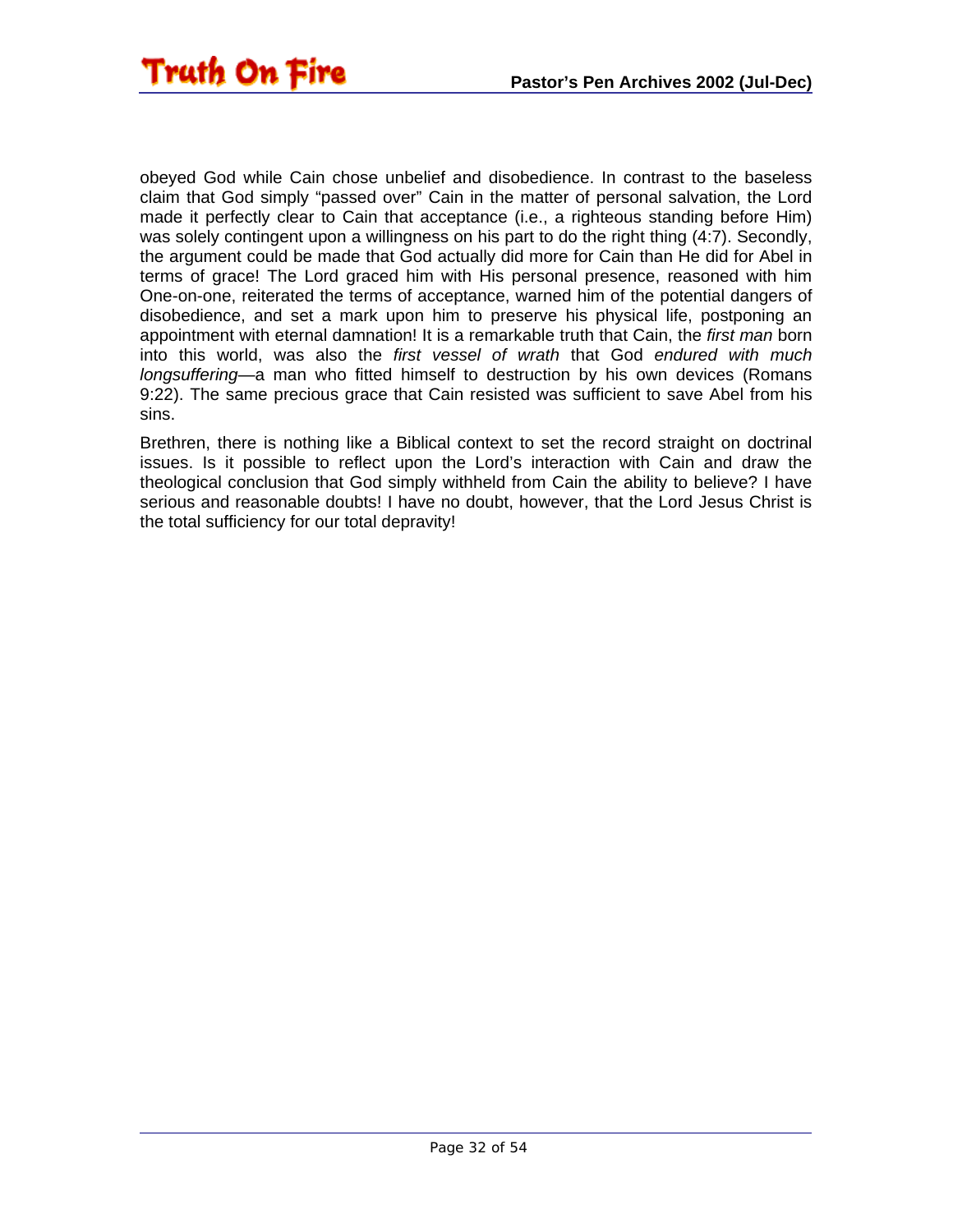obeyed God while Cain chose unbelief and disobedience. In contrast to the baseless claim that God simply “passed over” Cain in the matter of personal salvation, the Lord made it perfectly clear to Cain that acceptance (i.e., a righteous standing before Him) was solely contingent upon a willingness on his part to do the right thing (4:7). Secondly, the argument could be made that God actually did more for Cain than He did for Abel in terms of grace! The Lord graced him with His personal presence, reasoned with him One-on-one, reiterated the terms of acceptance, warned him of the potential dangers of disobedience, and set a mark upon him to preserve his physical life, postponing an appointment with eternal damnation! It is a remarkable truth that Cain, the *first man* born into this world, was also the *first vessel of wrath* that God *endured with much longsuffering*—a man who fitted himself to destruction by his own devices (Romans 9:22). The same precious grace that Cain resisted was sufficient to save Abel from his sins.

Brethren, there is nothing like a Biblical context to set the record straight on doctrinal issues. Is it possible to reflect upon the Lord’s interaction with Cain and draw the theological conclusion that God simply withheld from Cain the ability to believe? I have serious and reasonable doubts! I have no doubt, however, that the Lord Jesus Christ is the total sufficiency for our total depravity!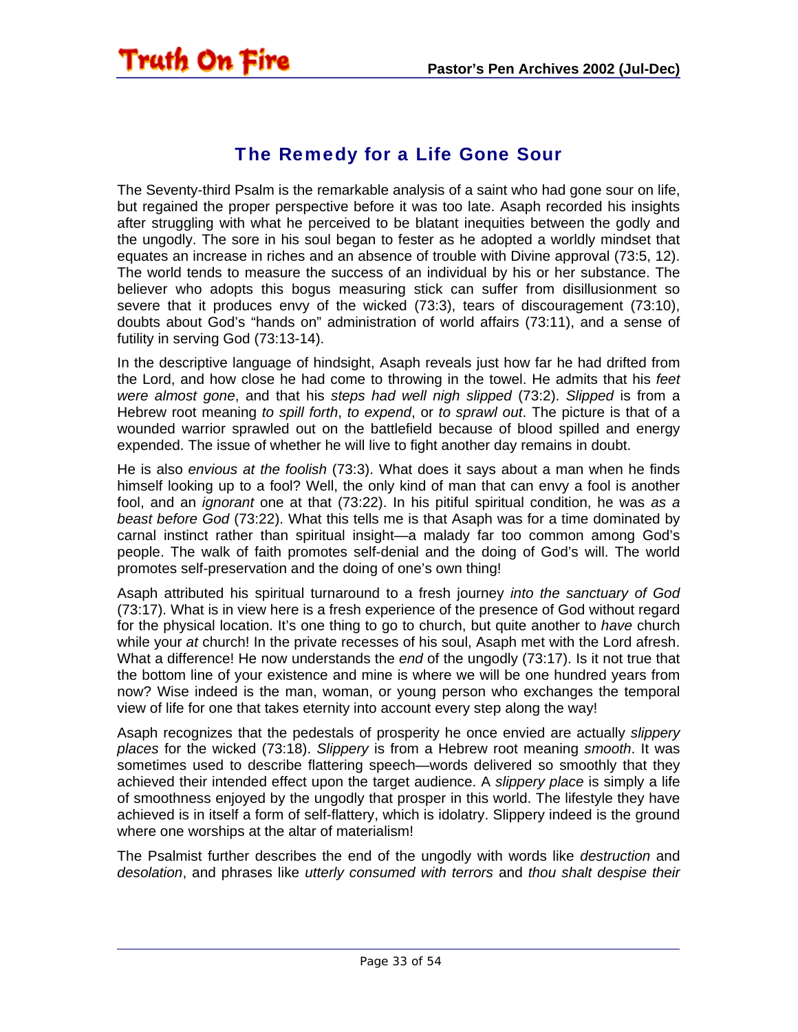## The Remedy for a Life Gone Sour

The Seventy-third Psalm is the remarkable analysis of a saint who had gone sour on life, but regained the proper perspective before it was too late. Asaph recorded his insights after struggling with what he perceived to be blatant inequities between the godly and the ungodly. The sore in his soul began to fester as he adopted a worldly mindset that equates an increase in riches and an absence of trouble with Divine approval (73:5, 12). The world tends to measure the success of an individual by his or her substance. The believer who adopts this bogus measuring stick can suffer from disillusionment so severe that it produces envy of the wicked (73:3), tears of discouragement (73:10), doubts about God's "hands on" administration of world affairs (73:11), and a sense of futility in serving God (73:13-14).

In the descriptive language of hindsight, Asaph reveals just how far he had drifted from the Lord, and how close he had come to throwing in the towel. He admits that his *feet were almost gone*, and that his *steps had well nigh slipped* (73:2). *Slipped* is from a Hebrew root meaning *to spill forth*, *to expend*, or *to sprawl out*. The picture is that of a wounded warrior sprawled out on the battlefield because of blood spilled and energy expended. The issue of whether he will live to fight another day remains in doubt.

He is also *envious at the foolish* (73:3). What does it says about a man when he finds himself looking up to a fool? Well, the only kind of man that can envy a fool is another fool, and an *ignorant* one at that (73:22). In his pitiful spiritual condition, he was *as a beast before God* (73:22). What this tells me is that Asaph was for a time dominated by carnal instinct rather than spiritual insight—a malady far too common among God's people. The walk of faith promotes self-denial and the doing of God's will. The world promotes self-preservation and the doing of one's own thing!

Asaph attributed his spiritual turnaround to a fresh journey *into the sanctuary of God* (73:17). What is in view here is a fresh experience of the presence of God without regard for the physical location. It's one thing to go to church, but quite another to *have* church while your *at* church! In the private recesses of his soul, Asaph met with the Lord afresh. What a difference! He now understands the *end* of the ungodly (73:17). Is it not true that the bottom line of your existence and mine is where we will be one hundred years from now? Wise indeed is the man, woman, or young person who exchanges the temporal view of life for one that takes eternity into account every step along the way!

Asaph recognizes that the pedestals of prosperity he once envied are actually *slippery places* for the wicked (73:18). *Slippery* is from a Hebrew root meaning *smooth*. It was sometimes used to describe flattering speech—words delivered so smoothly that they achieved their intended effect upon the target audience. A *slippery place* is simply a life of smoothness enjoyed by the ungodly that prosper in this world. The lifestyle they have achieved is in itself a form of self-flattery, which is idolatry. Slippery indeed is the ground where one worships at the altar of materialism!

The Psalmist further describes the end of the ungodly with words like *destruction* and *desolation*, and phrases like *utterly consumed with terrors* and *thou shalt despise their*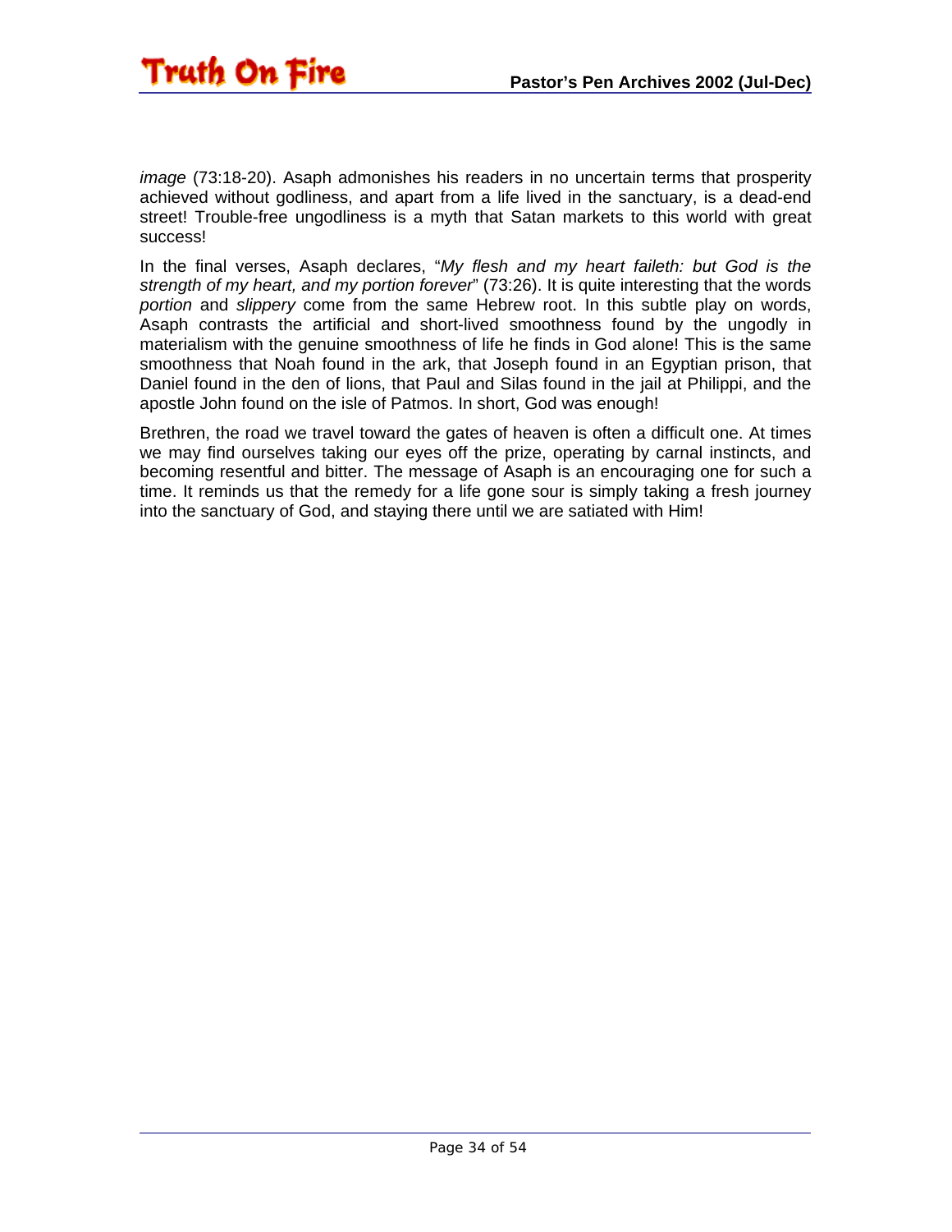*image* (73:18-20). Asaph admonishes his readers in no uncertain terms that prosperity achieved without godliness, and apart from a life lived in the sanctuary, is a dead-end street! Trouble-free ungodliness is a myth that Satan markets to this world with great success!

In the final verses, Asaph declares, "*My flesh and my heart faileth: but God is the strength of my heart, and my portion forever*" (73:26). It is quite interesting that the words *portion* and *slippery* come from the same Hebrew root. In this subtle play on words, Asaph contrasts the artificial and short-lived smoothness found by the ungodly in materialism with the genuine smoothness of life he finds in God alone! This is the same smoothness that Noah found in the ark, that Joseph found in an Egyptian prison, that Daniel found in the den of lions, that Paul and Silas found in the jail at Philippi, and the apostle John found on the isle of Patmos. In short, God was enough!

Brethren, the road we travel toward the gates of heaven is often a difficult one. At times we may find ourselves taking our eyes off the prize, operating by carnal instincts, and becoming resentful and bitter. The message of Asaph is an encouraging one for such a time. It reminds us that the remedy for a life gone sour is simply taking a fresh journey into the sanctuary of God, and staying there until we are satiated with Him!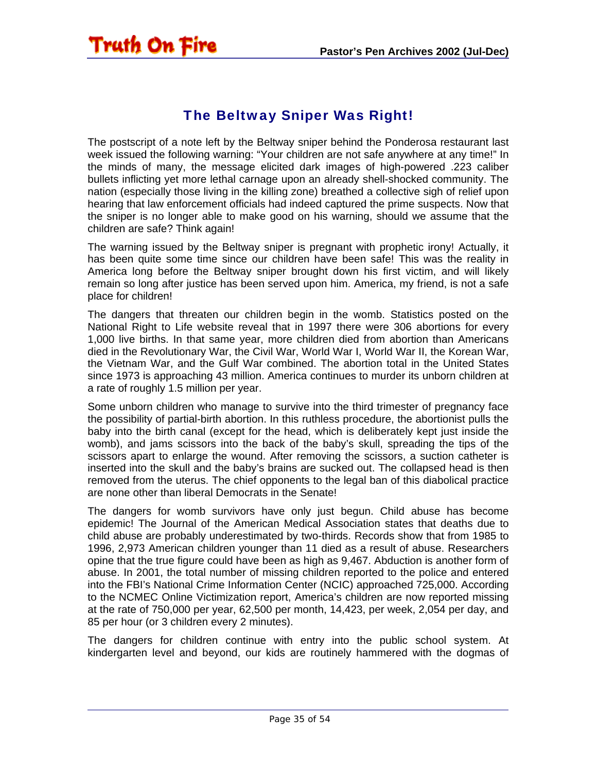## The Beltway Sniper Was Right!

The postscript of a note left by the Beltway sniper behind the Ponderosa restaurant last week issued the following warning: "Your children are not safe anywhere at any time!" In the minds of many, the message elicited dark images of high-powered .223 caliber bullets inflicting yet more lethal carnage upon an already shell-shocked community. The nation (especially those living in the killing zone) breathed a collective sigh of relief upon hearing that law enforcement officials had indeed captured the prime suspects. Now that the sniper is no longer able to make good on his warning, should we assume that the children are safe? Think again!

The warning issued by the Beltway sniper is pregnant with prophetic irony! Actually, it has been quite some time since our children have been safe! This was the reality in America long before the Beltway sniper brought down his first victim, and will likely remain so long after justice has been served upon him. America, my friend, is not a safe place for children!

The dangers that threaten our children begin in the womb. Statistics posted on the National Right to Life website reveal that in 1997 there were 306 abortions for every 1,000 live births. In that same year, more children died from abortion than Americans died in the Revolutionary War, the Civil War, World War I, World War II, the Korean War, the Vietnam War, and the Gulf War combined. The abortion total in the United States since 1973 is approaching 43 million. America continues to murder its unborn children at a rate of roughly 1.5 million per year.

Some unborn children who manage to survive into the third trimester of pregnancy face the possibility of partial-birth abortion. In this ruthless procedure, the abortionist pulls the baby into the birth canal (except for the head, which is deliberately kept just inside the womb), and jams scissors into the back of the baby's skull, spreading the tips of the scissors apart to enlarge the wound. After removing the scissors, a suction catheter is inserted into the skull and the baby's brains are sucked out. The collapsed head is then removed from the uterus. The chief opponents to the legal ban of this diabolical practice are none other than liberal Democrats in the Senate!

The dangers for womb survivors have only just begun. Child abuse has become epidemic! The Journal of the American Medical Association states that deaths due to child abuse are probably underestimated by two-thirds. Records show that from 1985 to 1996, 2,973 American children younger than 11 died as a result of abuse. Researchers opine that the true figure could have been as high as 9,467. Abduction is another form of abuse. In 2001, the total number of missing children reported to the police and entered into the FBI's National Crime Information Center (NCIC) approached 725,000. According to the NCMEC Online Victimization report, America's children are now reported missing at the rate of 750,000 per year, 62,500 per month, 14,423, per week, 2,054 per day, and 85 per hour (or 3 children every 2 minutes).

The dangers for children continue with entry into the public school system. At kindergarten level and beyond, our kids are routinely hammered with the dogmas of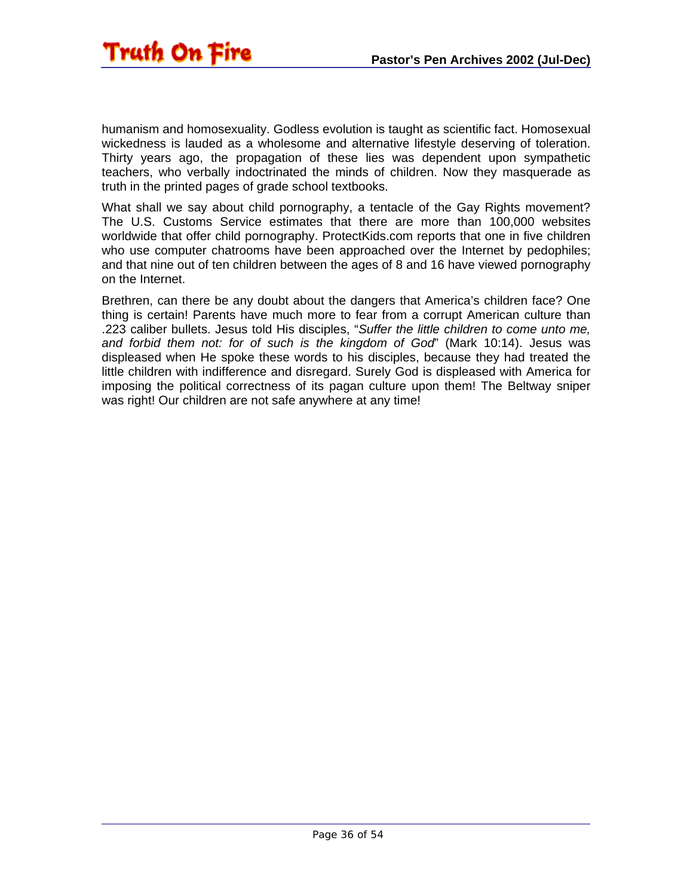humanism and homosexuality. Godless evolution is taught as scientific fact. Homosexual wickedness is lauded as a wholesome and alternative lifestyle deserving of toleration. Thirty years ago, the propagation of these lies was dependent upon sympathetic teachers, who verbally indoctrinated the minds of children. Now they masquerade as truth in the printed pages of grade school textbooks.

What shall we say about child pornography, a tentacle of the Gay Rights movement? The U.S. Customs Service estimates that there are more than 100,000 websites worldwide that offer child pornography. ProtectKids.com reports that one in five children who use computer chatrooms have been approached over the Internet by pedophiles; and that nine out of ten children between the ages of 8 and 16 have viewed pornography on the Internet.

Brethren, can there be any doubt about the dangers that America's children face? One thing is certain! Parents have much more to fear from a corrupt American culture than .223 caliber bullets. Jesus told His disciples, "*Suffer the little children to come unto me, and forbid them not: for of such is the kingdom of God*" (Mark 10:14). Jesus was displeased when He spoke these words to his disciples, because they had treated the little children with indifference and disregard. Surely God is displeased with America for imposing the political correctness of its pagan culture upon them! The Beltway sniper was right! Our children are not safe anywhere at any time!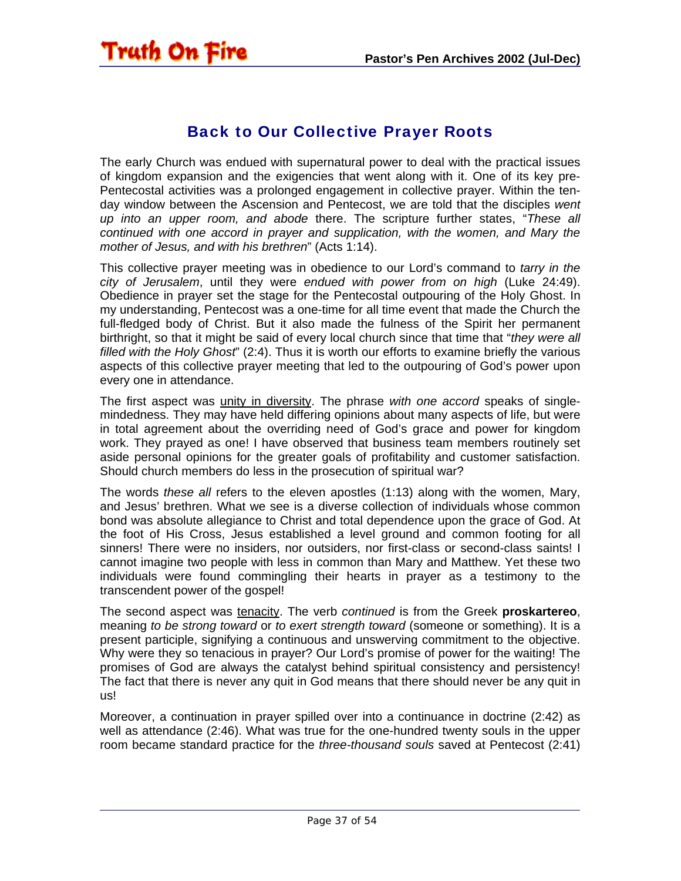## Back to Our Collective Prayer Roots

The early Church was endued with supernatural power to deal with the practical issues of kingdom expansion and the exigencies that went along with it. One of its key pre-Pentecostal activities was a prolonged engagement in collective prayer. Within the ten-day window between the Ascension and Pentecost, we are told that the disciples *went up into an upper room, and abode* there. The scripture further states, "*These all continued with one accord in prayer and supplication, with the women, and Mary the mother of Jesus, and with his brethren*" (Acts 1:14).

This collective prayer meeting was in obedience to our Lord's command to *tarry in the city of Jerusalem*, until they were *endued with power from on high* (Luke 24:49). Obedience in prayer set the stage for the Pentecostal outpouring of the Holy Ghost. In my understanding, Pentecost was a one-time for all time event that made the Church the full-fledged body of Christ. But it also made the fulness of the Spirit her permanent birthright, so that it might be said of every local church since that time that "*they were all filled with the Holy Ghost*" (2:4). Thus it is worth our efforts to examine briefly the various aspects of this collective prayer meeting that led to the outpouring of God's power upon every one in attendance.

The first aspect was <u>unity in diversity</u>. The phrase *with one accord* speaks of single-mindedness. They may have held differing opinions about many aspects of life, but were in total agreement about the overriding need of God's grace and power for kingdom work. They prayed as one! I have observed that business team members routinely set aside personal opinions for the greater goals of profitability and customer satisfaction. Should church members do less in the prosecution of spiritual war?

The words *these all* refers to the eleven apostles (1:13) along with the women, Mary, and Jesus' brethren. What we see is a diverse collection of individuals whose common bond was absolute allegiance to Christ and total dependence upon the grace of God. At the foot of His Cross, Jesus established a level ground and common footing for all sinners! There were no insiders, nor outsiders, nor first-class or second-class saints! I cannot imagine two people with less in common than Mary and Matthew. Yet these two individuals were found commingling their hearts in prayer as a testimony to the transcendent power of the gospel!

The second aspect was <u>tenacity</u>. The verb *continued* is from the Greek **proskartereo**, meaning *to be strong toward* or *to exert strength toward* (someone or something). It is a present participle, signifying a continuous and unswerving commitment to the objective. Why were they so tenacious in prayer? Our Lord's promise of power for the waiting! The promises of God are always the catalyst behind spiritual consistency and persistency! The fact that there is never any quit in God means that there should never be any quit in us!

Moreover, a continuation in prayer spilled over into a continuance in doctrine (2:42) as well as attendance (2:46). What was true for the one-hundred twenty souls in the upper room became standard practice for the *three-thousand souls* saved at Pentecost (2:41)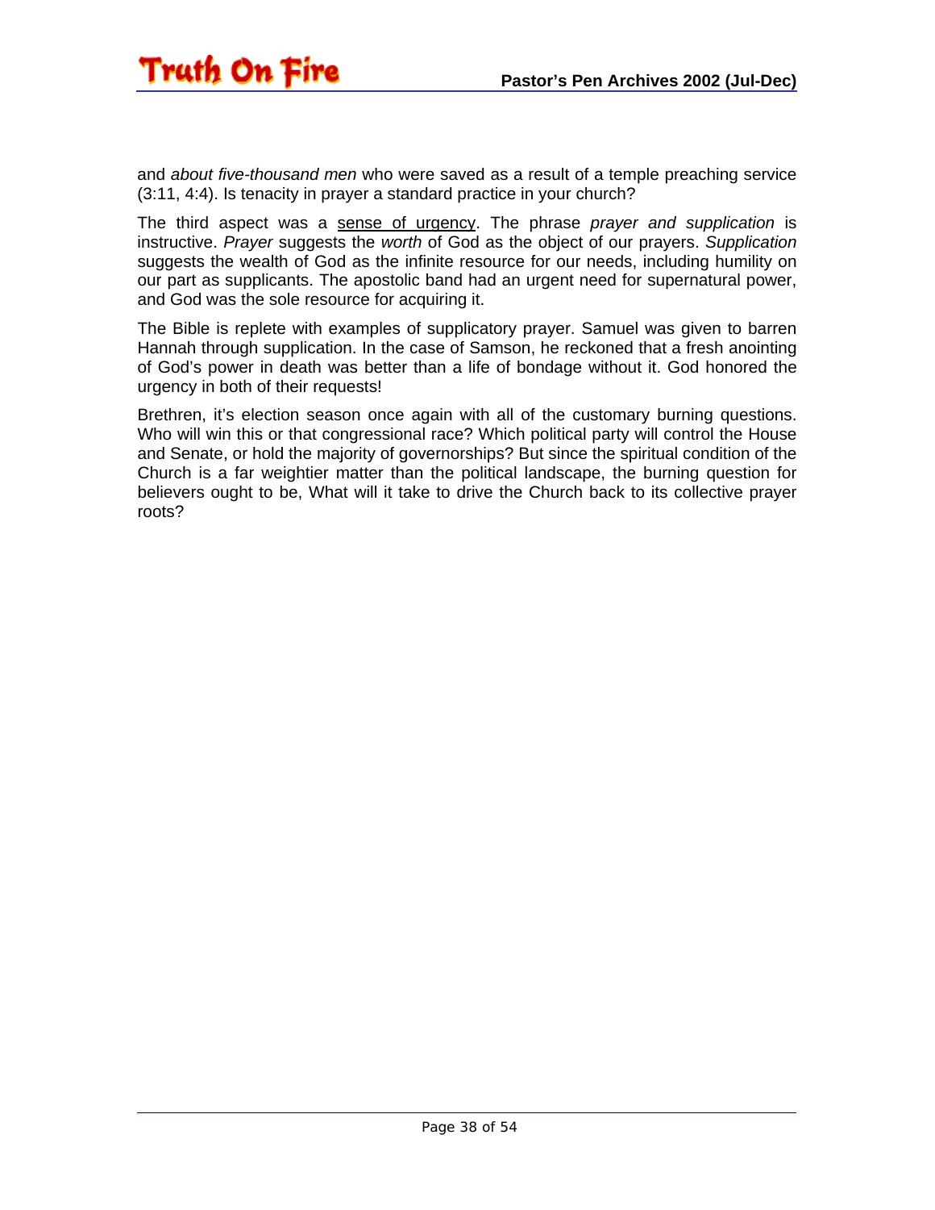and *about five-thousand men* who were saved as a result of a temple preaching service (3:11, 4:4). Is tenacity in prayer a standard practice in your church?

The third aspect was a <u>sense of urgency</u>. The phrase *prayer and supplication* is instructive. *Prayer* suggests the *worth* of God as the object of our prayers. *Supplication* suggests the wealth of God as the infinite resource for our needs, including humility on our part as supplicants. The apostolic band had an urgent need for supernatural power, and God was the sole resource for acquiring it.

The Bible is replete with examples of supplicatory prayer. Samuel was given to barren Hannah through supplication. In the case of Samson, he reckoned that a fresh anointing of God's power in death was better than a life of bondage without it. God honored the urgency in both of their requests!

Brethren, it's election season once again with all of the customary burning questions. Who will win this or that congressional race? Which political party will control the House and Senate, or hold the majority of governorships? But since the spiritual condition of the Church is a far weightier matter than the political landscape, the burning question for believers ought to be, What will it take to drive the Church back to its collective prayer roots?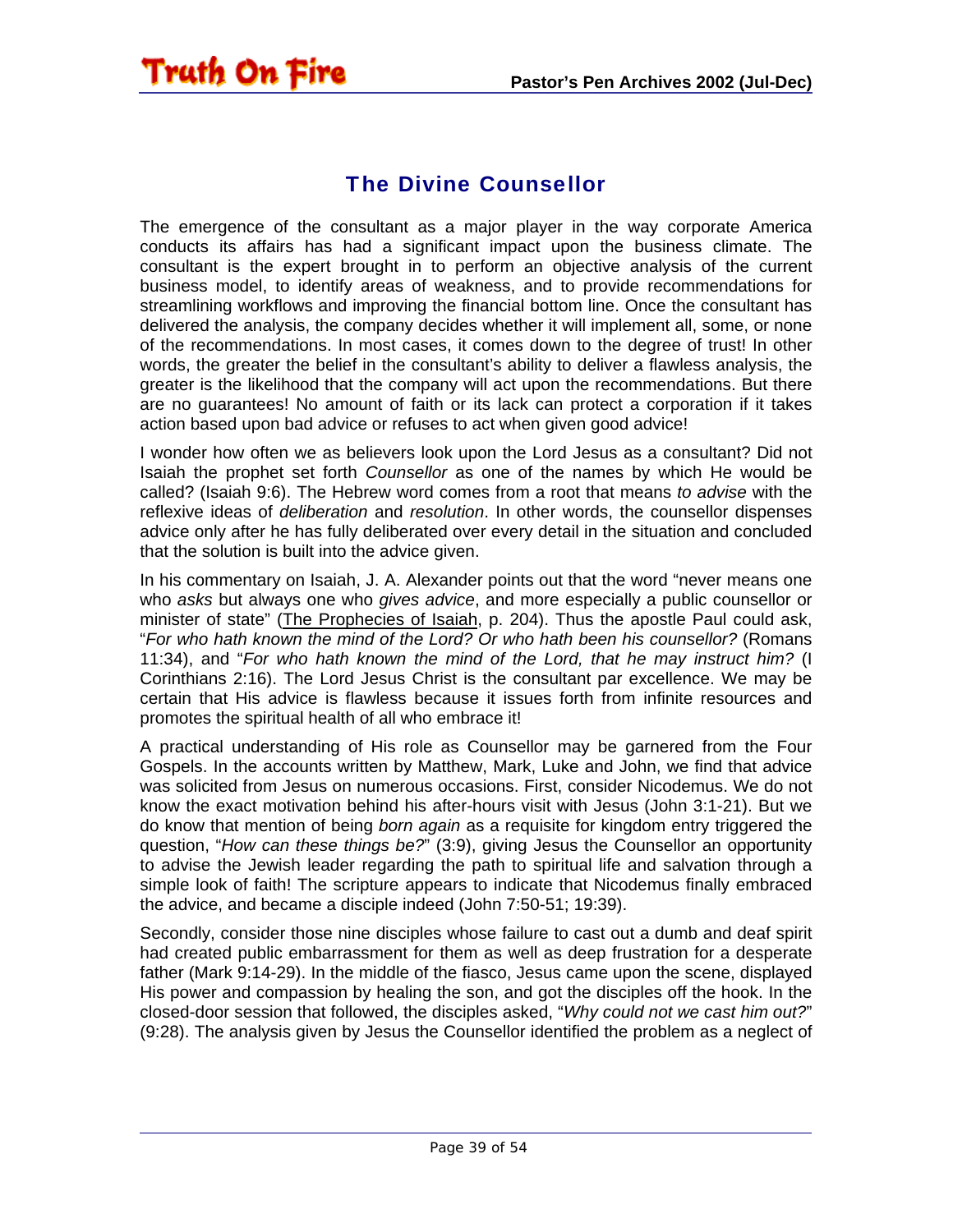## The Divine Counsellor

The emergence of the consultant as a major player in the way corporate America conducts its affairs has had a significant impact upon the business climate. The consultant is the expert brought in to perform an objective analysis of the current business model, to identify areas of weakness, and to provide recommendations for streamlining workflows and improving the financial bottom line. Once the consultant has delivered the analysis, the company decides whether it will implement all, some, or none of the recommendations. In most cases, it comes down to the degree of trust! In other words, the greater the belief in the consultant's ability to deliver a flawless analysis, the greater is the likelihood that the company will act upon the recommendations. But there are no guarantees! No amount of faith or its lack can protect a corporation if it takes action based upon bad advice or refuses to act when given good advice!

I wonder how often we as believers look upon the Lord Jesus as a consultant? Did not Isaiah the prophet set forth *Counsellor* as one of the names by which He would be called? (Isaiah 9:6). The Hebrew word comes from a root that means *to advise* with the reflexive ideas of *deliberation* and *resolution*. In other words, the counsellor dispenses advice only after he has fully deliberated over every detail in the situation and concluded that the solution is built into the advice given.

In his commentary on Isaiah, J. A. Alexander points out that the word "never means one who *asks* but always one who *gives advice*, and more especially a public counsellor or minister of state" (The Prophecies of Isaiah, p. 204). Thus the apostle Paul could ask, "*For who hath known the mind of the Lord? Or who hath been his counsellor?* (Romans 11:34), and "*For who hath known the mind of the Lord, that he may instruct him?* (I Corinthians 2:16). The Lord Jesus Christ is the consultant par excellence. We may be certain that His advice is flawless because it issues forth from infinite resources and promotes the spiritual health of all who embrace it!

A practical understanding of His role as Counsellor may be garnered from the Four Gospels. In the accounts written by Matthew, Mark, Luke and John, we find that advice was solicited from Jesus on numerous occasions. First, consider Nicodemus. We do not know the exact motivation behind his after-hours visit with Jesus (John 3:1-21). But we do know that mention of being *born again* as a requisite for kingdom entry triggered the question, "*How can these things be?*" (3:9), giving Jesus the Counsellor an opportunity to advise the Jewish leader regarding the path to spiritual life and salvation through a simple look of faith! The scripture appears to indicate that Nicodemus finally embraced the advice, and became a disciple indeed (John 7:50-51; 19:39).

Secondly, consider those nine disciples whose failure to cast out a dumb and deaf spirit had created public embarrassment for them as well as deep frustration for a desperate father (Mark 9:14-29). In the middle of the fiasco, Jesus came upon the scene, displayed His power and compassion by healing the son, and got the disciples off the hook. In the closed-door session that followed, the disciples asked, "*Why could not we cast him out?*" (9:28). The analysis given by Jesus the Counsellor identified the problem as a neglect of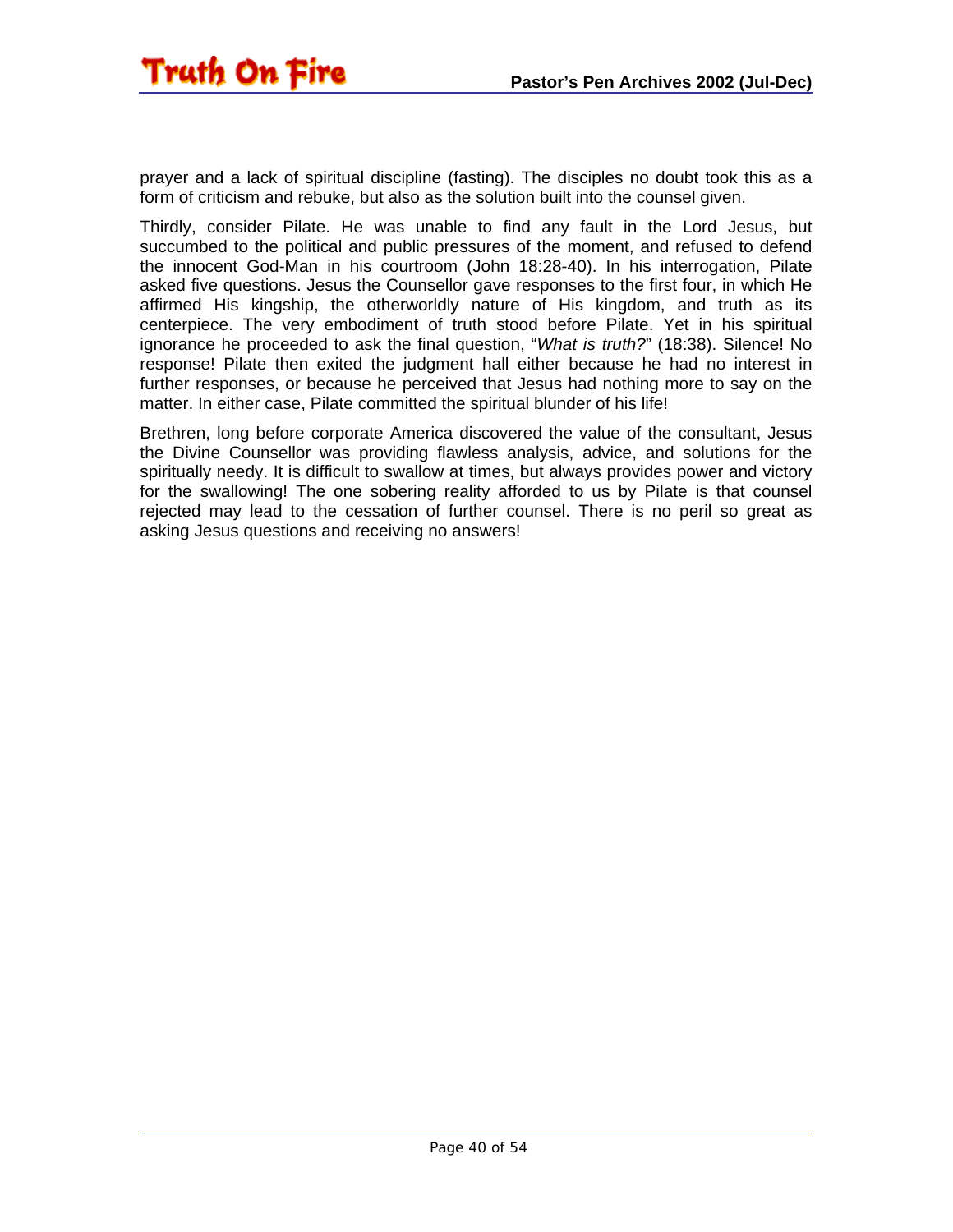prayer and a lack of spiritual discipline (fasting). The disciples no doubt took this as a form of criticism and rebuke, but also as the solution built into the counsel given.

Thirdly, consider Pilate. He was unable to find any fault in the Lord Jesus, but succumbed to the political and public pressures of the moment, and refused to defend the innocent God-Man in his courtroom (John 18:28-40). In his interrogation, Pilate asked five questions. Jesus the Counsellor gave responses to the first four, in which He affirmed His kingship, the otherworldly nature of His kingdom, and truth as its centerpiece. The very embodiment of truth stood before Pilate. Yet in his spiritual ignorance he proceeded to ask the final question, "*What is truth?*" (18:38). Silence! No response! Pilate then exited the judgment hall either because he had no interest in further responses, or because he perceived that Jesus had nothing more to say on the matter. In either case, Pilate committed the spiritual blunder of his life!

Brethren, long before corporate America discovered the value of the consultant, Jesus the Divine Counsellor was providing flawless analysis, advice, and solutions for the spiritually needy. It is difficult to swallow at times, but always provides power and victory for the swallowing! The one sobering reality afforded to us by Pilate is that counsel rejected may lead to the cessation of further counsel. There is no peril so great as asking Jesus questions and receiving no answers!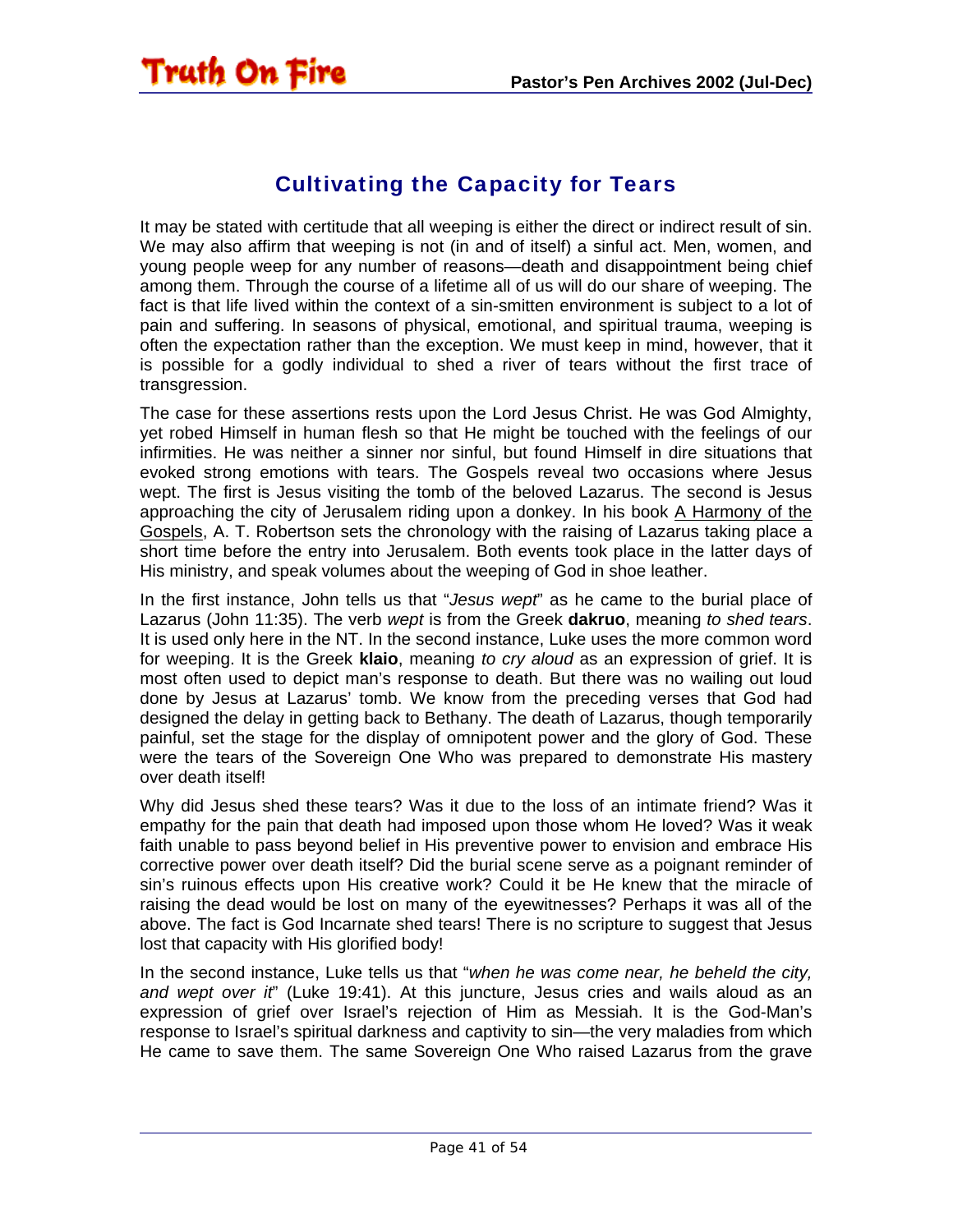## Cultivating the Capacity for Tears

It may be stated with certitude that all weeping is either the direct or indirect result of sin. We may also affirm that weeping is not (in and of itself) a sinful act. Men, women, and young people weep for any number of reasons—death and disappointment being chief among them. Through the course of a lifetime all of us will do our share of weeping. The fact is that life lived within the context of a sin-smitten environment is subject to a lot of pain and suffering. In seasons of physical, emotional, and spiritual trauma, weeping is often the expectation rather than the exception. We must keep in mind, however, that it is possible for a godly individual to shed a river of tears without the first trace of transgression.

The case for these assertions rests upon the Lord Jesus Christ. He was God Almighty, yet robed Himself in human flesh so that He might be touched with the feelings of our infirmities. He was neither a sinner nor sinful, but found Himself in dire situations that evoked strong emotions with tears. The Gospels reveal two occasions where Jesus wept. The first is Jesus visiting the tomb of the beloved Lazarus. The second is Jesus approaching the city of Jerusalem riding upon a donkey. In his book A Harmony of the Gospels, A. T. Robertson sets the chronology with the raising of Lazarus taking place a short time before the entry into Jerusalem. Both events took place in the latter days of His ministry, and speak volumes about the weeping of God in shoe leather.

In the first instance, John tells us that "*Jesus wept*" as he came to the burial place of Lazarus (John 11:35). The verb *wept* is from the Greek **dakruo**, meaning *to shed tears*. It is used only here in the NT. In the second instance, Luke uses the more common word for weeping. It is the Greek **klaio**, meaning *to cry aloud* as an expression of grief. It is most often used to depict man's response to death. But there was no wailing out loud done by Jesus at Lazarus' tomb. We know from the preceding verses that God had designed the delay in getting back to Bethany. The death of Lazarus, though temporarily painful, set the stage for the display of omnipotent power and the glory of God. These were the tears of the Sovereign One Who was prepared to demonstrate His mastery over death itself!

Why did Jesus shed these tears? Was it due to the loss of an intimate friend? Was it empathy for the pain that death had imposed upon those whom He loved? Was it weak faith unable to pass beyond belief in His preventive power to envision and embrace His corrective power over death itself? Did the burial scene serve as a poignant reminder of sin's ruinous effects upon His creative work? Could it be He knew that the miracle of raising the dead would be lost on many of the eyewitnesses? Perhaps it was all of the above. The fact is God Incarnate shed tears! There is no scripture to suggest that Jesus lost that capacity with His glorified body!

In the second instance, Luke tells us that "*when he was come near, he beheld the city, and wept over it*" (Luke 19:41). At this juncture, Jesus cries and wails aloud as an expression of grief over Israel's rejection of Him as Messiah. It is the God-Man's response to Israel's spiritual darkness and captivity to sin—the very maladies from which He came to save them. The same Sovereign One Who raised Lazarus from the grave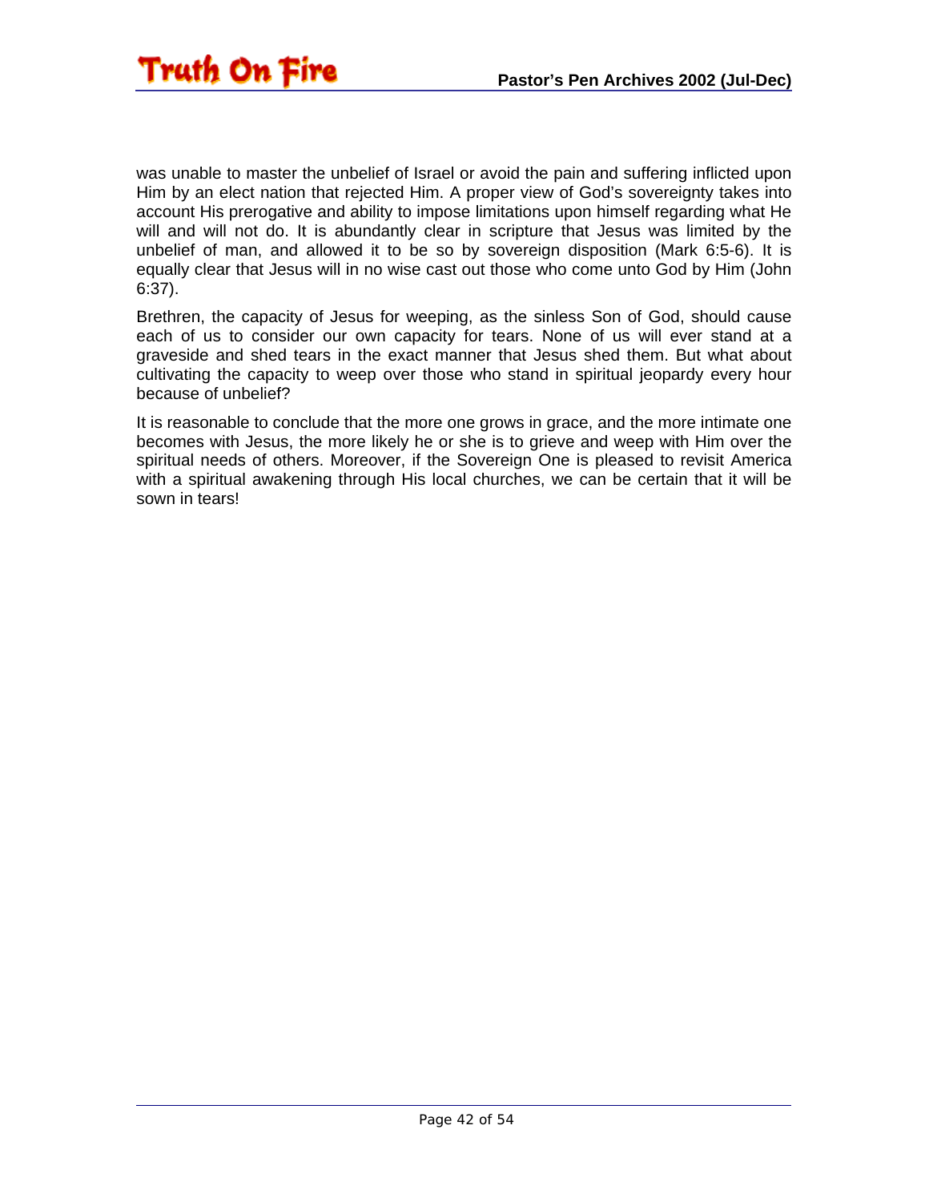was unable to master the unbelief of Israel or avoid the pain and suffering inflicted upon Him by an elect nation that rejected Him. A proper view of God's sovereignty takes into account His prerogative and ability to impose limitations upon himself regarding what He will and will not do. It is abundantly clear in scripture that Jesus was limited by the unbelief of man, and allowed it to be so by sovereign disposition (Mark 6:5-6). It is equally clear that Jesus will in no wise cast out those who come unto God by Him (John 6:37).

Brethren, the capacity of Jesus for weeping, as the sinless Son of God, should cause each of us to consider our own capacity for tears. None of us will ever stand at a graveside and shed tears in the exact manner that Jesus shed them. But what about cultivating the capacity to weep over those who stand in spiritual jeopardy every hour because of unbelief?

It is reasonable to conclude that the more one grows in grace, and the more intimate one becomes with Jesus, the more likely he or she is to grieve and weep with Him over the spiritual needs of others. Moreover, if the Sovereign One is pleased to revisit America with a spiritual awakening through His local churches, we can be certain that it will be sown in tears!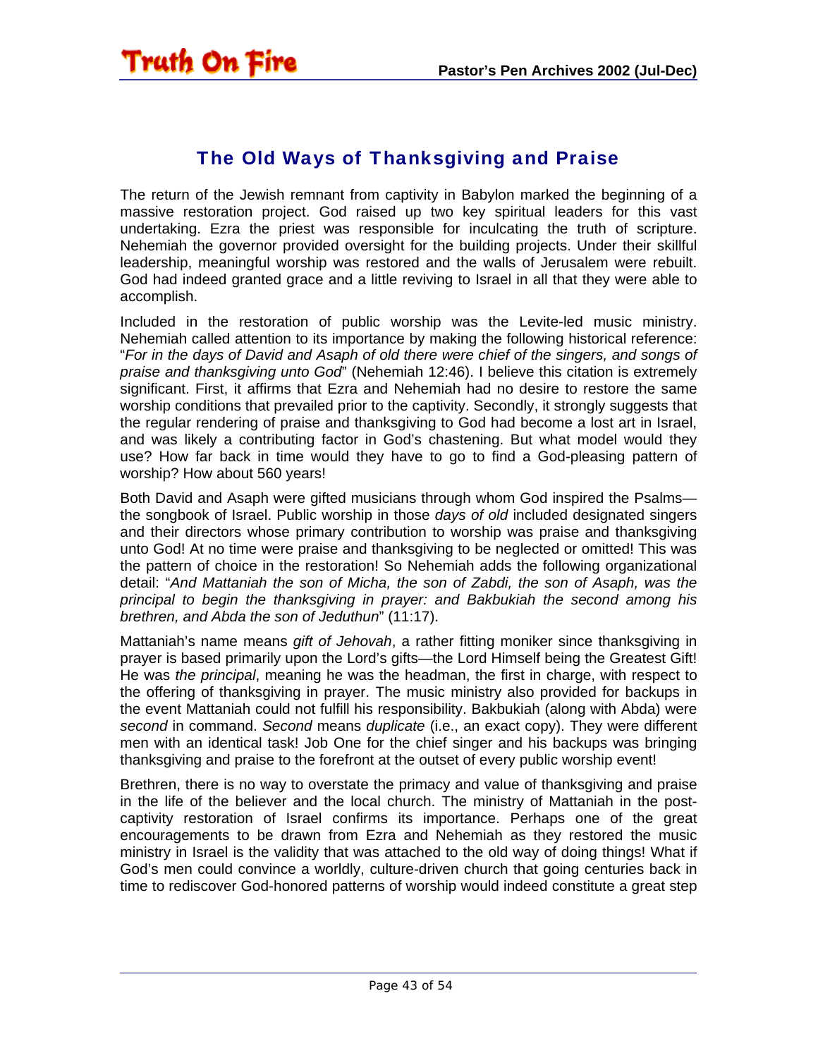## The Old Ways of Thanksgiving and Praise

The return of the Jewish remnant from captivity in Babylon marked the beginning of a massive restoration project. God raised up two key spiritual leaders for this vast undertaking. Ezra the priest was responsible for inculcating the truth of scripture. Nehemiah the governor provided oversight for the building projects. Under their skillful leadership, meaningful worship was restored and the walls of Jerusalem were rebuilt. God had indeed granted grace and a little reviving to Israel in all that they were able to accomplish.

Included in the restoration of public worship was the Levite-led music ministry. Nehemiah called attention to its importance by making the following historical reference: "*For in the days of David and Asaph of old there were chief of the singers, and songs of praise and thanksgiving unto God*" (Nehemiah 12:46). I believe this citation is extremely significant. First, it affirms that Ezra and Nehemiah had no desire to restore the same worship conditions that prevailed prior to the captivity. Secondly, it strongly suggests that the regular rendering of praise and thanksgiving to God had become a lost art in Israel, and was likely a contributing factor in God's chastening. But what model would they use? How far back in time would they have to go to find a God-pleasing pattern of worship? How about 560 years!

Both David and Asaph were gifted musicians through whom God inspired the Psalms—the songbook of Israel. Public worship in those *days of old* included designated singers and their directors whose primary contribution to worship was praise and thanksgiving unto God! At no time were praise and thanksgiving to be neglected or omitted! This was the pattern of choice in the restoration! So Nehemiah adds the following organizational detail: "*And Mattaniah the son of Micha, the son of Zabdi, the son of Asaph, was the principal to begin the thanksgiving in prayer: and Bakbukiah the second among his brethren, and Abda the son of Jeduthun*" (11:17).

Mattaniah's name means *gift of Jehovah*, a rather fitting moniker since thanksgiving in prayer is based primarily upon the Lord's gifts—the Lord Himself being the Greatest Gift! He was *the principal*, meaning he was the headman, the first in charge, with respect to the offering of thanksgiving in prayer. The music ministry also provided for backups in the event Mattaniah could not fulfill his responsibility. Bakbukiah (along with Abda) were *second* in command. *Second* means *duplicate* (i.e., an exact copy). They were different men with an identical task! Job One for the chief singer and his backups was bringing thanksgiving and praise to the forefront at the outset of every public worship event!

Brethren, there is no way to overstate the primacy and value of thanksgiving and praise in the life of the believer and the local church. The ministry of Mattaniah in the post-captivity restoration of Israel confirms its importance. Perhaps one of the great encouragements to be drawn from Ezra and Nehemiah as they restored the music ministry in Israel is the validity that was attached to the old way of doing things! What if God's men could convince a worldly, culture-driven church that going centuries back in time to rediscover God-honored patterns of worship would indeed constitute a great step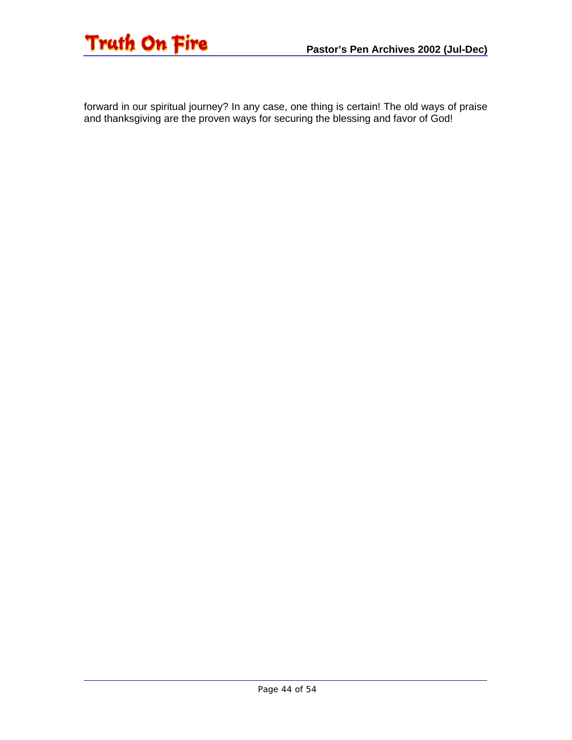forward in our spiritual journey? In any case, one thing is certain! The old ways of praise and thanksgiving are the proven ways for securing the blessing and favor of God!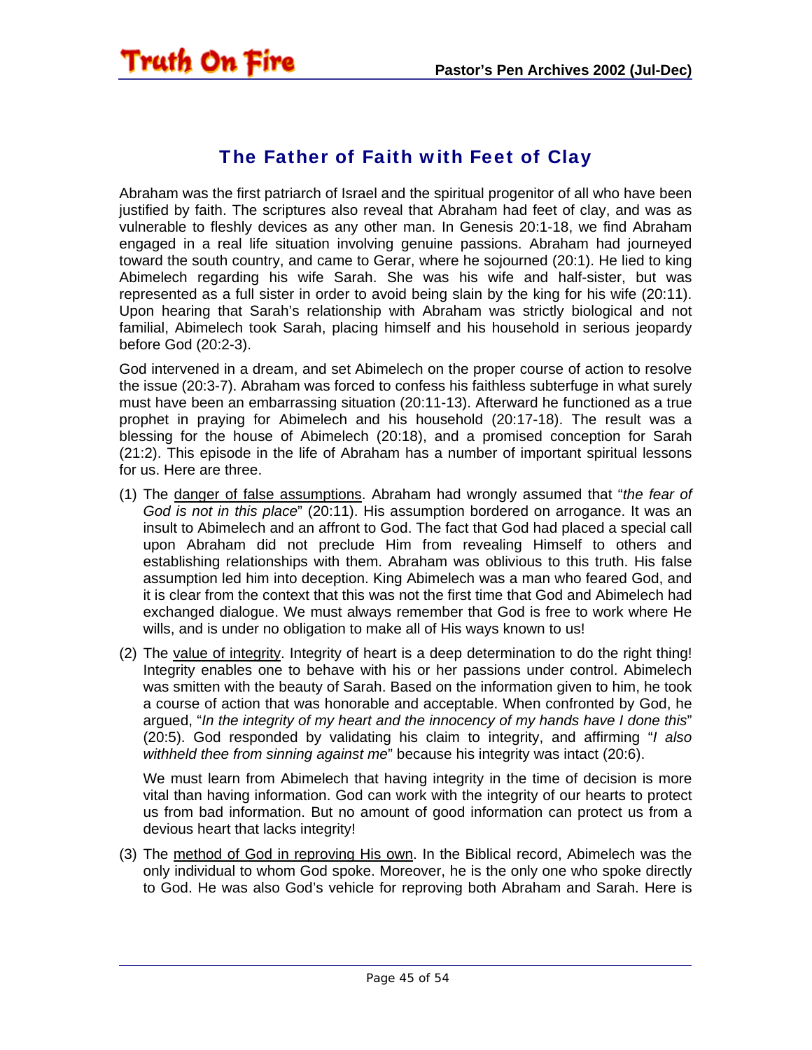## The Father of Faith with Feet of Clay

Abraham was the first patriarch of Israel and the spiritual progenitor of all who have been justified by faith. The scriptures also reveal that Abraham had feet of clay, and was as vulnerable to fleshly devices as any other man. In Genesis 20:1-18, we find Abraham engaged in a real life situation involving genuine passions. Abraham had journeyed toward the south country, and came to Gerar, where he sojourned (20:1). He lied to king Abimelech regarding his wife Sarah. She was his wife and half-sister, but was represented as a full sister in order to avoid being slain by the king for his wife (20:11). Upon hearing that Sarah's relationship with Abraham was strictly biological and not familial, Abimelech took Sarah, placing himself and his household in serious jeopardy before God (20:2-3).

God intervened in a dream, and set Abimelech on the proper course of action to resolve the issue (20:3-7). Abraham was forced to confess his faithless subterfuge in what surely must have been an embarrassing situation (20:11-13). Afterward he functioned as a true prophet in praying for Abimelech and his household (20:17-18). The result was a blessing for the house of Abimelech (20:18), and a promised conception for Sarah (21:2). This episode in the life of Abraham has a number of important spiritual lessons for us. Here are three.

(1) The <u>danger of false assumptions</u>. Abraham had wrongly assumed that "*the fear of God is not in this place*" (20:11). His assumption bordered on arrogance. It was an insult to Abimelech and an affront to God. The fact that God had placed a special call upon Abraham did not preclude Him from revealing Himself to others and establishing relationships with them. Abraham was oblivious to this truth. His false assumption led him into deception. King Abimelech was a man who feared God, and it is clear from the context that this was not the first time that God and Abimelech had exchanged dialogue. We must always remember that God is free to work where He wills, and is under no obligation to make all of His ways known to us!

(2) The <u>value of integrity</u>. Integrity of heart is a deep determination to do the right thing! Integrity enables one to behave with his or her passions under control. Abimelech was smitten with the beauty of Sarah. Based on the information given to him, he took a course of action that was honorable and acceptable. When confronted by God, he argued, "*In the integrity of my heart and the innocency of my hands have I done this*" (20:5). God responded by validating his claim to integrity, and affirming "*I also withheld thee from sinning against me*" because his integrity was intact (20:6).

    We must learn from Abimelech that having integrity in the time of decision is more vital than having information. God can work with the integrity of our hearts to protect us from bad information. But no amount of good information can protect us from a devious heart that lacks integrity!

(3) The <u>method of God in reproving His own</u>. In the Biblical record, Abimelech was the only individual to whom God spoke. Moreover, he is the only one who spoke directly to God. He was also God's vehicle for reproving both Abraham and Sarah. Here is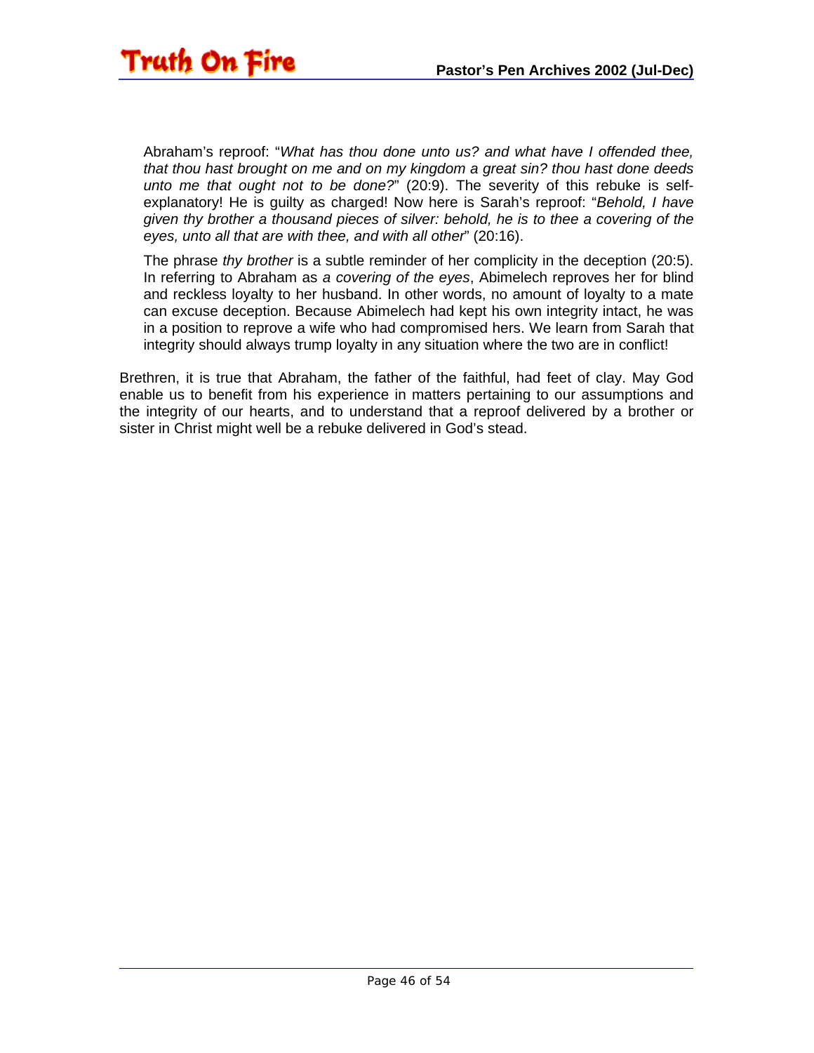Abraham's reproof: "*What has thou done unto us? and what have I offended thee, that thou hast brought on me and on my kingdom a great sin? thou hast done deeds unto me that ought not to be done?*" (20:9). The severity of this rebuke is self-explanatory! He is guilty as charged! Now here is Sarah's reproof: "*Behold, I have given thy brother a thousand pieces of silver: behold, he is to thee a covering of the eyes, unto all that are with thee, and with all other*" (20:16).

The phrase *thy brother* is a subtle reminder of her complicity in the deception (20:5). In referring to Abraham as *a covering of the eyes*, Abimelech reproves her for blind and reckless loyalty to her husband. In other words, no amount of loyalty to a mate can excuse deception. Because Abimelech had kept his own integrity intact, he was in a position to reprove a wife who had compromised hers. We learn from Sarah that integrity should always trump loyalty in any situation where the two are in conflict!

Brethren, it is true that Abraham, the father of the faithful, had feet of clay. May God enable us to benefit from his experience in matters pertaining to our assumptions and the integrity of our hearts, and to understand that a reproof delivered by a brother or sister in Christ might well be a rebuke delivered in God's stead.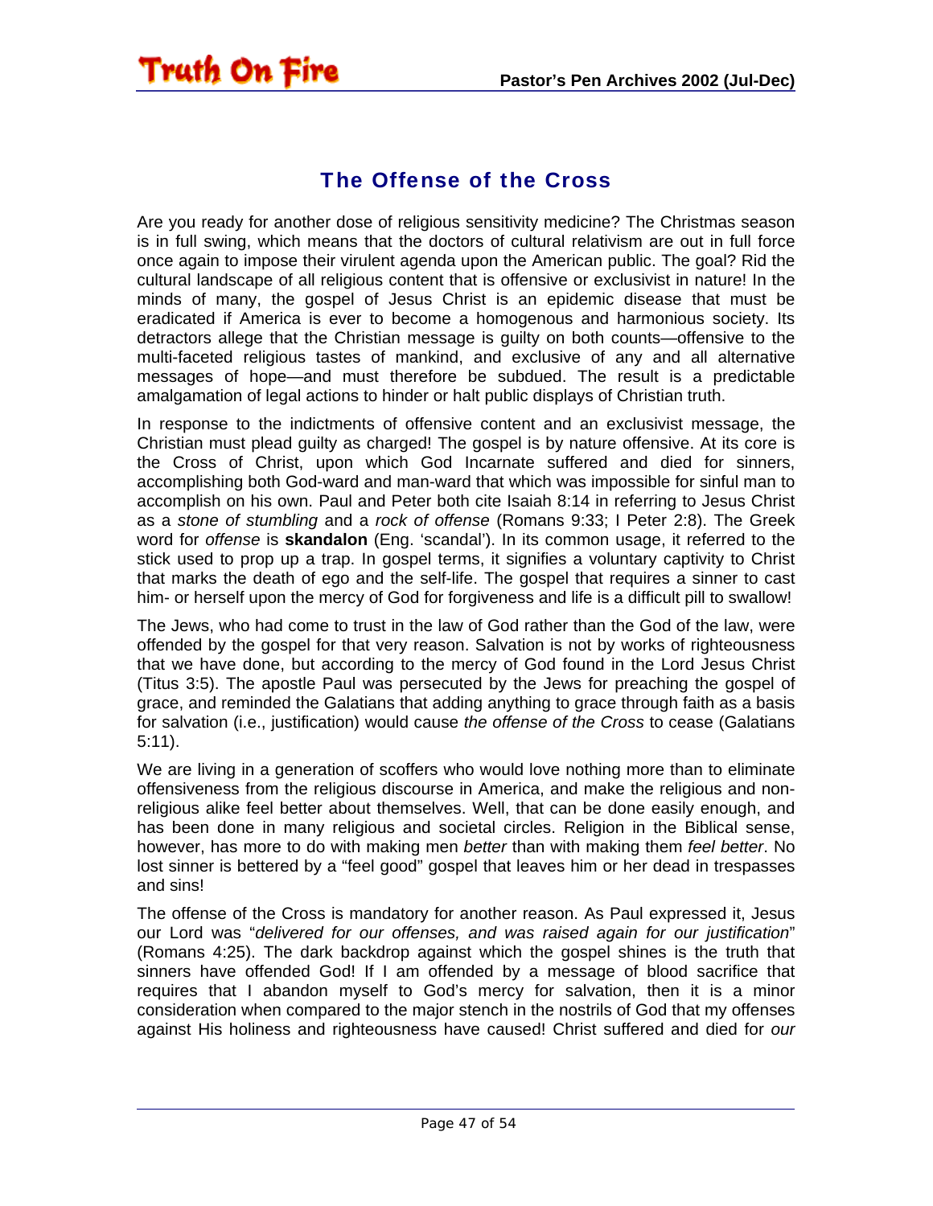## The Offense of the Cross

Are you ready for another dose of religious sensitivity medicine? The Christmas season is in full swing, which means that the doctors of cultural relativism are out in full force once again to impose their virulent agenda upon the American public. The goal? Rid the cultural landscape of all religious content that is offensive or exclusivist in nature! In the minds of many, the gospel of Jesus Christ is an epidemic disease that must be eradicated if America is ever to become a homogenous and harmonious society. Its detractors allege that the Christian message is guilty on both counts—offensive to the multi-faceted religious tastes of mankind, and exclusive of any and all alternative messages of hope—and must therefore be subdued. The result is a predictable amalgamation of legal actions to hinder or halt public displays of Christian truth.

In response to the indictments of offensive content and an exclusivist message, the Christian must plead guilty as charged! The gospel is by nature offensive. At its core is the Cross of Christ, upon which God Incarnate suffered and died for sinners, accomplishing both God-ward and man-ward that which was impossible for sinful man to accomplish on his own. Paul and Peter both cite Isaiah 8:14 in referring to Jesus Christ as a *stone of stumbling* and a *rock of offense* (Romans 9:33; I Peter 2:8). The Greek word for *offense* is **skandalon** (Eng. 'scandal'). In its common usage, it referred to the stick used to prop up a trap. In gospel terms, it signifies a voluntary captivity to Christ that marks the death of ego and the self-life. The gospel that requires a sinner to cast him- or herself upon the mercy of God for forgiveness and life is a difficult pill to swallow!

The Jews, who had come to trust in the law of God rather than the God of the law, were offended by the gospel for that very reason. Salvation is not by works of righteousness that we have done, but according to the mercy of God found in the Lord Jesus Christ (Titus 3:5). The apostle Paul was persecuted by the Jews for preaching the gospel of grace, and reminded the Galatians that adding anything to grace through faith as a basis for salvation (i.e., justification) would cause *the offense of the Cross* to cease (Galatians 5:11).

We are living in a generation of scoffers who would love nothing more than to eliminate offensiveness from the religious discourse in America, and make the religious and non-religious alike feel better about themselves. Well, that can be done easily enough, and has been done in many religious and societal circles. Religion in the Biblical sense, however, has more to do with making men *better* than with making them *feel better*. No lost sinner is bettered by a "feel good" gospel that leaves him or her dead in trespasses and sins!

The offense of the Cross is mandatory for another reason. As Paul expressed it, Jesus our Lord was "*delivered for our offenses, and was raised again for our justification*" (Romans 4:25). The dark backdrop against which the gospel shines is the truth that sinners have offended God! If I am offended by a message of blood sacrifice that requires that I abandon myself to God's mercy for salvation, then it is a minor consideration when compared to the major stench in the nostrils of God that my offenses against His holiness and righteousness have caused! Christ suffered and died for *our*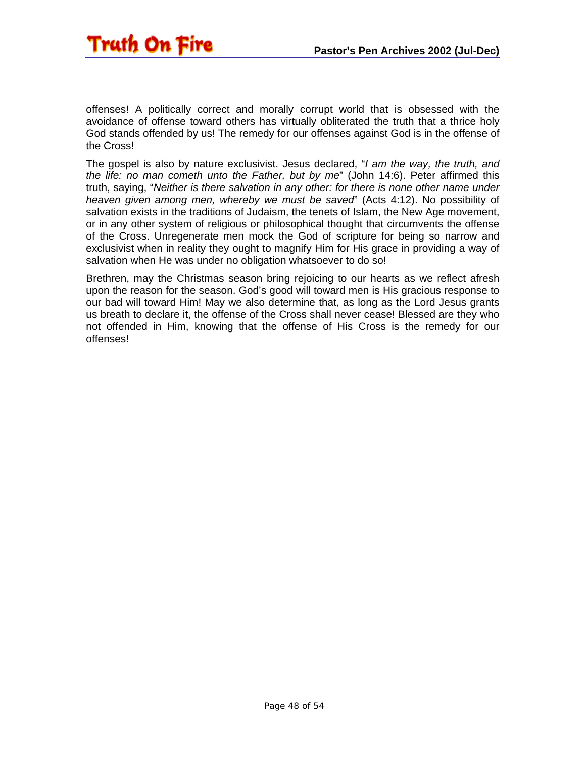offenses! A politically correct and morally corrupt world that is obsessed with the avoidance of offense toward others has virtually obliterated the truth that a thrice holy God stands offended by us! The remedy for our offenses against God is in the offense of the Cross!

The gospel is also by nature exclusivist. Jesus declared, "*I am the way, the truth, and the life: no man cometh unto the Father, but by me*" (John 14:6). Peter affirmed this truth, saying, "*Neither is there salvation in any other: for there is none other name under heaven given among men, whereby we must be saved*" (Acts 4:12). No possibility of salvation exists in the traditions of Judaism, the tenets of Islam, the New Age movement, or in any other system of religious or philosophical thought that circumvents the offense of the Cross. Unregenerate men mock the God of scripture for being so narrow and exclusivist when in reality they ought to magnify Him for His grace in providing a way of salvation when He was under no obligation whatsoever to do so!

Brethren, may the Christmas season bring rejoicing to our hearts as we reflect afresh upon the reason for the season. God's good will toward men is His gracious response to our bad will toward Him! May we also determine that, as long as the Lord Jesus grants us breath to declare it, the offense of the Cross shall never cease! Blessed are they who not offended in Him, knowing that the offense of His Cross is the remedy for our offenses!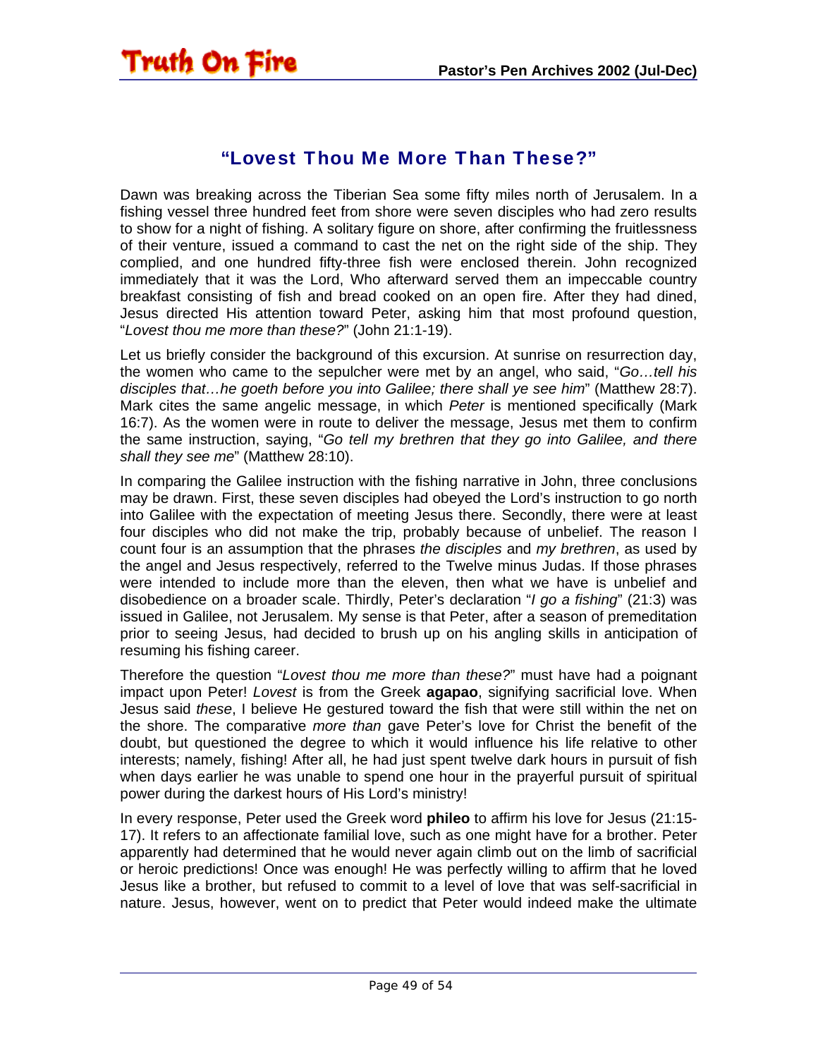## "Lovest Thou Me More Than These?"

Dawn was breaking across the Tiberian Sea some fifty miles north of Jerusalem. In a fishing vessel three hundred feet from shore were seven disciples who had zero results to show for a night of fishing. A solitary figure on shore, after confirming the fruitlessness of their venture, issued a command to cast the net on the right side of the ship. They complied, and one hundred fifty-three fish were enclosed therein. John recognized immediately that it was the Lord, Who afterward served them an impeccable country breakfast consisting of fish and bread cooked on an open fire. After they had dined, Jesus directed His attention toward Peter, asking him that most profound question, "*Lovest thou me more than these?*" (John 21:1-19).

Let us briefly consider the background of this excursion. At sunrise on resurrection day, the women who came to the sepulcher were met by an angel, who said, "*Go…tell his disciples that…he goeth before you into Galilee; there shall ye see him*" (Matthew 28:7). Mark cites the same angelic message, in which *Peter* is mentioned specifically (Mark 16:7). As the women were in route to deliver the message, Jesus met them to confirm the same instruction, saying, "*Go tell my brethren that they go into Galilee, and there shall they see me*" (Matthew 28:10).

In comparing the Galilee instruction with the fishing narrative in John, three conclusions may be drawn. First, these seven disciples had obeyed the Lord's instruction to go north into Galilee with the expectation of meeting Jesus there. Secondly, there were at least four disciples who did not make the trip, probably because of unbelief. The reason I count four is an assumption that the phrases *the disciples* and *my brethren*, as used by the angel and Jesus respectively, referred to the Twelve minus Judas. If those phrases were intended to include more than the eleven, then what we have is unbelief and disobedience on a broader scale. Thirdly, Peter's declaration "*I go a fishing*" (21:3) was issued in Galilee, not Jerusalem. My sense is that Peter, after a season of premeditation prior to seeing Jesus, had decided to brush up on his angling skills in anticipation of resuming his fishing career.

Therefore the question "*Lovest thou me more than these?*" must have had a poignant impact upon Peter! *Lovest* is from the Greek **agapao**, signifying sacrificial love. When Jesus said *these*, I believe He gestured toward the fish that were still within the net on the shore. The comparative *more than* gave Peter's love for Christ the benefit of the doubt, but questioned the degree to which it would influence his life relative to other interests; namely, fishing! After all, he had just spent twelve dark hours in pursuit of fish when days earlier he was unable to spend one hour in the prayerful pursuit of spiritual power during the darkest hours of His Lord's ministry!

In every response, Peter used the Greek word **phileo** to affirm his love for Jesus (21:15-17). It refers to an affectionate familial love, such as one might have for a brother. Peter apparently had determined that he would never again climb out on the limb of sacrificial or heroic predictions! Once was enough! He was perfectly willing to affirm that he loved Jesus like a brother, but refused to commit to a level of love that was self-sacrificial in nature. Jesus, however, went on to predict that Peter would indeed make the ultimate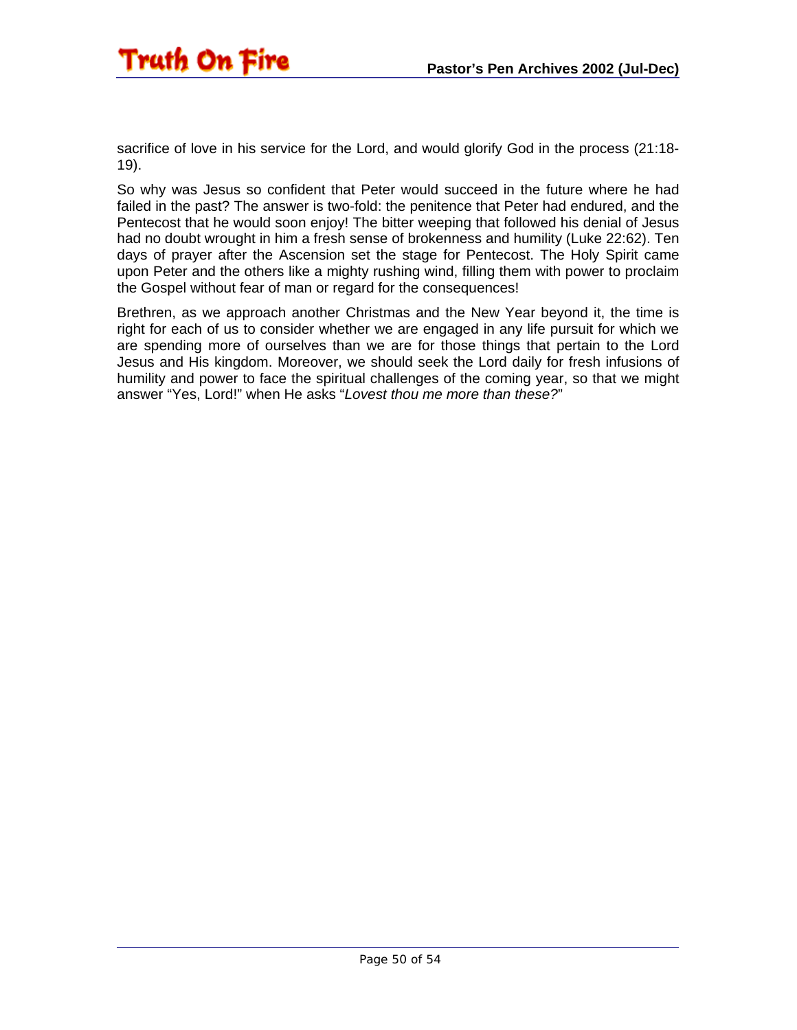sacrifice of love in his service for the Lord, and would glorify God in the process (21:18-19).

So why was Jesus so confident that Peter would succeed in the future where he had failed in the past? The answer is two-fold: the penitence that Peter had endured, and the Pentecost that he would soon enjoy! The bitter weeping that followed his denial of Jesus had no doubt wrought in him a fresh sense of brokenness and humility (Luke 22:62). Ten days of prayer after the Ascension set the stage for Pentecost. The Holy Spirit came upon Peter and the others like a mighty rushing wind, filling them with power to proclaim the Gospel without fear of man or regard for the consequences!

Brethren, as we approach another Christmas and the New Year beyond it, the time is right for each of us to consider whether we are engaged in any life pursuit for which we are spending more of ourselves than we are for those things that pertain to the Lord Jesus and His kingdom. Moreover, we should seek the Lord daily for fresh infusions of humility and power to face the spiritual challenges of the coming year, so that we might answer "Yes, Lord!" when He asks "*Lovest thou me more than these?*"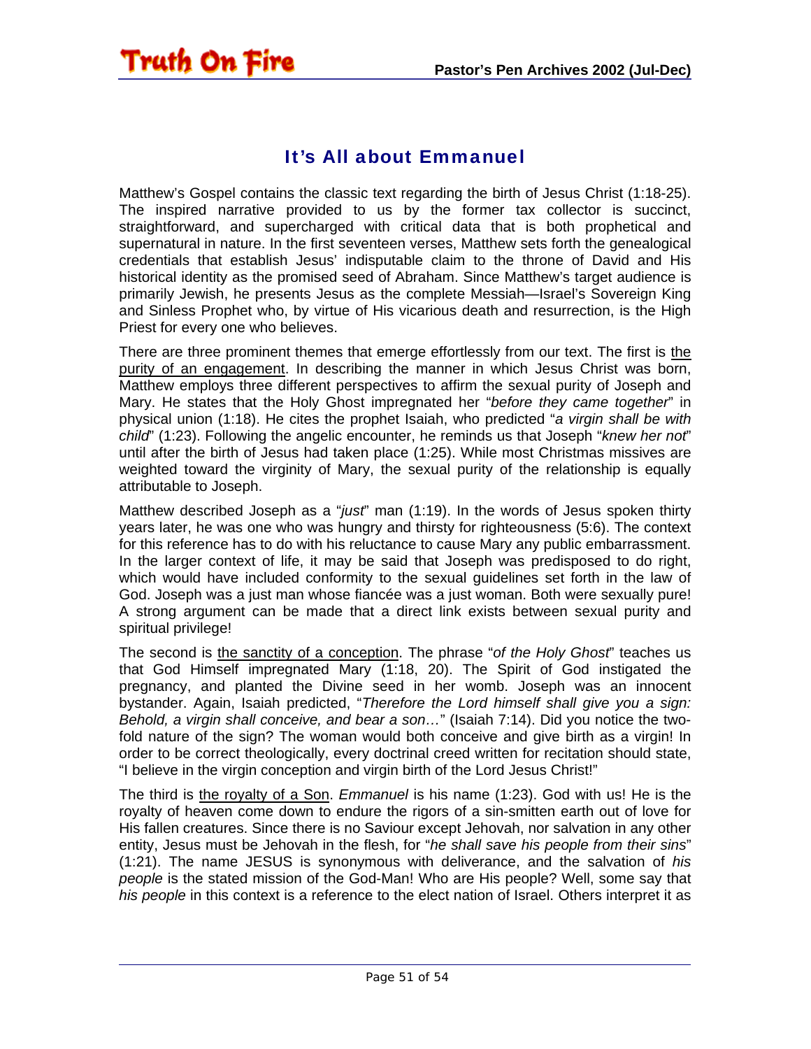## It's All about Emmanuel

Matthew's Gospel contains the classic text regarding the birth of Jesus Christ (1:18-25). The inspired narrative provided to us by the former tax collector is succinct, straightforward, and supercharged with critical data that is both prophetical and supernatural in nature. In the first seventeen verses, Matthew sets forth the genealogical credentials that establish Jesus' indisputable claim to the throne of David and His historical identity as the promised seed of Abraham. Since Matthew's target audience is primarily Jewish, he presents Jesus as the complete Messiah—Israel's Sovereign King and Sinless Prophet who, by virtue of His vicarious death and resurrection, is the High Priest for every one who believes.

There are three prominent themes that emerge effortlessly from our text. The first is <u>the purity of an engagement</u>. In describing the manner in which Jesus Christ was born, Matthew employs three different perspectives to affirm the sexual purity of Joseph and Mary. He states that the Holy Ghost impregnated her "*before they came together*" in physical union (1:18). He cites the prophet Isaiah, who predicted "*a virgin shall be with child*" (1:23). Following the angelic encounter, he reminds us that Joseph "*knew her not*" until after the birth of Jesus had taken place (1:25). While most Christmas missives are weighted toward the virginity of Mary, the sexual purity of the relationship is equally attributable to Joseph.

Matthew described Joseph as a "*just*" man (1:19). In the words of Jesus spoken thirty years later, he was one who was hungry and thirsty for righteousness (5:6). The context for this reference has to do with his reluctance to cause Mary any public embarrassment. In the larger context of life, it may be said that Joseph was predisposed to do right, which would have included conformity to the sexual guidelines set forth in the law of God. Joseph was a just man whose fiancée was a just woman. Both were sexually pure! A strong argument can be made that a direct link exists between sexual purity and spiritual privilege!

The second is <u>the sanctity of a conception</u>. The phrase "*of the Holy Ghost*" teaches us that God Himself impregnated Mary (1:18, 20). The Spirit of God instigated the pregnancy, and planted the Divine seed in her womb. Joseph was an innocent bystander. Again, Isaiah predicted, "*Therefore the Lord himself shall give you a sign: Behold, a virgin shall conceive, and bear a son…*" (Isaiah 7:14). Did you notice the two-fold nature of the sign? The woman would both conceive and give birth as a virgin! In order to be correct theologically, every doctrinal creed written for recitation should state, "I believe in the virgin conception and virgin birth of the Lord Jesus Christ!"

The third is <u>the royalty of a Son</u>. *Emmanuel* is his name (1:23). God with us! He is the royalty of heaven come down to endure the rigors of a sin-smitten earth out of love for His fallen creatures. Since there is no Saviour except Jehovah, nor salvation in any other entity, Jesus must be Jehovah in the flesh, for "*he shall save his people from their sins*" (1:21). The name JESUS is synonymous with deliverance, and the salvation of *his people* is the stated mission of the God-Man! Who are His people? Well, some say that *his people* in this context is a reference to the elect nation of Israel. Others interpret it as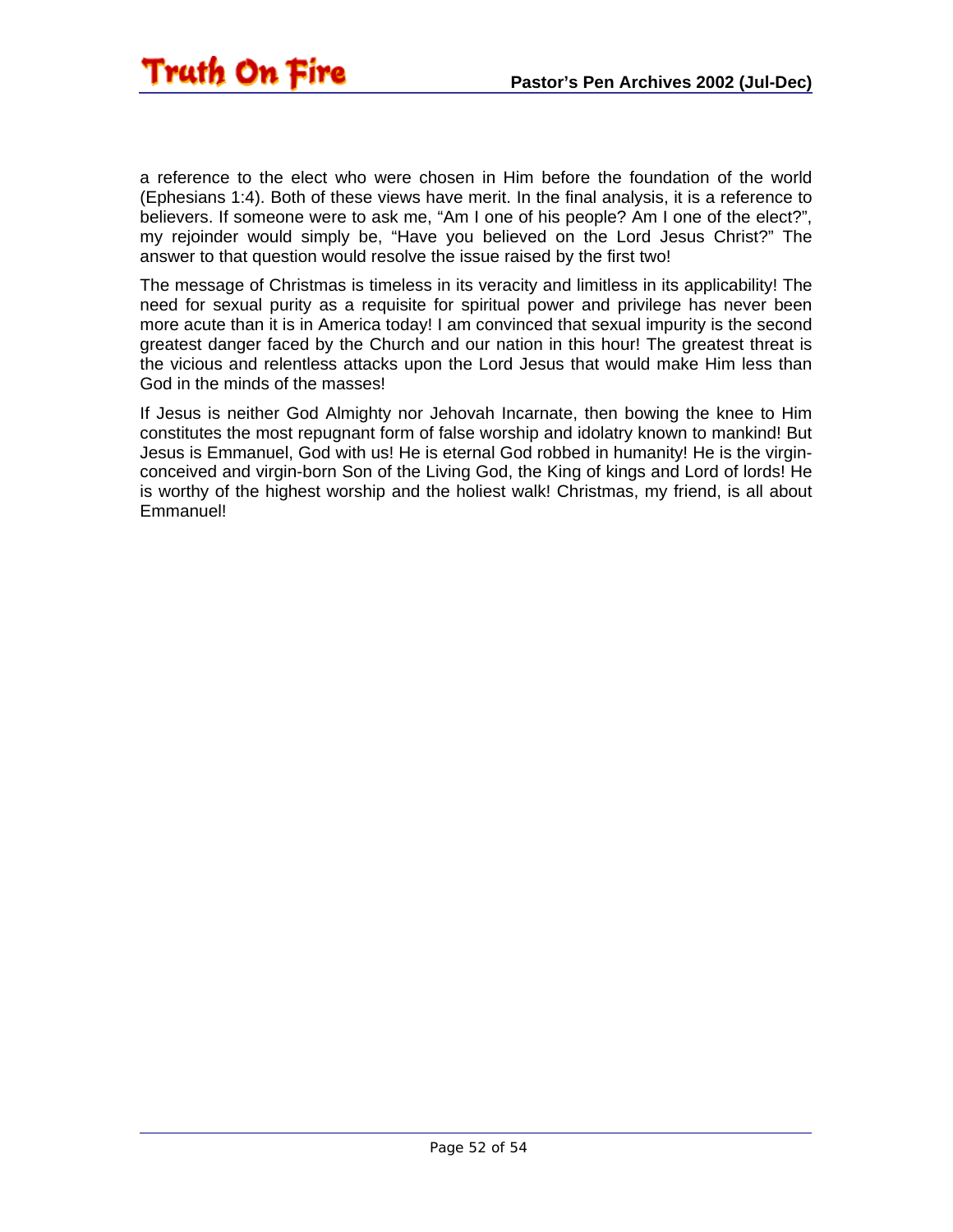a reference to the elect who were chosen in Him before the foundation of the world (Ephesians 1:4). Both of these views have merit. In the final analysis, it is a reference to believers. If someone were to ask me, “Am I one of his people? Am I one of the elect?”, my rejoinder would simply be, “Have you believed on the Lord Jesus Christ?” The answer to that question would resolve the issue raised by the first two!

The message of Christmas is timeless in its veracity and limitless in its applicability! The need for sexual purity as a requisite for spiritual power and privilege has never been more acute than it is in America today! I am convinced that sexual impurity is the second greatest danger faced by the Church and our nation in this hour! The greatest threat is the vicious and relentless attacks upon the Lord Jesus that would make Him less than God in the minds of the masses!

If Jesus is neither God Almighty nor Jehovah Incarnate, then bowing the knee to Him constitutes the most repugnant form of false worship and idolatry known to mankind! But Jesus is Emmanuel, God with us! He is eternal God robbed in humanity! He is the virgin-conceived and virgin-born Son of the Living God, the King of kings and Lord of lords! He is worthy of the highest worship and the holiest walk! Christmas, my friend, is all about Emmanuel!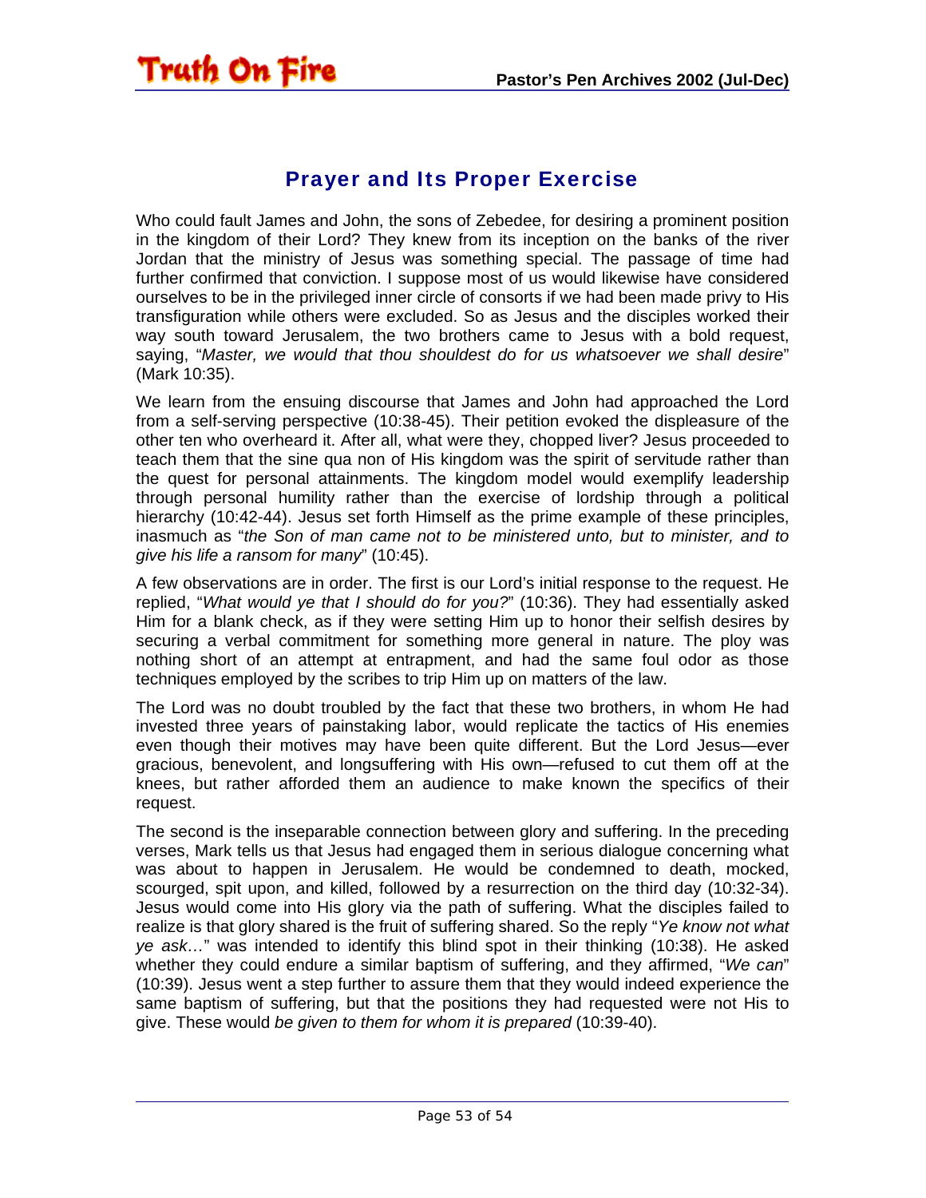## Prayer and Its Proper Exercise

Who could fault James and John, the sons of Zebedee, for desiring a prominent position in the kingdom of their Lord? They knew from its inception on the banks of the river Jordan that the ministry of Jesus was something special. The passage of time had further confirmed that conviction. I suppose most of us would likewise have considered ourselves to be in the privileged inner circle of consorts if we had been made privy to His transfiguration while others were excluded. So as Jesus and the disciples worked their way south toward Jerusalem, the two brothers came to Jesus with a bold request, saying, "*Master, we would that thou shouldest do for us whatsoever we shall desire*" (Mark 10:35).

We learn from the ensuing discourse that James and John had approached the Lord from a self-serving perspective (10:38-45). Their petition evoked the displeasure of the other ten who overheard it. After all, what were they, chopped liver? Jesus proceeded to teach them that the sine qua non of His kingdom was the spirit of servitude rather than the quest for personal attainments. The kingdom model would exemplify leadership through personal humility rather than the exercise of lordship through a political hierarchy (10:42-44). Jesus set forth Himself as the prime example of these principles, inasmuch as "*the Son of man came not to be ministered unto, but to minister, and to give his life a ransom for many*" (10:45).

A few observations are in order. The first is our Lord's initial response to the request. He replied, "*What would ye that I should do for you?*" (10:36). They had essentially asked Him for a blank check, as if they were setting Him up to honor their selfish desires by securing a verbal commitment for something more general in nature. The ploy was nothing short of an attempt at entrapment, and had the same foul odor as those techniques employed by the scribes to trip Him up on matters of the law.

The Lord was no doubt troubled by the fact that these two brothers, in whom He had invested three years of painstaking labor, would replicate the tactics of His enemies even though their motives may have been quite different. But the Lord Jesus—ever gracious, benevolent, and longsuffering with His own—refused to cut them off at the knees, but rather afforded them an audience to make known the specifics of their request.

The second is the inseparable connection between glory and suffering. In the preceding verses, Mark tells us that Jesus had engaged them in serious dialogue concerning what was about to happen in Jerusalem. He would be condemned to death, mocked, scourged, spit upon, and killed, followed by a resurrection on the third day (10:32-34). Jesus would come into His glory via the path of suffering. What the disciples failed to realize is that glory shared is the fruit of suffering shared. So the reply "*Ye know not what ye ask…*" was intended to identify this blind spot in their thinking (10:38). He asked whether they could endure a similar baptism of suffering, and they affirmed, "*We can*" (10:39). Jesus went a step further to assure them that they would indeed experience the same baptism of suffering, but that the positions they had requested were not His to give. These would *be given to them for whom it is prepared* (10:39-40).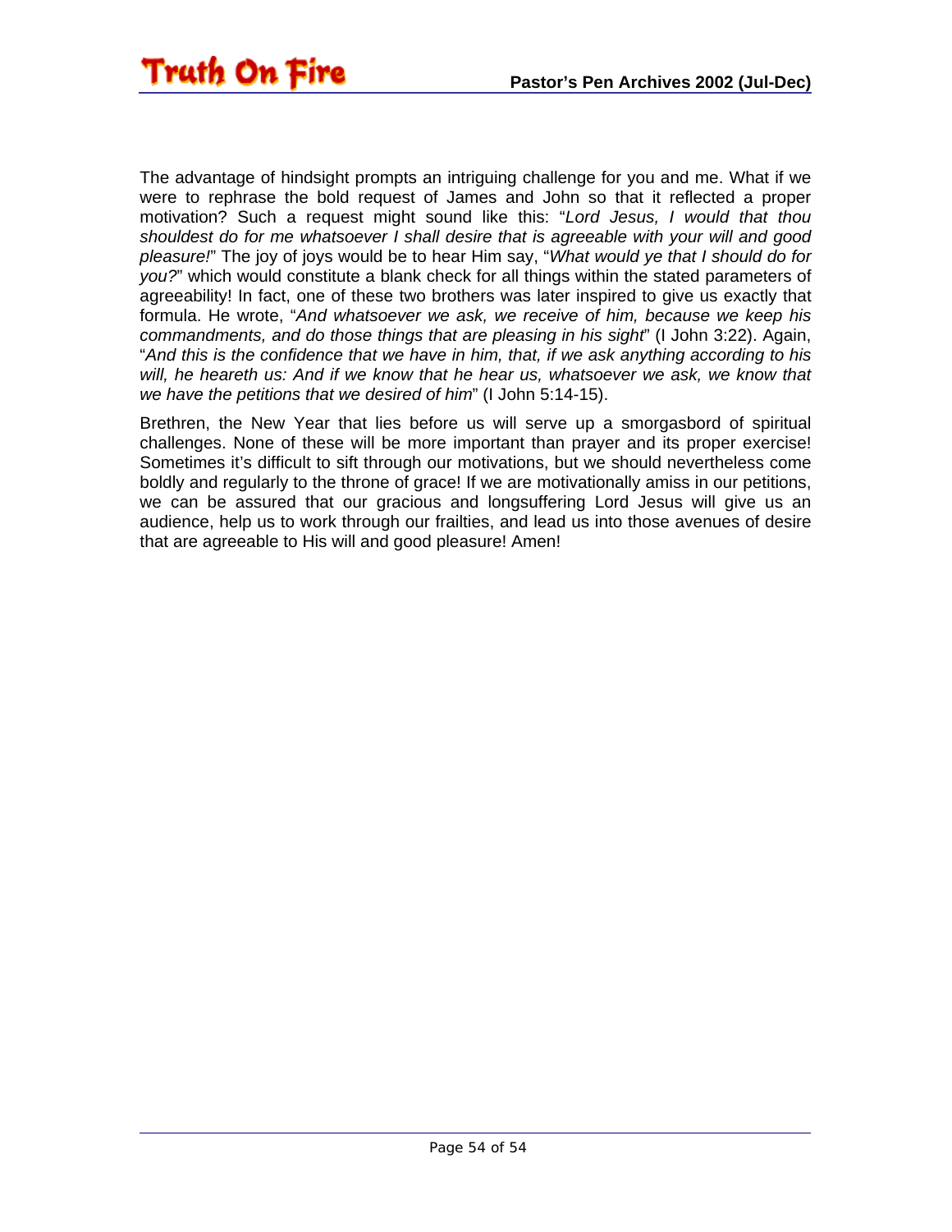The advantage of hindsight prompts an intriguing challenge for you and me. What if we were to rephrase the bold request of James and John so that it reflected a proper motivation? Such a request might sound like this: "*Lord Jesus, I would that thou shouldest do for me whatsoever I shall desire that is agreeable with your will and good pleasure!*" The joy of joys would be to hear Him say, "*What would ye that I should do for you?*" which would constitute a blank check for all things within the stated parameters of agreeability! In fact, one of these two brothers was later inspired to give us exactly that formula. He wrote, "*And whatsoever we ask, we receive of him, because we keep his commandments, and do those things that are pleasing in his sight*" (I John 3:22). Again, "*And this is the confidence that we have in him, that, if we ask anything according to his will, he heareth us: And if we know that he hear us, whatsoever we ask, we know that we have the petitions that we desired of him*" (I John 5:14-15).

Brethren, the New Year that lies before us will serve up a smorgasbord of spiritual challenges. None of these will be more important than prayer and its proper exercise! Sometimes it's difficult to sift through our motivations, but we should nevertheless come boldly and regularly to the throne of grace! If we are motivationally amiss in our petitions, we can be assured that our gracious and longsuffering Lord Jesus will give us an audience, help us to work through our frailties, and lead us into those avenues of desire that are agreeable to His will and good pleasure! Amen!